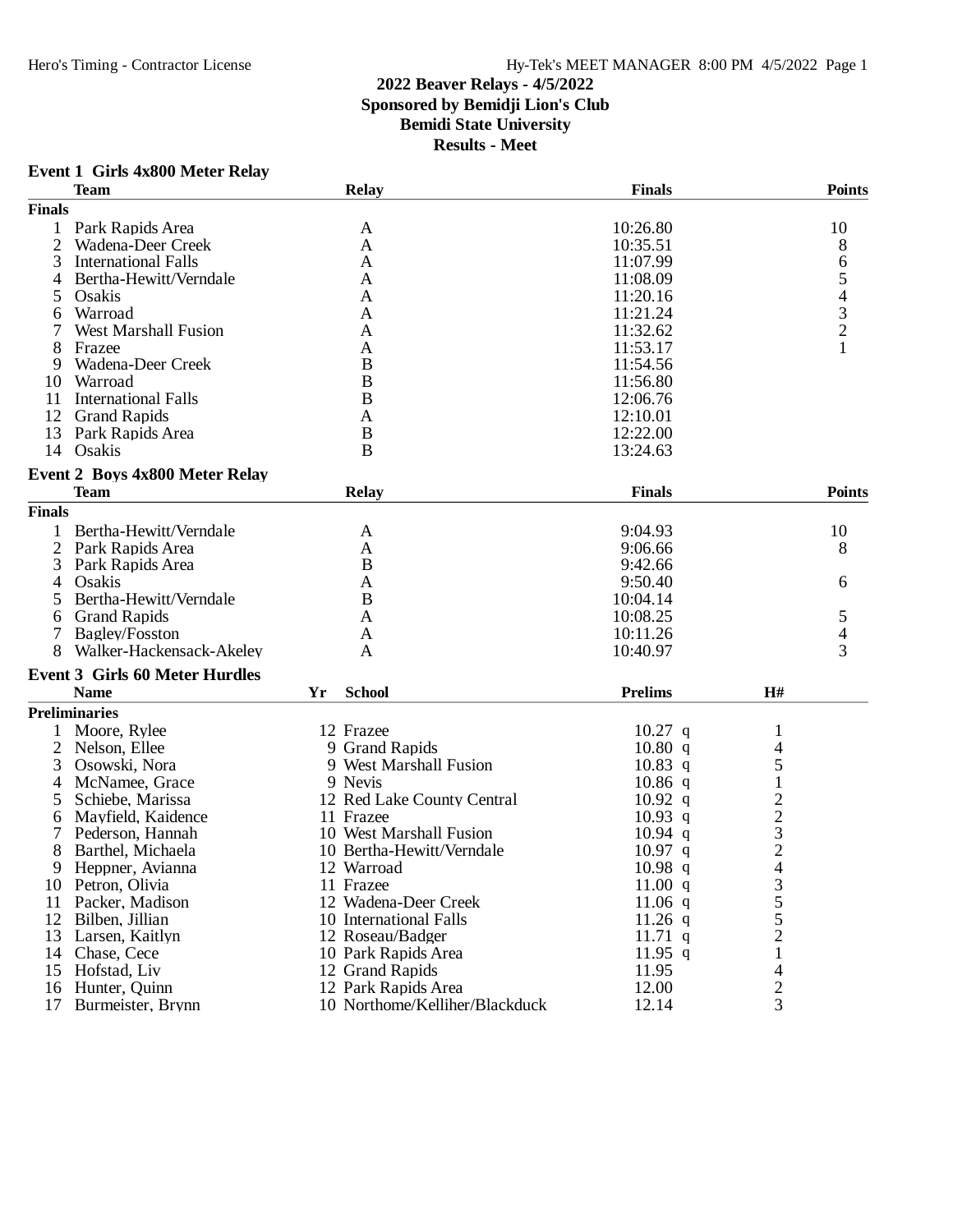# 2022 Beaver Relays - 4/5/2022

## Sponsored by Bemidji Lion's Club

## Bemidi State University

## Results - Meet

### Event 1 Girls 4x800 Meter Relay

| | Team | Relay | Finals | Points |
|---|---|---|---|---|
| **Finals** | | | | |
| 1 | Park Rapids Area | A | 10:26.80 | 10 |
| 2 | Wadena-Deer Creek | A | 10:35.51 | 8 |
| 3 | International Falls | A | 11:07.99 | 6 |
| 4 | Bertha-Hewitt/Verndale | A | 11:08.09 | 5 |
| 5 | Osakis | A | 11:20.16 | 4 |
| 6 | Warroad | A | 11:21.24 | 3 |
| 7 | West Marshall Fusion | A | 11:32.62 | 2 |
| 8 | Frazee | A | 11:53.17 | 1 |
| 9 | Wadena-Deer Creek | B | 11:54.56 | |
| 10 | Warroad | B | 11:56.80 | |
| 11 | International Falls | B | 12:06.76 | |
| 12 | Grand Rapids | A | 12:10.01 | |
| 13 | Park Rapids Area | B | 12:22.00 | |
| 14 | Osakis | B | 13:24.63 | |

### Event 2 Boys 4x800 Meter Relay

| | Team | Relay | Finals | Points |
|---|---|---|---|---|
| **Finals** | | | | |
| 1 | Bertha-Hewitt/Verndale | A | 9:04.93 | 10 |
| 2 | Park Rapids Area | A | 9:06.66 | 8 |
| 3 | Park Rapids Area | B | 9:42.66 | |
| 4 | Osakis | A | 9:50.40 | 6 |
| 5 | Bertha-Hewitt/Verndale | B | 10:04.14 | |
| 6 | Grand Rapids | A | 10:08.25 | 5 |
| 7 | Bagley/Fosston | A | 10:11.26 | 4 |
| 8 | Walker-Hackensack-Akeley | A | 10:40.97 | 3 |

### Event 3 Girls 60 Meter Hurdles

| | Name | Yr | School | Prelims | H# |
|---|---|---|---|---|---|
| **Preliminaries** | | | | | |
| 1 | Moore, Rylee | 12 | Frazee | 10.27 q | 1 |
| 2 | Nelson, Ellee | 9 | Grand Rapids | 10.80 q | 4 |
| 3 | Osowski, Nora | 9 | West Marshall Fusion | 10.83 q | 5 |
| 4 | McNamee, Grace | 9 | Nevis | 10.86 q | 1 |
| 5 | Schiebe, Marissa | 12 | Red Lake County Central | 10.92 q | 2 |
| 6 | Mayfield, Kaidence | 11 | Frazee | 10.93 q | 2 |
| 7 | Pederson, Hannah | 10 | West Marshall Fusion | 10.94 q | 3 |
| 8 | Barthel, Michaela | 10 | Bertha-Hewitt/Verndale | 10.97 q | 2 |
| 9 | Heppner, Avianna | 12 | Warroad | 10.98 q | 4 |
| 10 | Petron, Olivia | 11 | Frazee | 11.00 q | 3 |
| 11 | Packer, Madison | 12 | Wadena-Deer Creek | 11.06 q | 5 |
| 12 | Bilben, Jillian | 10 | International Falls | 11.26 q | 5 |
| 13 | Larsen, Kaitlyn | 12 | Roseau/Badger | 11.71 q | 2 |
| 14 | Chase, Cece | 10 | Park Rapids Area | 11.95 q | 1 |
| 15 | Hofstad, Liv | 12 | Grand Rapids | 11.95 | 4 |
| 16 | Hunter, Quinn | 12 | Park Rapids Area | 12.00 | 2 |
| 17 | Burmeister, Brynn | 10 | Northome/Kelliher/Blackduck | 12.14 | 3 |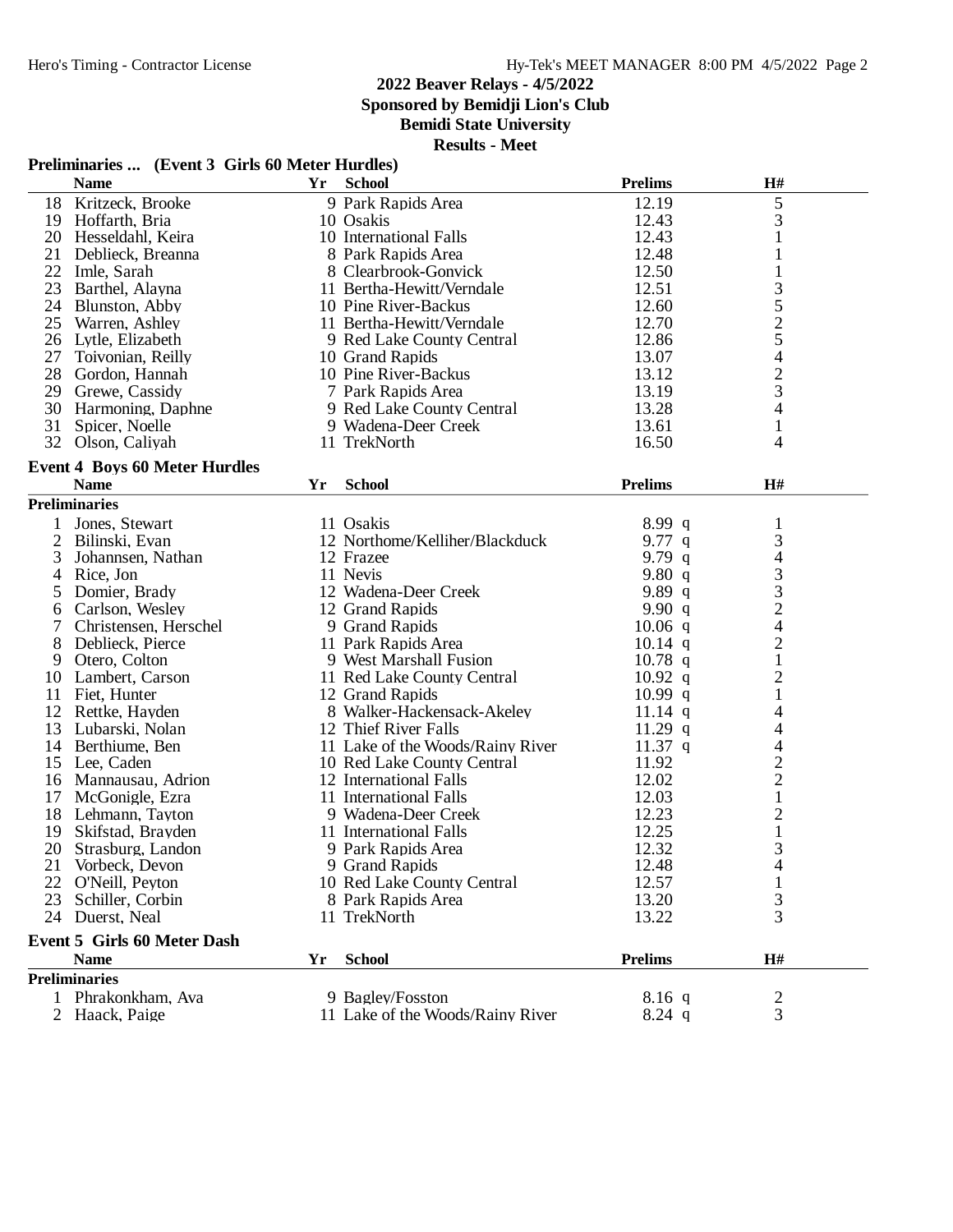# 2022 Beaver Relays - 4/5/2022

**Sponsored by Bemidji Lion's Club**

**Bemidi State University**

**Results - Meet**

## Preliminaries ... (Event 3 Girls 60 Meter Hurdles)

| | Name | Yr | School | Prelims | H# |
|---|---|---|---|---|---|
| 18 | Kritzeck, Brooke | 9 | Park Rapids Area | 12.19 | 5 |
| 19 | Hoffarth, Bria | 10 | Osakis | 12.43 | 3 |
| 20 | Hesseldahl, Keira | 10 | International Falls | 12.43 | 1 |
| 21 | Deblieck, Breanna | 8 | Park Rapids Area | 12.48 | 1 |
| 22 | Imle, Sarah | 8 | Clearbrook-Gonvick | 12.50 | 1 |
| 23 | Barthel, Alayna | 11 | Bertha-Hewitt/Verndale | 12.51 | 3 |
| 24 | Blunston, Abby | 10 | Pine River-Backus | 12.60 | 5 |
| 25 | Warren, Ashley | 11 | Bertha-Hewitt/Verndale | 12.70 | 2 |
| 26 | Lytle, Elizabeth | 9 | Red Lake County Central | 12.86 | 5 |
| 27 | Toivonian, Reilly | 10 | Grand Rapids | 13.07 | 4 |
| 28 | Gordon, Hannah | 10 | Pine River-Backus | 13.12 | 2 |
| 29 | Grewe, Cassidy | 7 | Park Rapids Area | 13.19 | 3 |
| 30 | Harmoning, Daphne | 9 | Red Lake County Central | 13.28 | 4 |
| 31 | Spicer, Noelle | 9 | Wadena-Deer Creek | 13.61 | 1 |
| 32 | Olson, Caliyah | 11 | TrekNorth | 16.50 | 4 |

## Event 4 Boys 60 Meter Hurdles

### Preliminaries

| | Name | Yr | School | Prelims | H# |
|---|---|---|---|---|---|
| 1 | Jones, Stewart | 11 | Osakis | 8.99 q | 1 |
| 2 | Bilinski, Evan | 12 | Northome/Kelliher/Blackduck | 9.77 q | 3 |
| 3 | Johannsen, Nathan | 12 | Frazee | 9.79 q | 4 |
| 4 | Rice, Jon | 11 | Nevis | 9.80 q | 3 |
| 5 | Domier, Brady | 12 | Wadena-Deer Creek | 9.89 q | 3 |
| 6 | Carlson, Wesley | 12 | Grand Rapids | 9.90 q | 2 |
| 7 | Christensen, Herschel | 9 | Grand Rapids | 10.06 q | 4 |
| 8 | Deblieck, Pierce | 11 | Park Rapids Area | 10.14 q | 2 |
| 9 | Otero, Colton | 9 | West Marshall Fusion | 10.78 q | 1 |
| 10 | Lambert, Carson | 11 | Red Lake County Central | 10.92 q | 2 |
| 11 | Fiet, Hunter | 12 | Grand Rapids | 10.99 q | 1 |
| 12 | Rettke, Hayden | 8 | Walker-Hackensack-Akeley | 11.14 q | 4 |
| 13 | Lubarski, Nolan | 12 | Thief River Falls | 11.29 q | 4 |
| 14 | Berthiume, Ben | 11 | Lake of the Woods/Rainy River | 11.37 q | 4 |
| 15 | Lee, Caden | 10 | Red Lake County Central | 11.92 | 2 |
| 16 | Mannausau, Adrion | 12 | International Falls | 12.02 | 2 |
| 17 | McGonigle, Ezra | 11 | International Falls | 12.03 | 1 |
| 18 | Lehmann, Tayton | 9 | Wadena-Deer Creek | 12.23 | 2 |
| 19 | Skifstad, Brayden | 11 | International Falls | 12.25 | 1 |
| 20 | Strasburg, Landon | 9 | Park Rapids Area | 12.32 | 3 |
| 21 | Vorbeck, Devon | 9 | Grand Rapids | 12.48 | 4 |
| 22 | O'Neill, Peyton | 10 | Red Lake County Central | 12.57 | 1 |
| 23 | Schiller, Corbin | 8 | Park Rapids Area | 13.20 | 3 |
| 24 | Duerst, Neal | 11 | TrekNorth | 13.22 | 3 |

## Event 5 Girls 60 Meter Dash

### Preliminaries

| | Name | Yr | School | Prelims | H# |
|---|---|---|---|---|---|
| 1 | Phrakonkham, Ava | 9 | Bagley/Fosston | 8.16 q | 2 |
| 2 | Haack, Paige | 11 | Lake of the Woods/Rainy River | 8.24 q | 3 |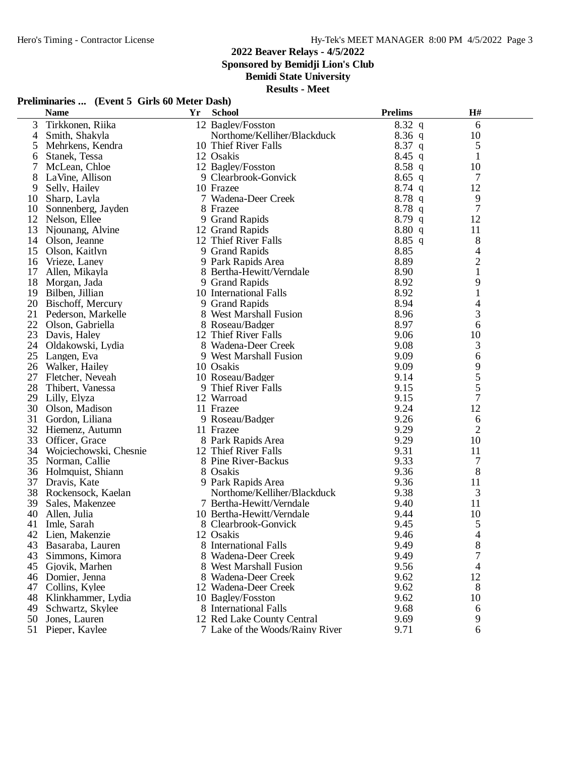## 2022 Beaver Relays - 4/5/2022

**Sponsored by Bemidji Lion's Club**

**Bemidi State University**

**Results - Meet**

### Preliminaries ... (Event 5 Girls 60 Meter Dash)

| | Name | Yr | School | Prelims | | H# |
|---|---|---|---|---|---|---|
| 3 | Tirkkonen, Riika | 12 | Bagley/Fosston | 8.32 | q | 6 |
| 4 | Smith, Shakyla | | Northome/Kelliher/Blackduck | 8.36 | q | 10 |
| 5 | Mehrkens, Kendra | 10 | Thief River Falls | 8.37 | q | 5 |
| 6 | Stanek, Tessa | 12 | Osakis | 8.45 | q | 1 |
| 7 | McLean, Chloe | 12 | Bagley/Fosston | 8.58 | q | 10 |
| 8 | LaVine, Allison | 9 | Clearbrook-Gonvick | 8.65 | q | 7 |
| 9 | Selly, Hailey | 10 | Frazee | 8.74 | q | 12 |
| 10 | Sharp, Layla | 7 | Wadena-Deer Creek | 8.78 | q | 9 |
| 10 | Sonnenberg, Jayden | 8 | Frazee | 8.78 | q | 7 |
| 12 | Nelson, Ellee | 9 | Grand Rapids | 8.79 | q | 12 |
| 13 | Njounang, Alvine | 12 | Grand Rapids | 8.80 | q | 11 |
| 14 | Olson, Jeanne | 12 | Thief River Falls | 8.85 | q | 8 |
| 15 | Olson, Kaitlyn | 9 | Grand Rapids | 8.85 | | 4 |
| 16 | Vrieze, Laney | 9 | Park Rapids Area | 8.89 | | 2 |
| 17 | Allen, Mikayla | 8 | Bertha-Hewitt/Verndale | 8.90 | | 1 |
| 18 | Morgan, Jada | 9 | Grand Rapids | 8.92 | | 9 |
| 19 | Bilben, Jillian | 10 | International Falls | 8.92 | | 1 |
| 20 | Bischoff, Mercury | 9 | Grand Rapids | 8.94 | | 4 |
| 21 | Pederson, Markelle | 8 | West Marshall Fusion | 8.96 | | 3 |
| 22 | Olson, Gabriella | 8 | Roseau/Badger | 8.97 | | 6 |
| 23 | Davis, Haley | 12 | Thief River Falls | 9.06 | | 10 |
| 24 | Oldakowski, Lydia | 8 | Wadena-Deer Creek | 9.08 | | 3 |
| 25 | Langen, Eva | 9 | West Marshall Fusion | 9.09 | | 6 |
| 26 | Walker, Hailey | 10 | Osakis | 9.09 | | 9 |
| 27 | Fletcher, Neveah | 10 | Roseau/Badger | 9.14 | | 5 |
| 28 | Thibert, Vanessa | 9 | Thief River Falls | 9.15 | | 5 |
| 29 | Lilly, Elyza | 12 | Warroad | 9.15 | | 7 |
| 30 | Olson, Madison | 11 | Frazee | 9.24 | | 12 |
| 31 | Gordon, Liliana | 9 | Roseau/Badger | 9.26 | | 6 |
| 32 | Hiemenz, Autumn | 11 | Frazee | 9.29 | | 2 |
| 33 | Officer, Grace | 8 | Park Rapids Area | 9.29 | | 10 |
| 34 | Wojciechowski, Chesnie | 12 | Thief River Falls | 9.31 | | 11 |
| 35 | Norman, Callie | 8 | Pine River-Backus | 9.33 | | 7 |
| 36 | Holmquist, Shiann | 8 | Osakis | 9.36 | | 8 |
| 37 | Dravis, Kate | 9 | Park Rapids Area | 9.36 | | 11 |
| 38 | Rockensock, Kaelan | | Northome/Kelliher/Blackduck | 9.38 | | 3 |
| 39 | Sales, Makenzee | 7 | Bertha-Hewitt/Verndale | 9.40 | | 11 |
| 40 | Allen, Julia | 10 | Bertha-Hewitt/Verndale | 9.44 | | 10 |
| 41 | Imle, Sarah | 8 | Clearbrook-Gonvick | 9.45 | | 5 |
| 42 | Lien, Makenzie | 12 | Osakis | 9.46 | | 4 |
| 43 | Basaraba, Lauren | 8 | International Falls | 9.49 | | 8 |
| 43 | Simmons, Kimora | 8 | Wadena-Deer Creek | 9.49 | | 7 |
| 45 | Gjovik, Marhen | 8 | West Marshall Fusion | 9.56 | | 4 |
| 46 | Domier, Jenna | 8 | Wadena-Deer Creek | 9.62 | | 12 |
| 47 | Collins, Kylee | 12 | Wadena-Deer Creek | 9.62 | | 8 |
| 48 | Klinkhammer, Lydia | 10 | Bagley/Fosston | 9.62 | | 10 |
| 49 | Schwartz, Skylee | 8 | International Falls | 9.68 | | 6 |
| 50 | Jones, Lauren | 12 | Red Lake County Central | 9.69 | | 9 |
| 51 | Pieper, Kaylee | 7 | Lake of the Woods/Rainy River | 9.71 | | 6 |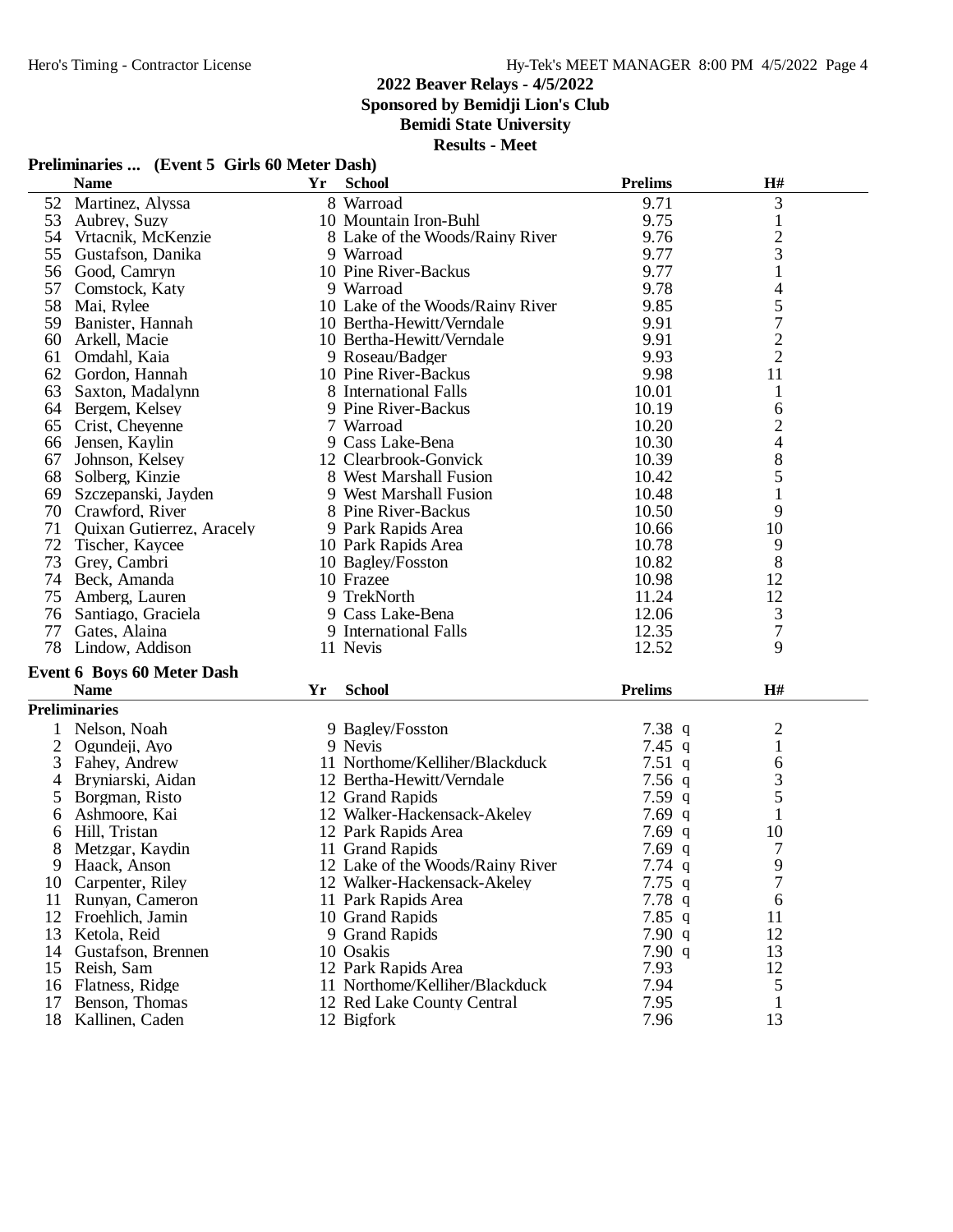## 2022 Beaver Relays - 4/5/2022

**Sponsored by Bemidji Lion's Club**

**Bemidi State University**

**Results - Meet**

### Preliminaries ... (Event 5 Girls 60 Meter Dash)

| | Name | Yr | School | Prelims | H# |
|---|---|---|---|---|---|
| 52 | Martinez, Alyssa | 8 | Warroad | 9.71 | 3 |
| 53 | Aubrey, Suzy | 10 | Mountain Iron-Buhl | 9.75 | 1 |
| 54 | Vrtacnik, McKenzie | 8 | Lake of the Woods/Rainy River | 9.76 | 2 |
| 55 | Gustafson, Danika | 9 | Warroad | 9.77 | 3 |
| 56 | Good, Camryn | 10 | Pine River-Backus | 9.77 | 1 |
| 57 | Comstock, Katy | 9 | Warroad | 9.78 | 4 |
| 58 | Mai, Rylee | 10 | Lake of the Woods/Rainy River | 9.85 | 5 |
| 59 | Banister, Hannah | 10 | Bertha-Hewitt/Verndale | 9.91 | 7 |
| 60 | Arkell, Macie | 10 | Bertha-Hewitt/Verndale | 9.91 | 2 |
| 61 | Omdahl, Kaia | 9 | Roseau/Badger | 9.93 | 2 |
| 62 | Gordon, Hannah | 10 | Pine River-Backus | 9.98 | 11 |
| 63 | Saxton, Madalynn | 8 | International Falls | 10.01 | 1 |
| 64 | Bergem, Kelsey | 9 | Pine River-Backus | 10.19 | 6 |
| 65 | Crist, Cheyenne | 7 | Warroad | 10.20 | 2 |
| 66 | Jensen, Kaylin | 9 | Cass Lake-Bena | 10.30 | 4 |
| 67 | Johnson, Kelsey | 12 | Clearbrook-Gonvick | 10.39 | 8 |
| 68 | Solberg, Kinzie | 8 | West Marshall Fusion | 10.42 | 5 |
| 69 | Szczepanski, Jayden | 9 | West Marshall Fusion | 10.48 | 1 |
| 70 | Crawford, River | 8 | Pine River-Backus | 10.50 | 9 |
| 71 | Quixan Gutierrez, Aracely | 9 | Park Rapids Area | 10.66 | 10 |
| 72 | Tischer, Kaycee | 10 | Park Rapids Area | 10.78 | 9 |
| 73 | Grey, Cambri | 10 | Bagley/Fosston | 10.82 | 8 |
| 74 | Beck, Amanda | 10 | Frazee | 10.98 | 12 |
| 75 | Amberg, Lauren | 9 | TrekNorth | 11.24 | 12 |
| 76 | Santiago, Graciela | 9 | Cass Lake-Bena | 12.06 | 3 |
| 77 | Gates, Alaina | 9 | International Falls | 12.35 | 7 |
| 78 | Lindow, Addison | 11 | Nevis | 12.52 | 9 |

### Event 6 Boys 60 Meter Dash

**Preliminaries**

| | Name | Yr | School | Prelims | H# |
|---|---|---|---|---|---|
| 1 | Nelson, Noah | 9 | Bagley/Fosston | 7.38 q | 2 |
| 2 | Ogundeji, Ayo | 9 | Nevis | 7.45 q | 1 |
| 3 | Fahey, Andrew | 11 | Northome/Kelliher/Blackduck | 7.51 q | 6 |
| 4 | Bryniarski, Aidan | 12 | Bertha-Hewitt/Verndale | 7.56 q | 3 |
| 5 | Borgman, Risto | 12 | Grand Rapids | 7.59 q | 5 |
| 6 | Ashmoore, Kai | 12 | Walker-Hackensack-Akeley | 7.69 q | 1 |
| 6 | Hill, Tristan | 12 | Park Rapids Area | 7.69 q | 10 |
| 8 | Metzgar, Kaydin | 11 | Grand Rapids | 7.69 q | 7 |
| 9 | Haack, Anson | 12 | Lake of the Woods/Rainy River | 7.74 q | 9 |
| 10 | Carpenter, Riley | 12 | Walker-Hackensack-Akeley | 7.75 q | 7 |
| 11 | Runyan, Cameron | 11 | Park Rapids Area | 7.78 q | 6 |
| 12 | Froehlich, Jamin | 10 | Grand Rapids | 7.85 q | 11 |
| 13 | Ketola, Reid | 9 | Grand Rapids | 7.90 q | 12 |
| 14 | Gustafson, Brennen | 10 | Osakis | 7.90 q | 13 |
| 15 | Reish, Sam | 12 | Park Rapids Area | 7.93 | 12 |
| 16 | Flatness, Ridge | 11 | Northome/Kelliher/Blackduck | 7.94 | 5 |
| 17 | Benson, Thomas | 12 | Red Lake County Central | 7.95 | 1 |
| 18 | Kallinen, Caden | 12 | Bigfork | 7.96 | 13 |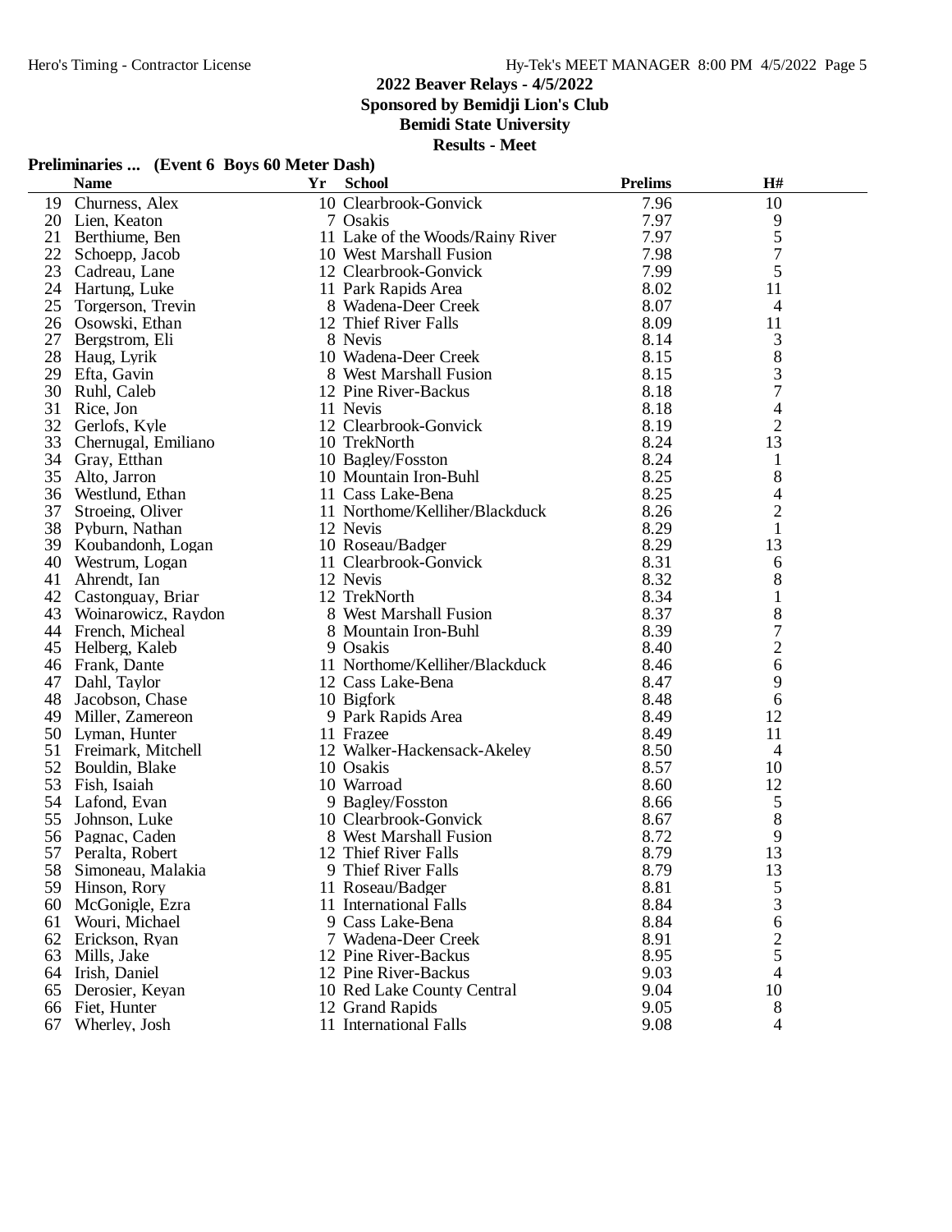## 2022 Beaver Relays - 4/5/2022

**Sponsored by Bemidji Lion's Club**

**Bemidi State University**

**Results - Meet**

### Preliminaries ... (Event 6 Boys 60 Meter Dash)

| | Name | Yr | School | Prelims | H# |
|---|---|---|---|---|---|
| 19 | Churness, Alex | 10 | Clearbrook-Gonvick | 7.96 | 10 |
| 20 | Lien, Keaton | 7 | Osakis | 7.97 | 9 |
| 21 | Berthiume, Ben | 11 | Lake of the Woods/Rainy River | 7.97 | 5 |
| 22 | Schoepp, Jacob | 10 | West Marshall Fusion | 7.98 | 7 |
| 23 | Cadreau, Lane | 12 | Clearbrook-Gonvick | 7.99 | 5 |
| 24 | Hartung, Luke | 11 | Park Rapids Area | 8.02 | 11 |
| 25 | Torgerson, Trevin | 8 | Wadena-Deer Creek | 8.07 | 4 |
| 26 | Osowski, Ethan | 12 | Thief River Falls | 8.09 | 11 |
| 27 | Bergstrom, Eli | 8 | Nevis | 8.14 | 3 |
| 28 | Haug, Lyrik | 10 | Wadena-Deer Creek | 8.15 | 8 |
| 29 | Efta, Gavin | 8 | West Marshall Fusion | 8.15 | 3 |
| 30 | Ruhl, Caleb | 12 | Pine River-Backus | 8.18 | 7 |
| 31 | Rice, Jon | 11 | Nevis | 8.18 | 4 |
| 32 | Gerlofs, Kyle | 12 | Clearbrook-Gonvick | 8.19 | 2 |
| 33 | Chernugal, Emiliano | 10 | TrekNorth | 8.24 | 13 |
| 34 | Gray, Etthan | 10 | Bagley/Fosston | 8.24 | 1 |
| 35 | Alto, Jarron | 10 | Mountain Iron-Buhl | 8.25 | 8 |
| 36 | Westlund, Ethan | 11 | Cass Lake-Bena | 8.25 | 4 |
| 37 | Stroeing, Oliver | 11 | Northome/Kelliher/Blackduck | 8.26 | 2 |
| 38 | Pyburn, Nathan | 12 | Nevis | 8.29 | 1 |
| 39 | Koubandonh, Logan | 10 | Roseau/Badger | 8.29 | 13 |
| 40 | Westrum, Logan | 11 | Clearbrook-Gonvick | 8.31 | 6 |
| 41 | Ahrendt, Ian | 12 | Nevis | 8.32 | 8 |
| 42 | Castonguay, Briar | 12 | TrekNorth | 8.34 | 1 |
| 43 | Woinarowicz, Raydon | 8 | West Marshall Fusion | 8.37 | 8 |
| 44 | French, Micheal | 8 | Mountain Iron-Buhl | 8.39 | 7 |
| 45 | Helberg, Kaleb | 9 | Osakis | 8.40 | 2 |
| 46 | Frank, Dante | 11 | Northome/Kelliher/Blackduck | 8.46 | 6 |
| 47 | Dahl, Taylor | 12 | Cass Lake-Bena | 8.47 | 9 |
| 48 | Jacobson, Chase | 10 | Bigfork | 8.48 | 6 |
| 49 | Miller, Zamereon | 9 | Park Rapids Area | 8.49 | 12 |
| 50 | Lyman, Hunter | 11 | Frazee | 8.49 | 11 |
| 51 | Freimark, Mitchell | 12 | Walker-Hackensack-Akeley | 8.50 | 4 |
| 52 | Bouldin, Blake | 10 | Osakis | 8.57 | 10 |
| 53 | Fish, Isaiah | 10 | Warroad | 8.60 | 12 |
| 54 | Lafond, Evan | 9 | Bagley/Fosston | 8.66 | 5 |
| 55 | Johnson, Luke | 10 | Clearbrook-Gonvick | 8.67 | 8 |
| 56 | Pagnac, Caden | 8 | West Marshall Fusion | 8.72 | 9 |
| 57 | Peralta, Robert | 12 | Thief River Falls | 8.79 | 13 |
| 58 | Simoneau, Malakia | 9 | Thief River Falls | 8.79 | 13 |
| 59 | Hinson, Rory | 11 | Roseau/Badger | 8.81 | 5 |
| 60 | McGonigle, Ezra | 11 | International Falls | 8.84 | 3 |
| 61 | Wouri, Michael | 9 | Cass Lake-Bena | 8.84 | 6 |
| 62 | Erickson, Ryan | 7 | Wadena-Deer Creek | 8.91 | 2 |
| 63 | Mills, Jake | 12 | Pine River-Backus | 8.95 | 5 |
| 64 | Irish, Daniel | 12 | Pine River-Backus | 9.03 | 4 |
| 65 | Derosier, Keyan | 10 | Red Lake County Central | 9.04 | 10 |
| 66 | Fiet, Hunter | 12 | Grand Rapids | 9.05 | 8 |
| 67 | Wherley, Josh | 11 | International Falls | 9.08 | 4 |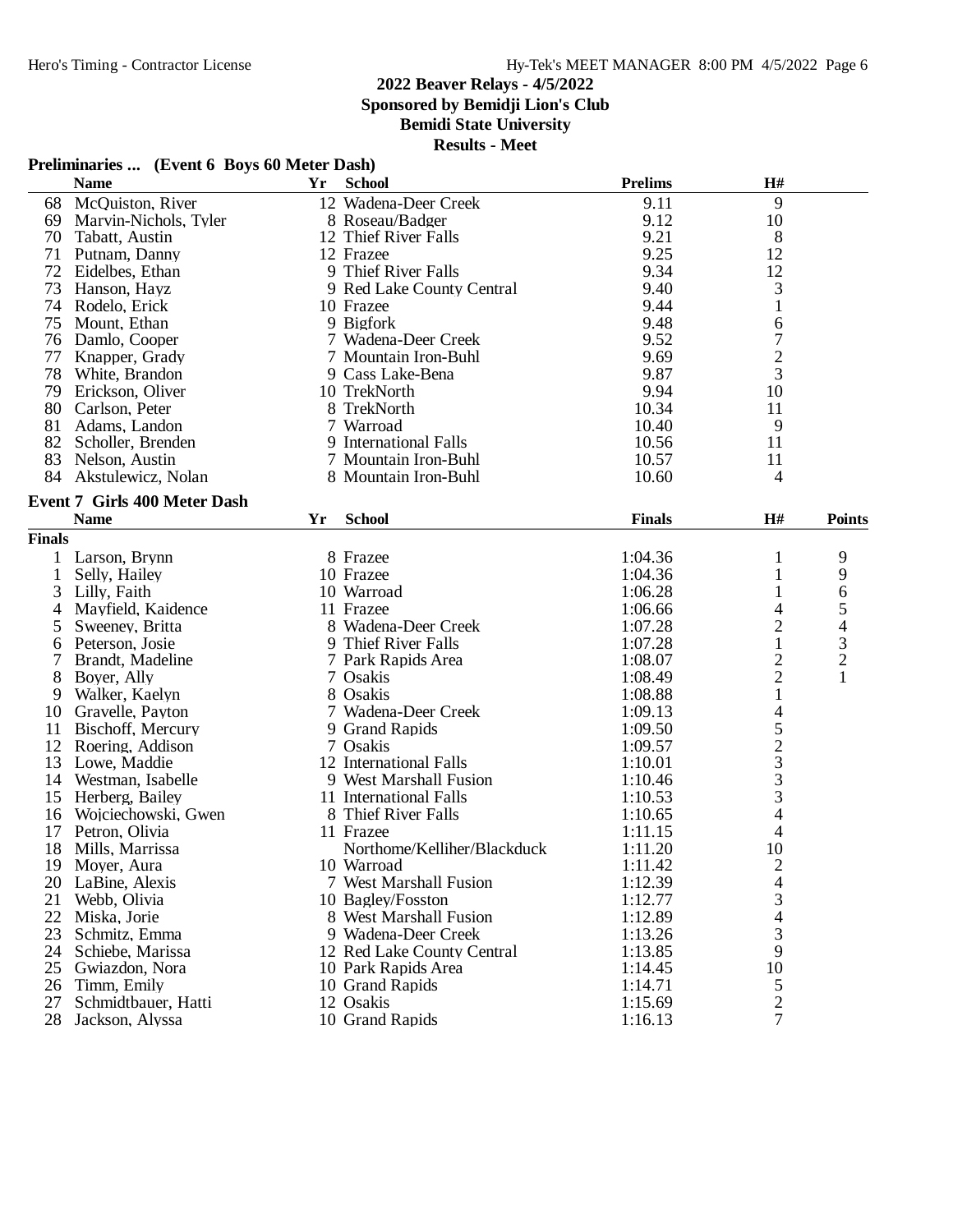## 2022 Beaver Relays - 4/5/2022
### Sponsored by Bemidji Lion's Club
### Bemidi State University
### Results - Meet

**Preliminaries ... (Event 6 Boys 60 Meter Dash)**

| | Name | Yr | School | Prelims | H# |
|---|---|---|---|---|---|
| 68 | McQuiston, River | 12 | Wadena-Deer Creek | 9.11 | 9 |
| 69 | Marvin-Nichols, Tyler | 8 | Roseau/Badger | 9.12 | 10 |
| 70 | Tabatt, Austin | 12 | Thief River Falls | 9.21 | 8 |
| 71 | Putnam, Danny | 12 | Frazee | 9.25 | 12 |
| 72 | Eidelbes, Ethan | 9 | Thief River Falls | 9.34 | 12 |
| 73 | Hanson, Hayz | 9 | Red Lake County Central | 9.40 | 3 |
| 74 | Rodelo, Erick | 10 | Frazee | 9.44 | 1 |
| 75 | Mount, Ethan | 9 | Bigfork | 9.48 | 6 |
| 76 | Damlo, Cooper | 7 | Wadena-Deer Creek | 9.52 | 7 |
| 77 | Knapper, Grady | 7 | Mountain Iron-Buhl | 9.69 | 2 |
| 78 | White, Brandon | 9 | Cass Lake-Bena | 9.87 | 3 |
| 79 | Erickson, Oliver | 10 | TrekNorth | 9.94 | 10 |
| 80 | Carlson, Peter | 8 | TrekNorth | 10.34 | 11 |
| 81 | Adams, Landon | 7 | Warroad | 10.40 | 9 |
| 82 | Scholler, Brenden | 9 | International Falls | 10.56 | 11 |
| 83 | Nelson, Austin | 7 | Mountain Iron-Buhl | 10.57 | 11 |
| 84 | Akstulewicz, Nolan | 8 | Mountain Iron-Buhl | 10.60 | 4 |

**Event 7 Girls 400 Meter Dash**

| | Name | Yr | School | Finals | H# | Points |
|---|---|---|---|---|---|---|
| **Finals** | | | | | | |
| 1 | Larson, Brynn | 8 | Frazee | 1:04.36 | 1 | 9 |
| 1 | Selly, Hailey | 10 | Frazee | 1:04.36 | 1 | 9 |
| 3 | Lilly, Faith | 10 | Warroad | 1:06.28 | 1 | 6 |
| 4 | Mayfield, Kaidence | 11 | Frazee | 1:06.66 | 4 | 5 |
| 5 | Sweeney, Britta | 8 | Wadena-Deer Creek | 1:07.28 | 2 | 4 |
| 6 | Peterson, Josie | 9 | Thief River Falls | 1:07.28 | 1 | 3 |
| 7 | Brandt, Madeline | 7 | Park Rapids Area | 1:08.07 | 2 | 2 |
| 8 | Boyer, Ally | 7 | Osakis | 1:08.49 | 2 | 1 |
| 9 | Walker, Kaelyn | 8 | Osakis | 1:08.88 | 1 | |
| 10 | Gravelle, Payton | 7 | Wadena-Deer Creek | 1:09.13 | 4 | |
| 11 | Bischoff, Mercury | 9 | Grand Rapids | 1:09.50 | 5 | |
| 12 | Roering, Addison | 7 | Osakis | 1:09.57 | 2 | |
| 13 | Lowe, Maddie | 12 | International Falls | 1:10.01 | 3 | |
| 14 | Westman, Isabelle | 9 | West Marshall Fusion | 1:10.46 | 3 | |
| 15 | Herberg, Bailey | 11 | International Falls | 1:10.53 | 3 | |
| 16 | Wojciechowski, Gwen | 8 | Thief River Falls | 1:10.65 | 4 | |
| 17 | Petron, Olivia | 11 | Frazee | 1:11.15 | 4 | |
| 18 | Mills, Marrissa | | Northome/Kelliher/Blackduck | 1:11.20 | 10 | |
| 19 | Moyer, Aura | 10 | Warroad | 1:11.42 | 2 | |
| 20 | LaBine, Alexis | 7 | West Marshall Fusion | 1:12.39 | 4 | |
| 21 | Webb, Olivia | 10 | Bagley/Fosston | 1:12.77 | 3 | |
| 22 | Miska, Jorie | 8 | West Marshall Fusion | 1:12.89 | 4 | |
| 23 | Schmitz, Emma | 9 | Wadena-Deer Creek | 1:13.26 | 3 | |
| 24 | Schiebe, Marissa | 12 | Red Lake County Central | 1:13.85 | 9 | |
| 25 | Gwiazdon, Nora | 10 | Park Rapids Area | 1:14.45 | 10 | |
| 26 | Timm, Emily | 10 | Grand Rapids | 1:14.71 | 5 | |
| 27 | Schmidtbauer, Hatti | 12 | Osakis | 1:15.69 | 2 | |
| 28 | Jackson, Alyssa | 10 | Grand Rapids | 1:16.13 | 7 | |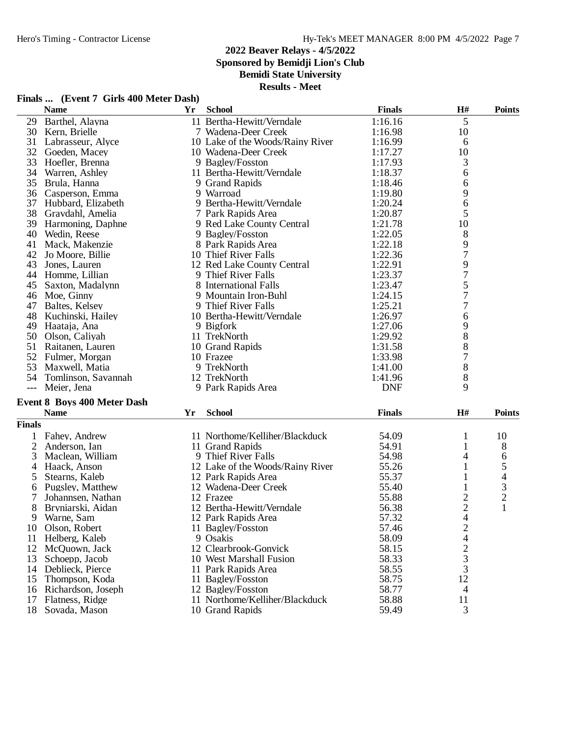## 2022 Beaver Relays - 4/5/2022
**Sponsored by Bemidji Lion's Club**
**Bemidi State University**
**Results - Meet**

### Finals ... (Event 7 Girls 400 Meter Dash)

| | Name | Yr | School | Finals | H# | Points |
|---|---|---|---|---|---|---|
| 29 | Barthel, Alayna | 11 | Bertha-Hewitt/Verndale | 1:16.16 | 5 | |
| 30 | Kern, Brielle | 7 | Wadena-Deer Creek | 1:16.98 | 10 | |
| 31 | Labrasseur, Alyce | 10 | Lake of the Woods/Rainy River | 1:16.99 | 6 | |
| 32 | Goeden, Macey | 10 | Wadena-Deer Creek | 1:17.27 | 10 | |
| 33 | Hoefler, Brenna | 9 | Bagley/Fosston | 1:17.93 | 3 | |
| 34 | Warren, Ashley | 11 | Bertha-Hewitt/Verndale | 1:18.37 | 6 | |
| 35 | Brula, Hanna | 9 | Grand Rapids | 1:18.46 | 6 | |
| 36 | Casperson, Emma | 9 | Warroad | 1:19.80 | 9 | |
| 37 | Hubbard, Elizabeth | 9 | Bertha-Hewitt/Verndale | 1:20.24 | 6 | |
| 38 | Graydahl, Amelia | 7 | Park Rapids Area | 1:20.87 | 5 | |
| 39 | Harmoning, Daphne | 9 | Red Lake County Central | 1:21.78 | 10 | |
| 40 | Wedin, Reese | 9 | Bagley/Fosston | 1:22.05 | 8 | |
| 41 | Mack, Makenzie | 8 | Park Rapids Area | 1:22.18 | 9 | |
| 42 | Jo Moore, Billie | 10 | Thief River Falls | 1:22.36 | 7 | |
| 43 | Jones, Lauren | 12 | Red Lake County Central | 1:22.91 | 9 | |
| 44 | Homme, Lillian | 9 | Thief River Falls | 1:23.37 | 7 | |
| 45 | Saxton, Madalynn | 8 | International Falls | 1:23.47 | 5 | |
| 46 | Moe, Ginny | 9 | Mountain Iron-Buhl | 1:24.15 | 7 | |
| 47 | Baltes, Kelsey | 9 | Thief River Falls | 1:25.21 | 7 | |
| 48 | Kuchinski, Hailey | 10 | Bertha-Hewitt/Verndale | 1:26.97 | 6 | |
| 49 | Haataja, Ana | 9 | Bigfork | 1:27.06 | 9 | |
| 50 | Olson, Caliyah | 11 | TrekNorth | 1:29.92 | 8 | |
| 51 | Raitanen, Lauren | 10 | Grand Rapids | 1:31.58 | 8 | |
| 52 | Fulmer, Morgan | 10 | Frazee | 1:33.98 | 7 | |
| 53 | Maxwell, Matia | 9 | TrekNorth | 1:41.00 | 8 | |
| 54 | Tomlinson, Savannah | 12 | TrekNorth | 1:41.96 | 8 | |
| --- | Meier, Jena | 9 | Park Rapids Area | DNF | 9 | |

### Event 8 Boys 400 Meter Dash

**Finals**

| | Name | Yr | School | Finals | H# | Points |
|---|---|---|---|---|---|---|
| 1 | Fahey, Andrew | 11 | Northome/Kelliher/Blackduck | 54.09 | 1 | 10 |
| 2 | Anderson, Ian | 11 | Grand Rapids | 54.91 | 1 | 8 |
| 3 | Maclean, William | 9 | Thief River Falls | 54.98 | 4 | 6 |
| 4 | Haack, Anson | 12 | Lake of the Woods/Rainy River | 55.26 | 1 | 5 |
| 5 | Stearns, Kaleb | 12 | Park Rapids Area | 55.37 | 1 | 4 |
| 6 | Pugsley, Matthew | 12 | Wadena-Deer Creek | 55.40 | 1 | 3 |
| 7 | Johannsen, Nathan | 12 | Frazee | 55.88 | 2 | 2 |
| 8 | Bryniarski, Aidan | 12 | Bertha-Hewitt/Verndale | 56.38 | 2 | 1 |
| 9 | Warne, Sam | 12 | Park Rapids Area | 57.32 | 4 | |
| 10 | Olson, Robert | 11 | Bagley/Fosston | 57.46 | 2 | |
| 11 | Helberg, Kaleb | 9 | Osakis | 58.09 | 4 | |
| 12 | McQuown, Jack | 12 | Clearbrook-Gonvick | 58.15 | 2 | |
| 13 | Schoepp, Jacob | 10 | West Marshall Fusion | 58.33 | 3 | |
| 14 | Deblieck, Pierce | 11 | Park Rapids Area | 58.55 | 3 | |
| 15 | Thompson, Koda | 11 | Bagley/Fosston | 58.75 | 12 | |
| 16 | Richardson, Joseph | 12 | Bagley/Fosston | 58.77 | 4 | |
| 17 | Flatness, Ridge | 11 | Northome/Kelliher/Blackduck | 58.88 | 11 | |
| 18 | Sovada, Mason | 10 | Grand Rapids | 59.49 | 3 | |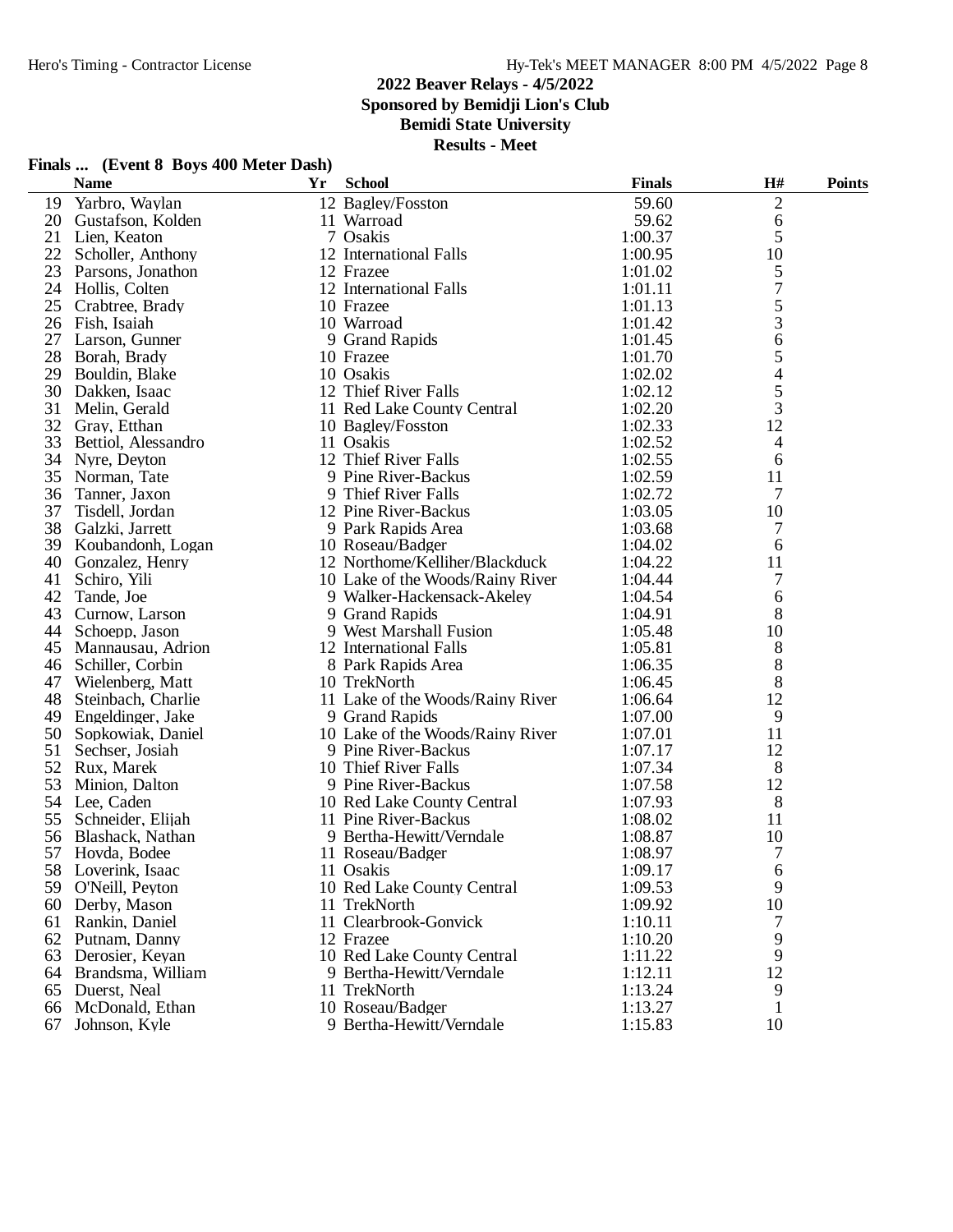## 2022 Beaver Relays - 4/5/2022

**Sponsored by Bemidji Lion's Club**

**Bemidi State University**

**Results - Meet**

### Finals ... (Event 8 Boys 400 Meter Dash)

| | Name | Yr | School | Finals | H# | Points |
|---|---|---|---|---|---|---|
| 19 | Yarbro, Waylan | 12 | Bagley/Fosston | 59.60 | 2 | |
| 20 | Gustafson, Kolden | 11 | Warroad | 59.62 | 6 | |
| 21 | Lien, Keaton | 7 | Osakis | 1:00.37 | 5 | |
| 22 | Scholler, Anthony | 12 | International Falls | 1:00.95 | 10 | |
| 23 | Parsons, Jonathon | 12 | Frazee | 1:01.02 | 5 | |
| 24 | Hollis, Colten | 12 | International Falls | 1:01.11 | 7 | |
| 25 | Crabtree, Brady | 10 | Frazee | 1:01.13 | 5 | |
| 26 | Fish, Isaiah | 10 | Warroad | 1:01.42 | 3 | |
| 27 | Larson, Gunner | 9 | Grand Rapids | 1:01.45 | 6 | |
| 28 | Borah, Brady | 10 | Frazee | 1:01.70 | 5 | |
| 29 | Bouldin, Blake | 10 | Osakis | 1:02.02 | 4 | |
| 30 | Dakken, Isaac | 12 | Thief River Falls | 1:02.12 | 5 | |
| 31 | Melin, Gerald | 11 | Red Lake County Central | 1:02.20 | 3 | |
| 32 | Gray, Etthan | 10 | Bagley/Fosston | 1:02.33 | 12 | |
| 33 | Bettiol, Alessandro | 11 | Osakis | 1:02.52 | 4 | |
| 34 | Nyre, Deyton | 12 | Thief River Falls | 1:02.55 | 6 | |
| 35 | Norman, Tate | 9 | Pine River-Backus | 1:02.59 | 11 | |
| 36 | Tanner, Jaxon | 9 | Thief River Falls | 1:02.72 | 7 | |
| 37 | Tisdell, Jordan | 12 | Pine River-Backus | 1:03.05 | 10 | |
| 38 | Galzki, Jarrett | 9 | Park Rapids Area | 1:03.68 | 7 | |
| 39 | Koubandonh, Logan | 10 | Roseau/Badger | 1:04.02 | 6 | |
| 40 | Gonzalez, Henry | 12 | Northome/Kelliher/Blackduck | 1:04.22 | 11 | |
| 41 | Schiro, Yili | 10 | Lake of the Woods/Rainy River | 1:04.44 | 7 | |
| 42 | Tande, Joe | 9 | Walker-Hackensack-Akeley | 1:04.54 | 6 | |
| 43 | Curnow, Larson | 9 | Grand Rapids | 1:04.91 | 8 | |
| 44 | Schoepp, Jason | 9 | West Marshall Fusion | 1:05.48 | 10 | |
| 45 | Mannausau, Adrion | 12 | International Falls | 1:05.81 | 8 | |
| 46 | Schiller, Corbin | 8 | Park Rapids Area | 1:06.35 | 8 | |
| 47 | Wielenberg, Matt | 10 | TrekNorth | 1:06.45 | 8 | |
| 48 | Steinbach, Charlie | 11 | Lake of the Woods/Rainy River | 1:06.64 | 12 | |
| 49 | Engeldinger, Jake | 9 | Grand Rapids | 1:07.00 | 9 | |
| 50 | Sopkowiak, Daniel | 10 | Lake of the Woods/Rainy River | 1:07.01 | 11 | |
| 51 | Sechser, Josiah | 9 | Pine River-Backus | 1:07.17 | 12 | |
| 52 | Rux, Marek | 10 | Thief River Falls | 1:07.34 | 8 | |
| 53 | Minion, Dalton | 9 | Pine River-Backus | 1:07.58 | 12 | |
| 54 | Lee, Caden | 10 | Red Lake County Central | 1:07.93 | 8 | |
| 55 | Schneider, Elijah | 11 | Pine River-Backus | 1:08.02 | 11 | |
| 56 | Blashack, Nathan | 9 | Bertha-Hewitt/Verndale | 1:08.87 | 10 | |
| 57 | Hovda, Bodee | 11 | Roseau/Badger | 1:08.97 | 7 | |
| 58 | Loverink, Isaac | 11 | Osakis | 1:09.17 | 6 | |
| 59 | O'Neill, Peyton | 10 | Red Lake County Central | 1:09.53 | 9 | |
| 60 | Derby, Mason | 11 | TrekNorth | 1:09.92 | 10 | |
| 61 | Rankin, Daniel | 11 | Clearbrook-Gonvick | 1:10.11 | 7 | |
| 62 | Putnam, Danny | 12 | Frazee | 1:10.20 | 9 | |
| 63 | Derosier, Keyan | 10 | Red Lake County Central | 1:11.22 | 9 | |
| 64 | Brandsma, William | 9 | Bertha-Hewitt/Verndale | 1:12.11 | 12 | |
| 65 | Duerst, Neal | 11 | TrekNorth | 1:13.24 | 9 | |
| 66 | McDonald, Ethan | 10 | Roseau/Badger | 1:13.27 | 1 | |
| 67 | Johnson, Kyle | 9 | Bertha-Hewitt/Verndale | 1:15.83 | 10 | |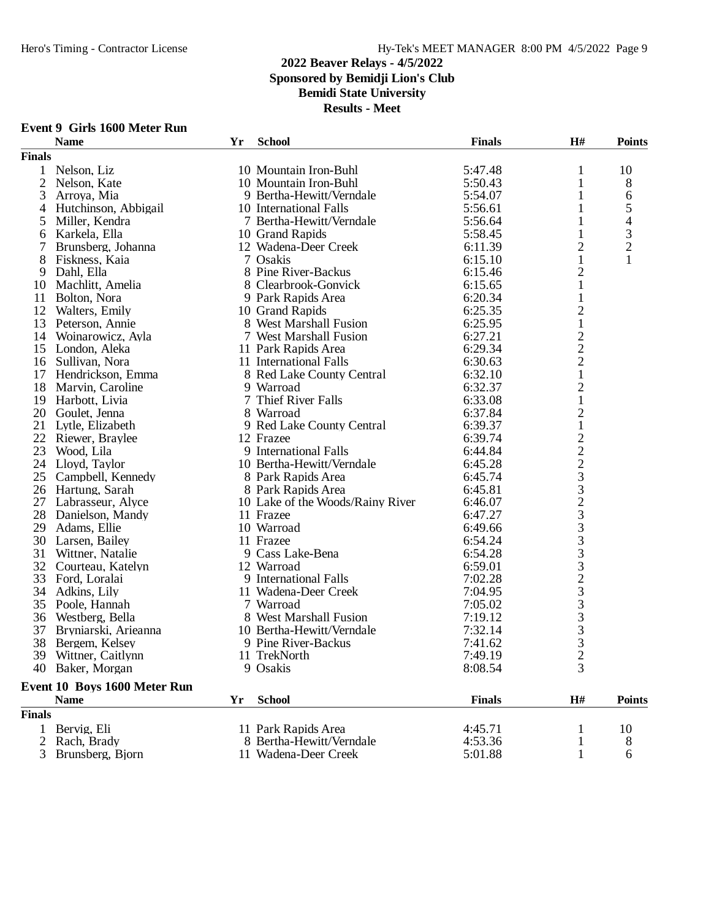# 2022 Beaver Relays - 4/5/2022
## Sponsored by Bemidji Lion's Club
## Bemidi State University
## Results - Meet

### Event 9 Girls 1600 Meter Run

| | Name | Yr | School | Finals | H# | Points |
|---|---|---|---|---|---|---|
| **Finals** | | | | | | |
| 1 | Nelson, Liz | 10 | Mountain Iron-Buhl | 5:47.48 | 1 | 10 |
| 2 | Nelson, Kate | 10 | Mountain Iron-Buhl | 5:50.43 | 1 | 8 |
| 3 | Arroya, Mia | 9 | Bertha-Hewitt/Verndale | 5:54.07 | 1 | 6 |
| 4 | Hutchinson, Abbigail | 10 | International Falls | 5:56.61 | 1 | 5 |
| 5 | Miller, Kendra | 7 | Bertha-Hewitt/Verndale | 5:56.64 | 1 | 4 |
| 6 | Karkela, Ella | 10 | Grand Rapids | 5:58.45 | 1 | 3 |
| 7 | Brunsberg, Johanna | 12 | Wadena-Deer Creek | 6:11.39 | 2 | 2 |
| 8 | Fiskness, Kaia | 7 | Osakis | 6:15.10 | 1 | 1 |
| 9 | Dahl, Ella | 8 | Pine River-Backus | 6:15.46 | 2 | |
| 10 | Machlitt, Amelia | 8 | Clearbrook-Gonvick | 6:15.65 | 1 | |
| 11 | Bolton, Nora | 9 | Park Rapids Area | 6:20.34 | 1 | |
| 12 | Walters, Emily | 10 | Grand Rapids | 6:25.35 | 2 | |
| 13 | Peterson, Annie | 8 | West Marshall Fusion | 6:25.95 | 1 | |
| 14 | Woinarowicz, Ayla | 7 | West Marshall Fusion | 6:27.21 | 2 | |
| 15 | London, Aleka | 11 | Park Rapids Area | 6:29.34 | 2 | |
| 16 | Sullivan, Nora | 11 | International Falls | 6:30.63 | 2 | |
| 17 | Hendrickson, Emma | 8 | Red Lake County Central | 6:32.10 | 1 | |
| 18 | Marvin, Caroline | 9 | Warroad | 6:32.37 | 2 | |
| 19 | Harbott, Livia | 7 | Thief River Falls | 6:33.08 | 1 | |
| 20 | Goulet, Jenna | 8 | Warroad | 6:37.84 | 2 | |
| 21 | Lytle, Elizabeth | 9 | Red Lake County Central | 6:39.37 | 1 | |
| 22 | Riewer, Braylee | 12 | Frazee | 6:39.74 | 2 | |
| 23 | Wood, Lila | 9 | International Falls | 6:44.84 | 2 | |
| 24 | Lloyd, Taylor | 10 | Bertha-Hewitt/Verndale | 6:45.28 | 2 | |
| 25 | Campbell, Kennedy | 8 | Park Rapids Area | 6:45.74 | 3 | |
| 26 | Hartung, Sarah | 8 | Park Rapids Area | 6:45.81 | 3 | |
| 27 | Labrasseur, Alyce | 10 | Lake of the Woods/Rainy River | 6:46.07 | 2 | |
| 28 | Danielson, Mandy | 11 | Frazee | 6:47.27 | 3 | |
| 29 | Adams, Ellie | 10 | Warroad | 6:49.66 | 3 | |
| 30 | Larsen, Bailey | 11 | Frazee | 6:54.24 | 3 | |
| 31 | Wittner, Natalie | 9 | Cass Lake-Bena | 6:54.28 | 3 | |
| 32 | Courteau, Katelyn | 12 | Warroad | 6:59.01 | 3 | |
| 33 | Ford, Loralai | 9 | International Falls | 7:02.28 | 2 | |
| 34 | Adkins, Lily | 11 | Wadena-Deer Creek | 7:04.95 | 3 | |
| 35 | Poole, Hannah | 7 | Warroad | 7:05.02 | 3 | |
| 36 | Westberg, Bella | 8 | West Marshall Fusion | 7:19.12 | 3 | |
| 37 | Bryniarski, Arieanna | 10 | Bertha-Hewitt/Verndale | 7:32.14 | 3 | |
| 38 | Bergem, Kelsey | 9 | Pine River-Backus | 7:41.62 | 3 | |
| 39 | Wittner, Caitlynn | 11 | TrekNorth | 7:49.19 | 2 | |
| 40 | Baker, Morgan | 9 | Osakis | 8:08.54 | 3 | |

### Event 10 Boys 1600 Meter Run

| | Name | Yr | School | Finals | H# | Points |
|---|---|---|---|---|---|---|
| **Finals** | | | | | | |
| 1 | Bervig, Eli | 11 | Park Rapids Area | 4:45.71 | 1 | 10 |
| 2 | Rach, Brady | 8 | Bertha-Hewitt/Verndale | 4:53.36 | 1 | 8 |
| 3 | Brunsberg, Bjorn | 11 | Wadena-Deer Creek | 5:01.88 | 1 | 6 |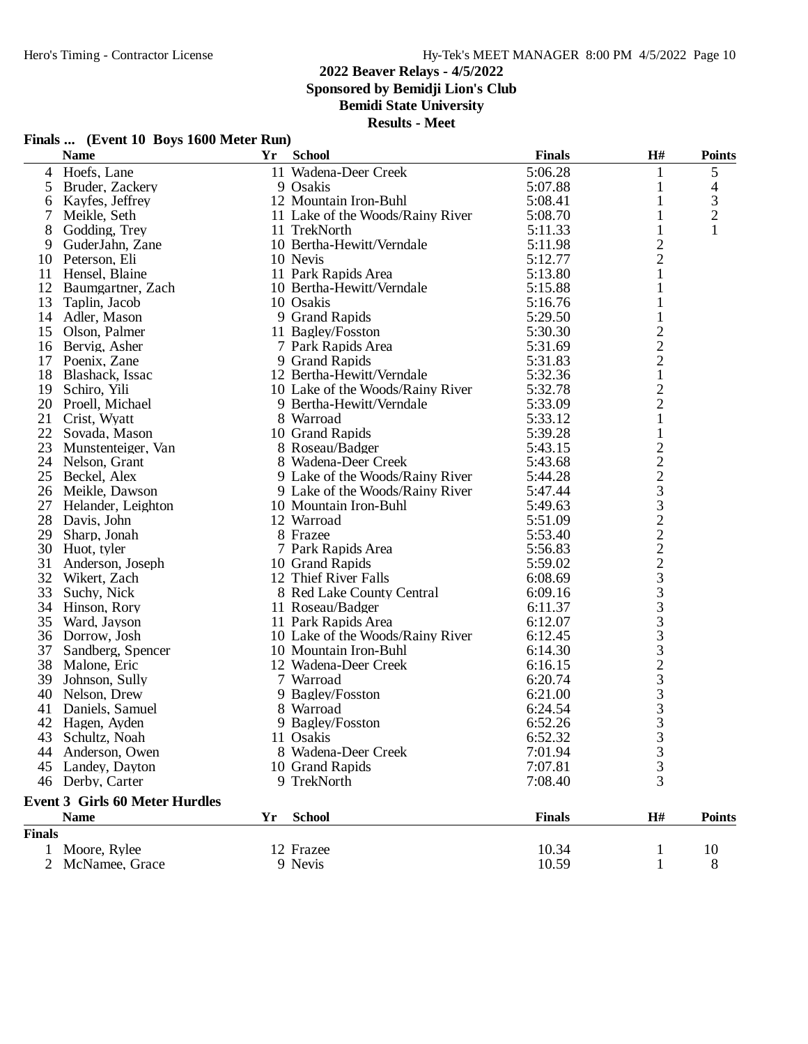# 2022 Beaver Relays - 4/5/2022

**Sponsored by Bemidji Lion's Club**

**Bemidi State University**

**Results - Meet**

## Finals ... (Event 10 Boys 1600 Meter Run)

| | Name | Yr | School | Finals | H# | Points |
|---|---|---|---|---|---|---|
| 4 | Hoefs, Lane | 11 | Wadena-Deer Creek | 5:06.28 | 1 | 5 |
| 5 | Bruder, Zackery | 9 | Osakis | 5:07.88 | 1 | 4 |
| 6 | Kayfes, Jeffrey | 12 | Mountain Iron-Buhl | 5:08.41 | 1 | 3 |
| 7 | Meikle, Seth | 11 | Lake of the Woods/Rainy River | 5:08.70 | 1 | 2 |
| 8 | Godding, Trey | 11 | TrekNorth | 5:11.33 | 1 | 1 |
| 9 | GuderJahn, Zane | 10 | Bertha-Hewitt/Verndale | 5:11.98 | 2 | |
| 10 | Peterson, Eli | 10 | Nevis | 5:12.77 | 2 | |
| 11 | Hensel, Blaine | 11 | Park Rapids Area | 5:13.80 | 1 | |
| 12 | Baumgartner, Zach | 10 | Bertha-Hewitt/Verndale | 5:15.88 | 1 | |
| 13 | Taplin, Jacob | 10 | Osakis | 5:16.76 | 1 | |
| 14 | Adler, Mason | 9 | Grand Rapids | 5:29.50 | 1 | |
| 15 | Olson, Palmer | 11 | Bagley/Fosston | 5:30.30 | 2 | |
| 16 | Bervig, Asher | 7 | Park Rapids Area | 5:31.69 | 2 | |
| 17 | Poenix, Zane | 9 | Grand Rapids | 5:31.83 | 2 | |
| 18 | Blashack, Issac | 12 | Bertha-Hewitt/Verndale | 5:32.36 | 1 | |
| 19 | Schiro, Yili | 10 | Lake of the Woods/Rainy River | 5:32.78 | 2 | |
| 20 | Proell, Michael | 9 | Bertha-Hewitt/Verndale | 5:33.09 | 2 | |
| 21 | Crist, Wyatt | 8 | Warroad | 5:33.12 | 1 | |
| 22 | Sovada, Mason | 10 | Grand Rapids | 5:39.28 | 1 | |
| 23 | Munstenteiger, Van | 8 | Roseau/Badger | 5:43.15 | 2 | |
| 24 | Nelson, Grant | 8 | Wadena-Deer Creek | 5:43.68 | 2 | |
| 25 | Beckel, Alex | 9 | Lake of the Woods/Rainy River | 5:44.28 | 2 | |
| 26 | Meikle, Dawson | 9 | Lake of the Woods/Rainy River | 5:47.44 | 3 | |
| 27 | Helander, Leighton | 10 | Mountain Iron-Buhl | 5:49.63 | 3 | |
| 28 | Davis, John | 12 | Warroad | 5:51.09 | 2 | |
| 29 | Sharp, Jonah | 8 | Frazee | 5:53.40 | 2 | |
| 30 | Huot, tyler | 7 | Park Rapids Area | 5:56.83 | 2 | |
| 31 | Anderson, Joseph | 10 | Grand Rapids | 5:59.02 | 2 | |
| 32 | Wikert, Zach | 12 | Thief River Falls | 6:08.69 | 3 | |
| 33 | Suchy, Nick | 8 | Red Lake County Central | 6:09.16 | 3 | |
| 34 | Hinson, Rory | 11 | Roseau/Badger | 6:11.37 | 3 | |
| 35 | Ward, Jayson | 11 | Park Rapids Area | 6:12.07 | 3 | |
| 36 | Dorrow, Josh | 10 | Lake of the Woods/Rainy River | 6:12.45 | 3 | |
| 37 | Sandberg, Spencer | 10 | Mountain Iron-Buhl | 6:14.30 | 3 | |
| 38 | Malone, Eric | 12 | Wadena-Deer Creek | 6:16.15 | 2 | |
| 39 | Johnson, Sully | 7 | Warroad | 6:20.74 | 3 | |
| 40 | Nelson, Drew | 9 | Bagley/Fosston | 6:21.00 | 3 | |
| 41 | Daniels, Samuel | 8 | Warroad | 6:24.54 | 3 | |
| 42 | Hagen, Ayden | 9 | Bagley/Fosston | 6:52.26 | 3 | |
| 43 | Schultz, Noah | 11 | Osakis | 6:52.32 | 3 | |
| 44 | Anderson, Owen | 8 | Wadena-Deer Creek | 7:01.94 | 3 | |
| 45 | Landey, Dayton | 10 | Grand Rapids | 7:07.81 | 3 | |
| 46 | Derby, Carter | 9 | TrekNorth | 7:08.40 | 3 | |

## Event 3 Girls 60 Meter Hurdles

| | Name | Yr | School | Finals | H# | Points |
|---|---|---|---|---|---|---|
| **Finals** | | | | | | |
| 1 | Moore, Rylee | 12 | Frazee | 10.34 | 1 | 10 |
| 2 | McNamee, Grace | 9 | Nevis | 10.59 | 1 | 8 |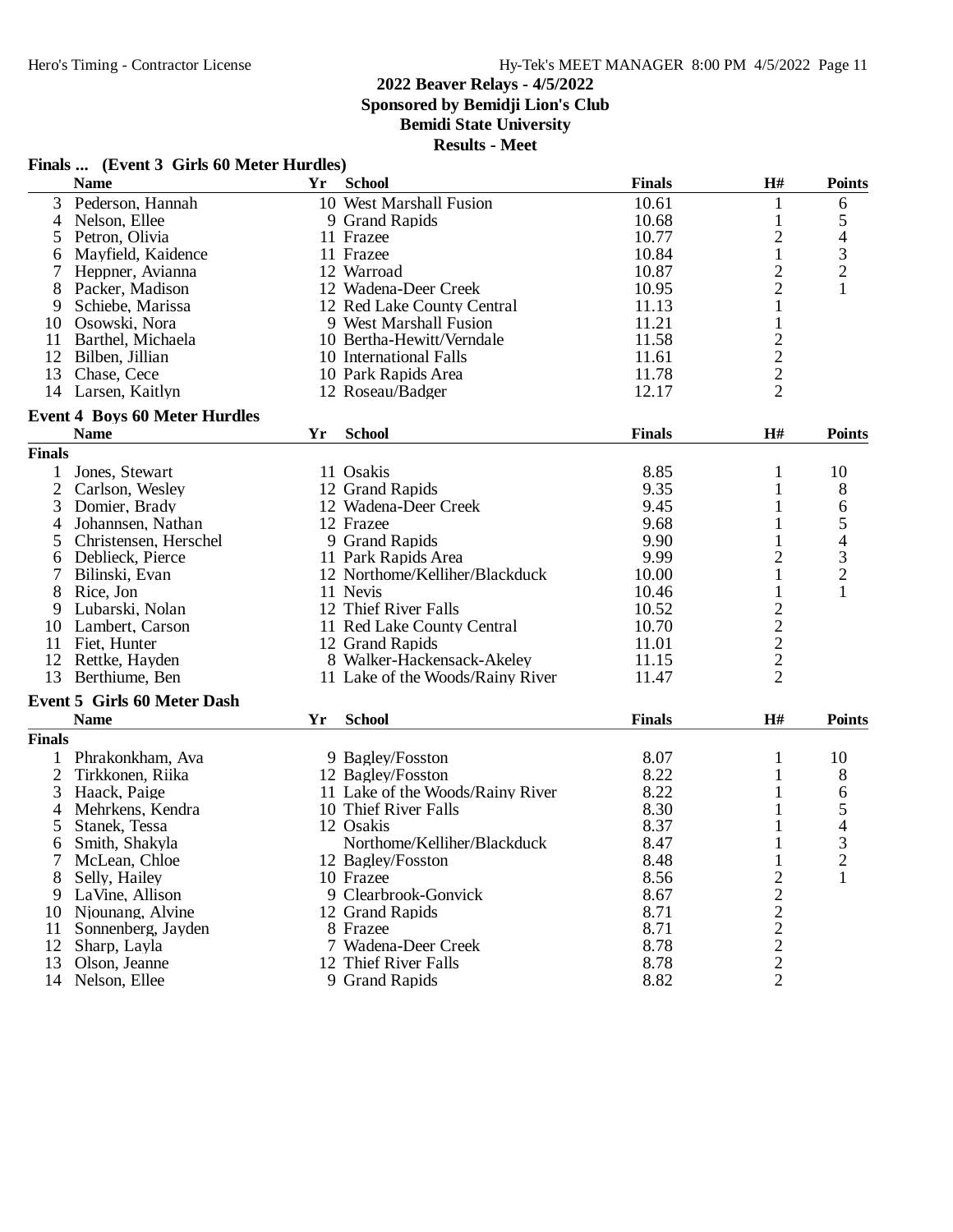## 2022 Beaver Relays - 4/5/2022

**Sponsored by Bemidji Lion's Club**

**Bemidi State University**

**Results - Meet**

### Finals ... (Event 3 Girls 60 Meter Hurdles)

| | Name | Yr | School | Finals | H# | Points |
|---|---|---|---|---|---|---|
| 3 | Pederson, Hannah | 10 | West Marshall Fusion | 10.61 | 1 | 6 |
| 4 | Nelson, Ellee | 9 | Grand Rapids | 10.68 | 1 | 5 |
| 5 | Petron, Olivia | 11 | Frazee | 10.77 | 2 | 4 |
| 6 | Mayfield, Kaidence | 11 | Frazee | 10.84 | 1 | 3 |
| 7 | Heppner, Avianna | 12 | Warroad | 10.87 | 2 | 2 |
| 8 | Packer, Madison | 12 | Wadena-Deer Creek | 10.95 | 2 | 1 |
| 9 | Schiebe, Marissa | 12 | Red Lake County Central | 11.13 | 1 | |
| 10 | Osowski, Nora | 9 | West Marshall Fusion | 11.21 | 1 | |
| 11 | Barthel, Michaela | 10 | Bertha-Hewitt/Verndale | 11.58 | 2 | |
| 12 | Bilben, Jillian | 10 | International Falls | 11.61 | 2 | |
| 13 | Chase, Cece | 10 | Park Rapids Area | 11.78 | 2 | |
| 14 | Larsen, Kaitlyn | 12 | Roseau/Badger | 12.17 | 2 | |

### Event 4 Boys 60 Meter Hurdles

| | Name | Yr | School | Finals | H# | Points |
|---|---|---|---|---|---|---|
| **Finals** | | | | | | |
| 1 | Jones, Stewart | 11 | Osakis | 8.85 | 1 | 10 |
| 2 | Carlson, Wesley | 12 | Grand Rapids | 9.35 | 1 | 8 |
| 3 | Domier, Brady | 12 | Wadena-Deer Creek | 9.45 | 1 | 6 |
| 4 | Johannsen, Nathan | 12 | Frazee | 9.68 | 1 | 5 |
| 5 | Christensen, Herschel | 9 | Grand Rapids | 9.90 | 1 | 4 |
| 6 | Deblieck, Pierce | 11 | Park Rapids Area | 9.99 | 2 | 3 |
| 7 | Bilinski, Evan | 12 | Northome/Kelliher/Blackduck | 10.00 | 1 | 2 |
| 8 | Rice, Jon | 11 | Nevis | 10.46 | 1 | 1 |
| 9 | Lubarski, Nolan | 12 | Thief River Falls | 10.52 | 2 | |
| 10 | Lambert, Carson | 11 | Red Lake County Central | 10.70 | 2 | |
| 11 | Fiet, Hunter | 12 | Grand Rapids | 11.01 | 2 | |
| 12 | Rettke, Hayden | 8 | Walker-Hackensack-Akeley | 11.15 | 2 | |
| 13 | Berthiume, Ben | 11 | Lake of the Woods/Rainy River | 11.47 | 2 | |

### Event 5 Girls 60 Meter Dash

| | Name | Yr | School | Finals | H# | Points |
|---|---|---|---|---|---|---|
| **Finals** | | | | | | |
| 1 | Phrakonkham, Ava | 9 | Bagley/Fosston | 8.07 | 1 | 10 |
| 2 | Tirkkonen, Riika | 12 | Bagley/Fosston | 8.22 | 1 | 8 |
| 3 | Haack, Paige | 11 | Lake of the Woods/Rainy River | 8.22 | 1 | 6 |
| 4 | Mehrkens, Kendra | 10 | Thief River Falls | 8.30 | 1 | 5 |
| 5 | Stanek, Tessa | 12 | Osakis | 8.37 | 1 | 4 |
| 6 | Smith, Shakyla | | Northome/Kelliher/Blackduck | 8.47 | 1 | 3 |
| 7 | McLean, Chloe | 12 | Bagley/Fosston | 8.48 | 1 | 2 |
| 8 | Selly, Hailey | 10 | Frazee | 8.56 | 2 | 1 |
| 9 | LaVine, Allison | 9 | Clearbrook-Gonvick | 8.67 | 2 | |
| 10 | Njounang, Alvine | 12 | Grand Rapids | 8.71 | 2 | |
| 11 | Sonnenberg, Jayden | 8 | Frazee | 8.71 | 2 | |
| 12 | Sharp, Layla | 7 | Wadena-Deer Creek | 8.78 | 2 | |
| 13 | Olson, Jeanne | 12 | Thief River Falls | 8.78 | 2 | |
| 14 | Nelson, Ellee | 9 | Grand Rapids | 8.82 | 2 | |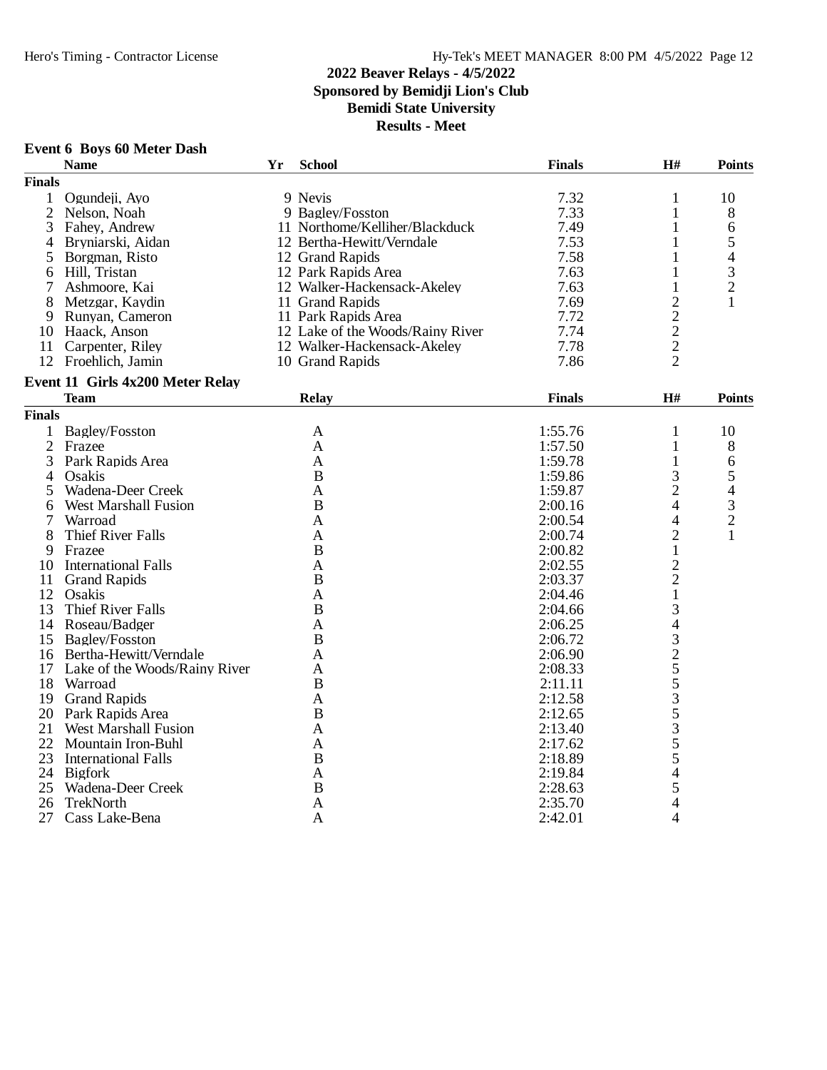## 2022 Beaver Relays - 4/5/2022
## Sponsored by Bemidji Lion's Club
## Bemidi State University
## Results - Meet

### Event 6 Boys 60 Meter Dash

| | Name | Yr | School | Finals | H# | Points |
|---|---|---|---|---|---|---|
| **Finals** | | | | | | |
| 1 | Ogundeji, Ayo | 9 | Nevis | 7.32 | 1 | 10 |
| 2 | Nelson, Noah | 9 | Bagley/Fosston | 7.33 | 1 | 8 |
| 3 | Fahey, Andrew | 11 | Northome/Kelliher/Blackduck | 7.49 | 1 | 6 |
| 4 | Bryniarski, Aidan | 12 | Bertha-Hewitt/Verndale | 7.53 | 1 | 5 |
| 5 | Borgman, Risto | 12 | Grand Rapids | 7.58 | 1 | 4 |
| 6 | Hill, Tristan | 12 | Park Rapids Area | 7.63 | 1 | 3 |
| 7 | Ashmoore, Kai | 12 | Walker-Hackensack-Akeley | 7.63 | 1 | 2 |
| 8 | Metzgar, Kaydin | 11 | Grand Rapids | 7.69 | 2 | 1 |
| 9 | Runyan, Cameron | 11 | Park Rapids Area | 7.72 | 2 | |
| 10 | Haack, Anson | 12 | Lake of the Woods/Rainy River | 7.74 | 2 | |
| 11 | Carpenter, Riley | 12 | Walker-Hackensack-Akeley | 7.78 | 2 | |
| 12 | Froehlich, Jamin | 10 | Grand Rapids | 7.86 | 2 | |

### Event 11 Girls 4x200 Meter Relay

| | Team | Relay | Finals | H# | Points |
|---|---|---|---|---|---|
| **Finals** | | | | | |
| 1 | Bagley/Fosston | A | 1:55.76 | 1 | 10 |
| 2 | Frazee | A | 1:57.50 | 1 | 8 |
| 3 | Park Rapids Area | A | 1:59.78 | 1 | 6 |
| 4 | Osakis | B | 1:59.86 | 3 | 5 |
| 5 | Wadena-Deer Creek | A | 1:59.87 | 2 | 4 |
| 6 | West Marshall Fusion | B | 2:00.16 | 4 | 3 |
| 7 | Warroad | A | 2:00.54 | 4 | 2 |
| 8 | Thief River Falls | A | 2:00.74 | 2 | 1 |
| 9 | Frazee | B | 2:00.82 | 1 | |
| 10 | International Falls | A | 2:02.55 | 2 | |
| 11 | Grand Rapids | B | 2:03.37 | 2 | |
| 12 | Osakis | A | 2:04.46 | 1 | |
| 13 | Thief River Falls | B | 2:04.66 | 3 | |
| 14 | Roseau/Badger | A | 2:06.25 | 4 | |
| 15 | Bagley/Fosston | B | 2:06.72 | 3 | |
| 16 | Bertha-Hewitt/Verndale | A | 2:06.90 | 2 | |
| 17 | Lake of the Woods/Rainy River | A | 2:08.33 | 5 | |
| 18 | Warroad | B | 2:11.11 | 5 | |
| 19 | Grand Rapids | A | 2:12.58 | 3 | |
| 20 | Park Rapids Area | B | 2:12.65 | 5 | |
| 21 | West Marshall Fusion | A | 2:13.40 | 3 | |
| 22 | Mountain Iron-Buhl | A | 2:17.62 | 5 | |
| 23 | International Falls | B | 2:18.89 | 5 | |
| 24 | Bigfork | A | 2:19.84 | 4 | |
| 25 | Wadena-Deer Creek | B | 2:28.63 | 5 | |
| 26 | TrekNorth | A | 2:35.70 | 4 | |
| 27 | Cass Lake-Bena | A | 2:42.01 | 4 | |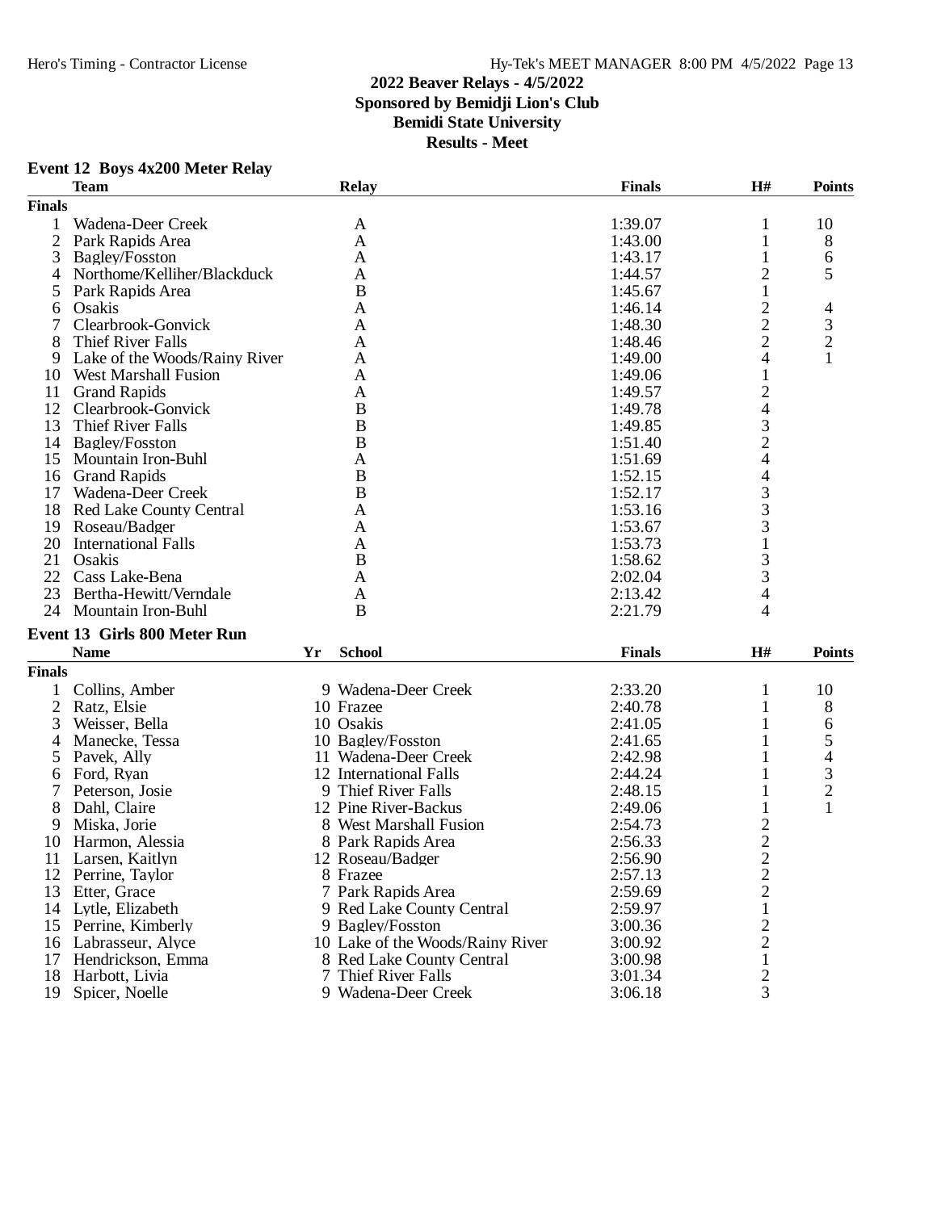## 2022 Beaver Relays - 4/5/2022

**Sponsored by Bemidji Lion's Club**

**Bemidi State University**

**Results - Meet**

### Event 12 Boys 4x200 Meter Relay

| | Team | Relay | Finals | H# | Points |
|---|---|---|---|---|---|
| **Finals** | | | | | |
| 1 | Wadena-Deer Creek | A | 1:39.07 | 1 | 10 |
| 2 | Park Rapids Area | A | 1:43.00 | 1 | 8 |
| 3 | Bagley/Fosston | A | 1:43.17 | 1 | 6 |
| 4 | Northome/Kelliher/Blackduck | A | 1:44.57 | 2 | 5 |
| 5 | Park Rapids Area | B | 1:45.67 | 1 | |
| 6 | Osakis | A | 1:46.14 | 2 | 4 |
| 7 | Clearbrook-Gonvick | A | 1:48.30 | 2 | 3 |
| 8 | Thief River Falls | A | 1:48.46 | 2 | 2 |
| 9 | Lake of the Woods/Rainy River | A | 1:49.00 | 4 | 1 |
| 10 | West Marshall Fusion | A | 1:49.06 | 1 | |
| 11 | Grand Rapids | A | 1:49.57 | 2 | |
| 12 | Clearbrook-Gonvick | B | 1:49.78 | 4 | |
| 13 | Thief River Falls | B | 1:49.85 | 3 | |
| 14 | Bagley/Fosston | B | 1:51.40 | 2 | |
| 15 | Mountain Iron-Buhl | A | 1:51.69 | 4 | |
| 16 | Grand Rapids | B | 1:52.15 | 4 | |
| 17 | Wadena-Deer Creek | B | 1:52.17 | 3 | |
| 18 | Red Lake County Central | A | 1:53.16 | 3 | |
| 19 | Roseau/Badger | A | 1:53.67 | 3 | |
| 20 | International Falls | A | 1:53.73 | 1 | |
| 21 | Osakis | B | 1:58.62 | 3 | |
| 22 | Cass Lake-Bena | A | 2:02.04 | 3 | |
| 23 | Bertha-Hewitt/Verndale | A | 2:13.42 | 4 | |
| 24 | Mountain Iron-Buhl | B | 2:21.79 | 4 | |

### Event 13 Girls 800 Meter Run

| | Name | Yr | School | Finals | H# | Points |
|---|---|---|---|---|---|---|
| **Finals** | | | | | | |
| 1 | Collins, Amber | 9 | Wadena-Deer Creek | 2:33.20 | 1 | 10 |
| 2 | Ratz, Elsie | 10 | Frazee | 2:40.78 | 1 | 8 |
| 3 | Weisser, Bella | 10 | Osakis | 2:41.05 | 1 | 6 |
| 4 | Manecke, Tessa | 10 | Bagley/Fosston | 2:41.65 | 1 | 5 |
| 5 | Pavek, Ally | 11 | Wadena-Deer Creek | 2:42.98 | 1 | 4 |
| 6 | Ford, Ryan | 12 | International Falls | 2:44.24 | 1 | 3 |
| 7 | Peterson, Josie | 9 | Thief River Falls | 2:48.15 | 1 | 2 |
| 8 | Dahl, Claire | 12 | Pine River-Backus | 2:49.06 | 1 | 1 |
| 9 | Miska, Jorie | 8 | West Marshall Fusion | 2:54.73 | 2 | |
| 10 | Harmon, Alessia | 8 | Park Rapids Area | 2:56.33 | 2 | |
| 11 | Larsen, Kaitlyn | 12 | Roseau/Badger | 2:56.90 | 2 | |
| 12 | Perrine, Taylor | 8 | Frazee | 2:57.13 | 2 | |
| 13 | Etter, Grace | 7 | Park Rapids Area | 2:59.69 | 2 | |
| 14 | Lytle, Elizabeth | 9 | Red Lake County Central | 2:59.97 | 1 | |
| 15 | Perrine, Kimberly | 9 | Bagley/Fosston | 3:00.36 | 2 | |
| 16 | Labrasseur, Alyce | 10 | Lake of the Woods/Rainy River | 3:00.92 | 2 | |
| 17 | Hendrickson, Emma | 8 | Red Lake County Central | 3:00.98 | 1 | |
| 18 | Harbott, Livia | 7 | Thief River Falls | 3:01.34 | 2 | |
| 19 | Spicer, Noelle | 9 | Wadena-Deer Creek | 3:06.18 | 3 | |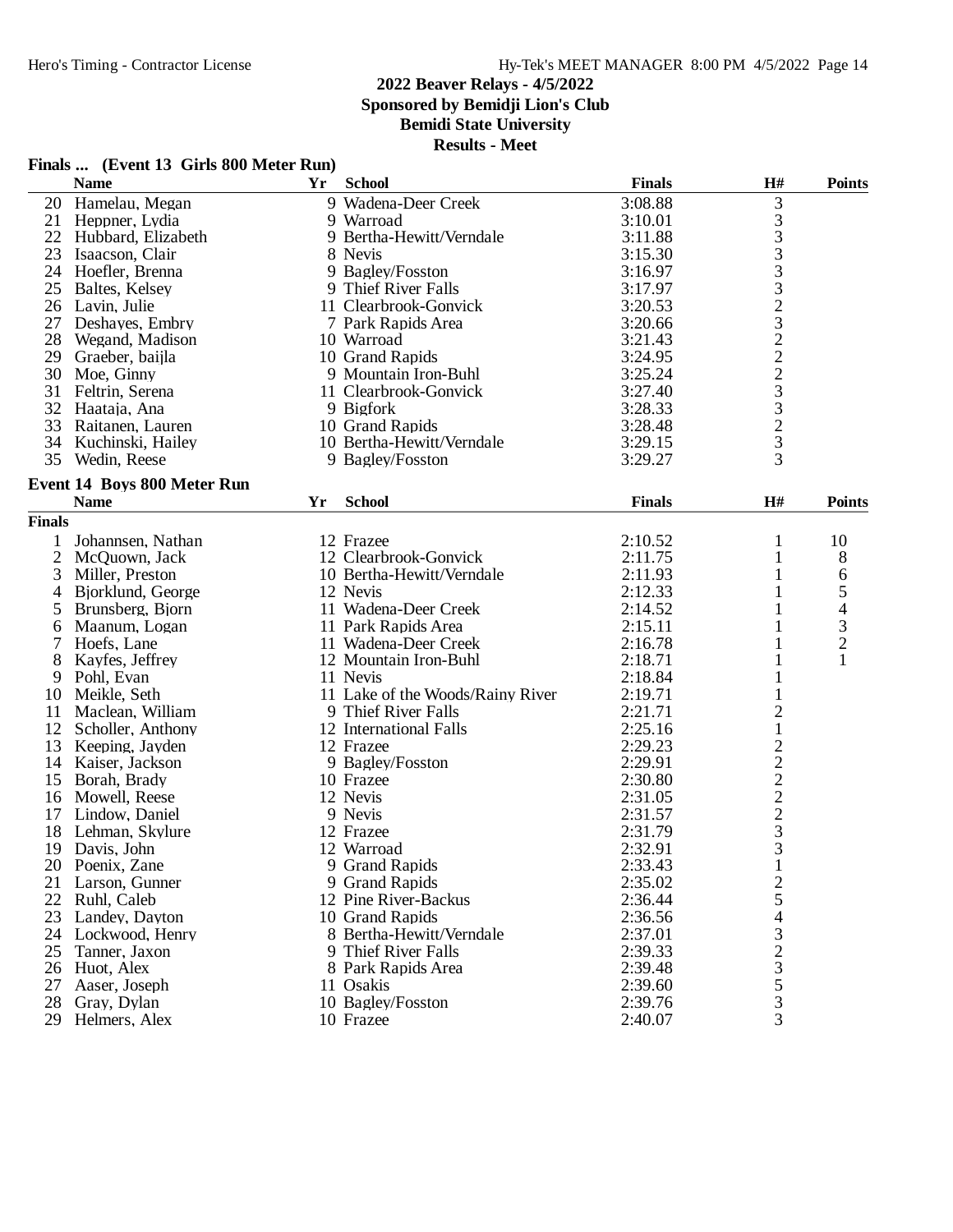## 2022 Beaver Relays - 4/5/2022

**Sponsored by Bemidji Lion's Club**

**Bemidi State University**

**Results - Meet**

### Finals ... (Event 13 Girls 800 Meter Run)

| | Name | Yr | School | Finals | H# | Points |
|---|---|---|---|---|---|---|
| 20 | Hamelau, Megan | 9 | Wadena-Deer Creek | 3:08.88 | 3 | |
| 21 | Heppner, Lydia | 9 | Warroad | 3:10.01 | 3 | |
| 22 | Hubbard, Elizabeth | 9 | Bertha-Hewitt/Verndale | 3:11.88 | 3 | |
| 23 | Isaacson, Clair | 8 | Nevis | 3:15.30 | 3 | |
| 24 | Hoefler, Brenna | 9 | Bagley/Fosston | 3:16.97 | 3 | |
| 25 | Baltes, Kelsey | 9 | Thief River Falls | 3:17.97 | 3 | |
| 26 | Lavin, Julie | 11 | Clearbrook-Gonvick | 3:20.53 | 2 | |
| 27 | Deshayes, Embry | 7 | Park Rapids Area | 3:20.66 | 3 | |
| 28 | Wegand, Madison | 10 | Warroad | 3:21.43 | 2 | |
| 29 | Graeber, baijla | 10 | Grand Rapids | 3:24.95 | 2 | |
| 30 | Moe, Ginny | 9 | Mountain Iron-Buhl | 3:25.24 | 2 | |
| 31 | Feltrin, Serena | 11 | Clearbrook-Gonvick | 3:27.40 | 3 | |
| 32 | Haataja, Ana | 9 | Bigfork | 3:28.33 | 3 | |
| 33 | Raitanen, Lauren | 10 | Grand Rapids | 3:28.48 | 2 | |
| 34 | Kuchinski, Hailey | 10 | Bertha-Hewitt/Verndale | 3:29.15 | 3 | |
| 35 | Wedin, Reese | 9 | Bagley/Fosston | 3:29.27 | 3 | |

### Event 14 Boys 800 Meter Run

| | Name | Yr | School | Finals | H# | Points |
|---|---|---|---|---|---|---|
| **Finals** | | | | | | |
| 1 | Johannsen, Nathan | 12 | Frazee | 2:10.52 | 1 | 10 |
| 2 | McQuown, Jack | 12 | Clearbrook-Gonvick | 2:11.75 | 1 | 8 |
| 3 | Miller, Preston | 10 | Bertha-Hewitt/Verndale | 2:11.93 | 1 | 6 |
| 4 | Bjorklund, George | 12 | Nevis | 2:12.33 | 1 | 5 |
| 5 | Brunsberg, Bjorn | 11 | Wadena-Deer Creek | 2:14.52 | 1 | 4 |
| 6 | Maanum, Logan | 11 | Park Rapids Area | 2:15.11 | 1 | 3 |
| 7 | Hoefs, Lane | 11 | Wadena-Deer Creek | 2:16.78 | 1 | 2 |
| 8 | Kayfes, Jeffrey | 12 | Mountain Iron-Buhl | 2:18.71 | 1 | 1 |
| 9 | Pohl, Evan | 11 | Nevis | 2:18.84 | 1 | |
| 10 | Meikle, Seth | 11 | Lake of the Woods/Rainy River | 2:19.71 | 1 | |
| 11 | Maclean, William | 9 | Thief River Falls | 2:21.71 | 2 | |
| 12 | Scholler, Anthony | 12 | International Falls | 2:25.16 | 1 | |
| 13 | Keeping, Jayden | 12 | Frazee | 2:29.23 | 2 | |
| 14 | Kaiser, Jackson | 9 | Bagley/Fosston | 2:29.91 | 2 | |
| 15 | Borah, Brady | 10 | Frazee | 2:30.80 | 2 | |
| 16 | Mowell, Reese | 12 | Nevis | 2:31.05 | 2 | |
| 17 | Lindow, Daniel | 9 | Nevis | 2:31.57 | 2 | |
| 18 | Lehman, Skylure | 12 | Frazee | 2:31.79 | 3 | |
| 19 | Davis, John | 12 | Warroad | 2:32.91 | 3 | |
| 20 | Poenix, Zane | 9 | Grand Rapids | 2:33.43 | 1 | |
| 21 | Larson, Gunner | 9 | Grand Rapids | 2:35.02 | 2 | |
| 22 | Ruhl, Caleb | 12 | Pine River-Backus | 2:36.44 | 5 | |
| 23 | Landey, Dayton | 10 | Grand Rapids | 2:36.56 | 4 | |
| 24 | Lockwood, Henry | 8 | Bertha-Hewitt/Verndale | 2:37.01 | 3 | |
| 25 | Tanner, Jaxon | 9 | Thief River Falls | 2:39.33 | 2 | |
| 26 | Huot, Alex | 8 | Park Rapids Area | 2:39.48 | 3 | |
| 27 | Aaser, Joseph | 11 | Osakis | 2:39.60 | 5 | |
| 28 | Gray, Dylan | 10 | Bagley/Fosston | 2:39.76 | 3 | |
| 29 | Helmers, Alex | 10 | Frazee | 2:40.07 | 3 | |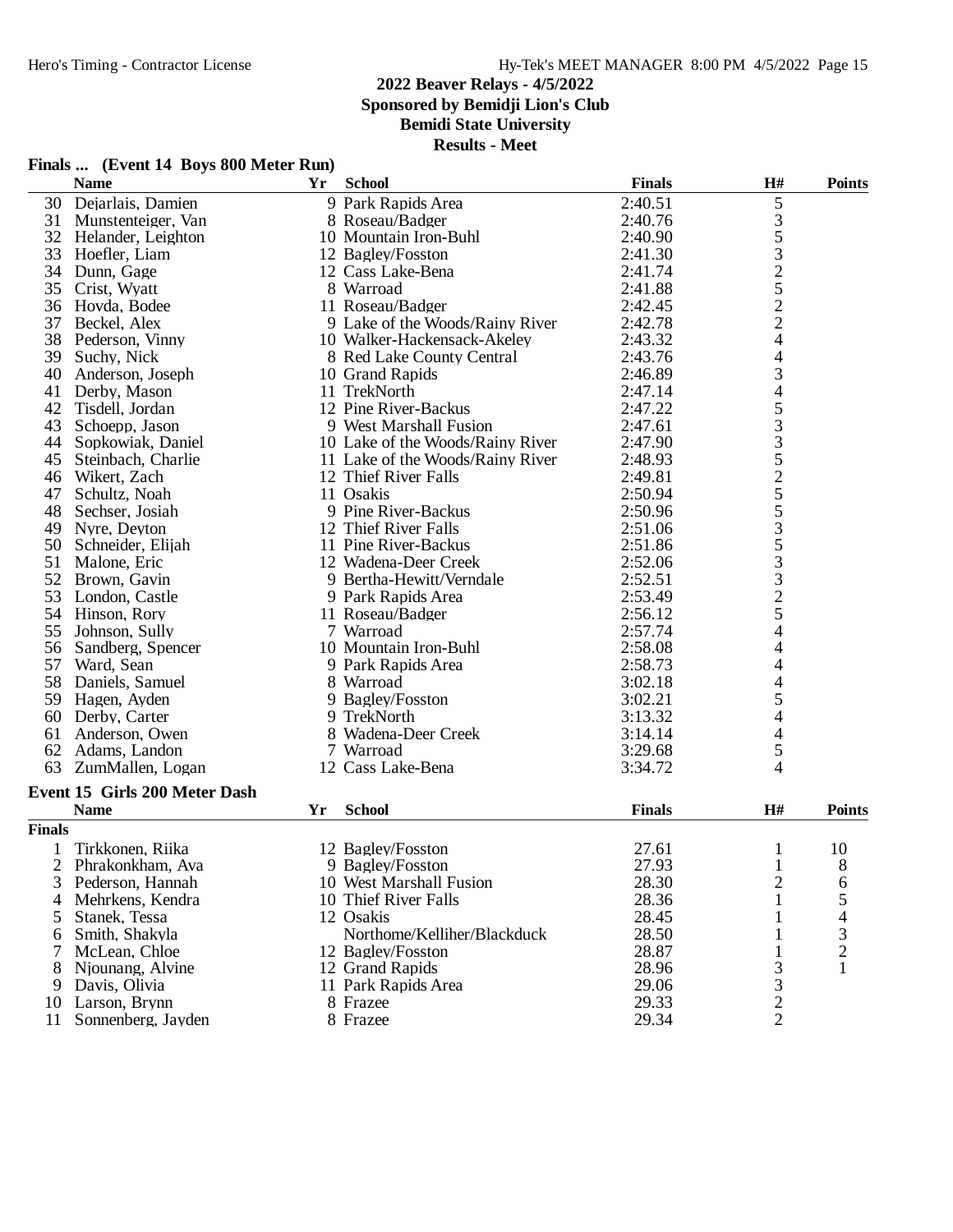## 2022 Beaver Relays - 4/5/2022
### Sponsored by Bemidji Lion's Club
### Bemidi State University
### Results - Meet

**Finals ... (Event 14 Boys 800 Meter Run)**

| | Name | Yr | School | Finals | H# | Points |
|---|---|---|---|---|---|---|
| 30 | Dejarlais, Damien | 9 | Park Rapids Area | 2:40.51 | 5 | |
| 31 | Munstenteiger, Van | 8 | Roseau/Badger | 2:40.76 | 3 | |
| 32 | Helander, Leighton | 10 | Mountain Iron-Buhl | 2:40.90 | 5 | |
| 33 | Hoefler, Liam | 12 | Bagley/Fosston | 2:41.30 | 3 | |
| 34 | Dunn, Gage | 12 | Cass Lake-Bena | 2:41.74 | 2 | |
| 35 | Crist, Wyatt | 8 | Warroad | 2:41.88 | 5 | |
| 36 | Hovda, Bodee | 11 | Roseau/Badger | 2:42.45 | 2 | |
| 37 | Beckel, Alex | 9 | Lake of the Woods/Rainy River | 2:42.78 | 2 | |
| 38 | Pederson, Vinny | 10 | Walker-Hackensack-Akeley | 2:43.32 | 4 | |
| 39 | Suchy, Nick | 8 | Red Lake County Central | 2:43.76 | 4 | |
| 40 | Anderson, Joseph | 10 | Grand Rapids | 2:46.89 | 3 | |
| 41 | Derby, Mason | 11 | TrekNorth | 2:47.14 | 4 | |
| 42 | Tisdell, Jordan | 12 | Pine River-Backus | 2:47.22 | 5 | |
| 43 | Schoepp, Jason | 9 | West Marshall Fusion | 2:47.61 | 3 | |
| 44 | Sopkowiak, Daniel | 10 | Lake of the Woods/Rainy River | 2:47.90 | 3 | |
| 45 | Steinbach, Charlie | 11 | Lake of the Woods/Rainy River | 2:48.93 | 5 | |
| 46 | Wikert, Zach | 12 | Thief River Falls | 2:49.81 | 2 | |
| 47 | Schultz, Noah | 11 | Osakis | 2:50.94 | 5 | |
| 48 | Sechser, Josiah | 9 | Pine River-Backus | 2:50.96 | 5 | |
| 49 | Nyre, Deyton | 12 | Thief River Falls | 2:51.06 | 3 | |
| 50 | Schneider, Elijah | 11 | Pine River-Backus | 2:51.86 | 5 | |
| 51 | Malone, Eric | 12 | Wadena-Deer Creek | 2:52.06 | 3 | |
| 52 | Brown, Gavin | 9 | Bertha-Hewitt/Verndale | 2:52.51 | 3 | |
| 53 | London, Castle | 9 | Park Rapids Area | 2:53.49 | 2 | |
| 54 | Hinson, Rory | 11 | Roseau/Badger | 2:56.12 | 5 | |
| 55 | Johnson, Sully | 7 | Warroad | 2:57.74 | 4 | |
| 56 | Sandberg, Spencer | 10 | Mountain Iron-Buhl | 2:58.08 | 4 | |
| 57 | Ward, Sean | 9 | Park Rapids Area | 2:58.73 | 4 | |
| 58 | Daniels, Samuel | 8 | Warroad | 3:02.18 | 4 | |
| 59 | Hagen, Ayden | 9 | Bagley/Fosston | 3:02.21 | 5 | |
| 60 | Derby, Carter | 9 | TrekNorth | 3:13.32 | 4 | |
| 61 | Anderson, Owen | 8 | Wadena-Deer Creek | 3:14.14 | 4 | |
| 62 | Adams, Landon | 7 | Warroad | 3:29.68 | 5 | |
| 63 | ZumMallen, Logan | 12 | Cass Lake-Bena | 3:34.72 | 4 | |

**Event 15 Girls 200 Meter Dash**

| | Name | Yr | School | Finals | H# | Points |
|---|---|---|---|---|---|---|
| **Finals** | | | | | | |
| 1 | Tirkkonen, Riika | 12 | Bagley/Fosston | 27.61 | 1 | 10 |
| 2 | Phrakonkham, Ava | 9 | Bagley/Fosston | 27.93 | 1 | 8 |
| 3 | Pederson, Hannah | 10 | West Marshall Fusion | 28.30 | 2 | 6 |
| 4 | Mehrkens, Kendra | 10 | Thief River Falls | 28.36 | 1 | 5 |
| 5 | Stanek, Tessa | 12 | Osakis | 28.45 | 1 | 4 |
| 6 | Smith, Shakyla | | Northome/Kelliher/Blackduck | 28.50 | 1 | 3 |
| 7 | McLean, Chloe | 12 | Bagley/Fosston | 28.87 | 1 | 2 |
| 8 | Njounang, Alvine | 12 | Grand Rapids | 28.96 | 3 | 1 |
| 9 | Davis, Olivia | 11 | Park Rapids Area | 29.06 | 3 | |
| 10 | Larson, Brynn | 8 | Frazee | 29.33 | 2 | |
| 11 | Sonnenberg, Jayden | 8 | Frazee | 29.34 | 2 | |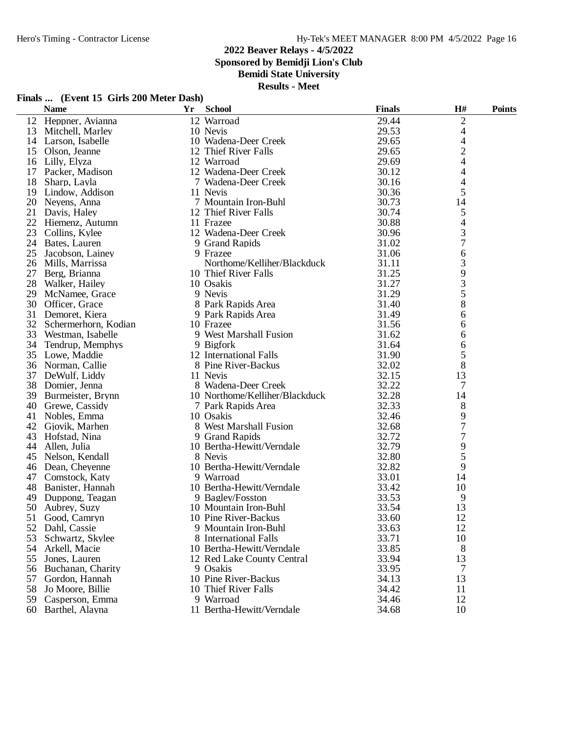## 2022 Beaver Relays - 4/5/2022
**Sponsored by Bemidji Lion's Club**
**Bemidi State University**
**Results - Meet**

### Finals ... (Event 15 Girls 200 Meter Dash)

| | Name | Yr | School | Finals | H# | Points |
|---|---|---|---|---|---|---|
| 12 | Heppner, Avianna | 12 | Warroad | 29.44 | 2 | |
| 13 | Mitchell, Marley | 10 | Nevis | 29.53 | 4 | |
| 14 | Larson, Isabelle | 10 | Wadena-Deer Creek | 29.65 | 4 | |
| 15 | Olson, Jeanne | 12 | Thief River Falls | 29.65 | 2 | |
| 16 | Lilly, Elyza | 12 | Warroad | 29.69 | 4 | |
| 17 | Packer, Madison | 12 | Wadena-Deer Creek | 30.12 | 4 | |
| 18 | Sharp, Layla | 7 | Wadena-Deer Creek | 30.16 | 4 | |
| 19 | Lindow, Addison | 11 | Nevis | 30.36 | 5 | |
| 20 | Neyens, Anna | 7 | Mountain Iron-Buhl | 30.73 | 14 | |
| 21 | Davis, Haley | 12 | Thief River Falls | 30.74 | 5 | |
| 22 | Hiemenz, Autumn | 11 | Frazee | 30.88 | 4 | |
| 23 | Collins, Kylee | 12 | Wadena-Deer Creek | 30.96 | 3 | |
| 24 | Bates, Lauren | 9 | Grand Rapids | 31.02 | 7 | |
| 25 | Jacobson, Lainey | 9 | Frazee | 31.06 | 6 | |
| 26 | Mills, Marrissa | | Northome/Kelliher/Blackduck | 31.11 | 3 | |
| 27 | Berg, Brianna | 10 | Thief River Falls | 31.25 | 9 | |
| 28 | Walker, Hailey | 10 | Osakis | 31.27 | 3 | |
| 29 | McNamee, Grace | 9 | Nevis | 31.29 | 5 | |
| 30 | Officer, Grace | 8 | Park Rapids Area | 31.40 | 8 | |
| 31 | Demoret, Kiera | 9 | Park Rapids Area | 31.49 | 6 | |
| 32 | Schermerhorn, Kodian | 10 | Frazee | 31.56 | 6 | |
| 33 | Westman, Isabelle | 9 | West Marshall Fusion | 31.62 | 6 | |
| 34 | Tendrup, Memphys | 9 | Bigfork | 31.64 | 6 | |
| 35 | Lowe, Maddie | 12 | International Falls | 31.90 | 5 | |
| 36 | Norman, Callie | 8 | Pine River-Backus | 32.02 | 8 | |
| 37 | DeWulf, Liddy | 11 | Nevis | 32.15 | 13 | |
| 38 | Domier, Jenna | 8 | Wadena-Deer Creek | 32.22 | 7 | |
| 39 | Burmeister, Brynn | 10 | Northome/Kelliher/Blackduck | 32.28 | 14 | |
| 40 | Grewe, Cassidy | 7 | Park Rapids Area | 32.33 | 8 | |
| 41 | Nobles, Emma | 10 | Osakis | 32.46 | 9 | |
| 42 | Gjovik, Marhen | 8 | West Marshall Fusion | 32.68 | 7 | |
| 43 | Hofstad, Nina | 9 | Grand Rapids | 32.72 | 7 | |
| 44 | Allen, Julia | 10 | Bertha-Hewitt/Verndale | 32.79 | 9 | |
| 45 | Nelson, Kendall | 8 | Nevis | 32.80 | 5 | |
| 46 | Dean, Cheyenne | 10 | Bertha-Hewitt/Verndale | 32.82 | 9 | |
| 47 | Comstock, Katy | 9 | Warroad | 33.01 | 14 | |
| 48 | Banister, Hannah | 10 | Bertha-Hewitt/Verndale | 33.42 | 10 | |
| 49 | Duppong, Teagan | 9 | Bagley/Fosston | 33.53 | 9 | |
| 50 | Aubrey, Suzy | 10 | Mountain Iron-Buhl | 33.54 | 13 | |
| 51 | Good, Camryn | 10 | Pine River-Backus | 33.60 | 12 | |
| 52 | Dahl, Cassie | 9 | Mountain Iron-Buhl | 33.63 | 12 | |
| 53 | Schwartz, Skylee | 8 | International Falls | 33.71 | 10 | |
| 54 | Arkell, Macie | 10 | Bertha-Hewitt/Verndale | 33.85 | 8 | |
| 55 | Jones, Lauren | 12 | Red Lake County Central | 33.94 | 13 | |
| 56 | Buchanan, Charity | 9 | Osakis | 33.95 | 7 | |
| 57 | Gordon, Hannah | 10 | Pine River-Backus | 34.13 | 13 | |
| 58 | Jo Moore, Billie | 10 | Thief River Falls | 34.42 | 11 | |
| 59 | Casperson, Emma | 9 | Warroad | 34.46 | 12 | |
| 60 | Barthel, Alayna | 11 | Bertha-Hewitt/Verndale | 34.68 | 10 | |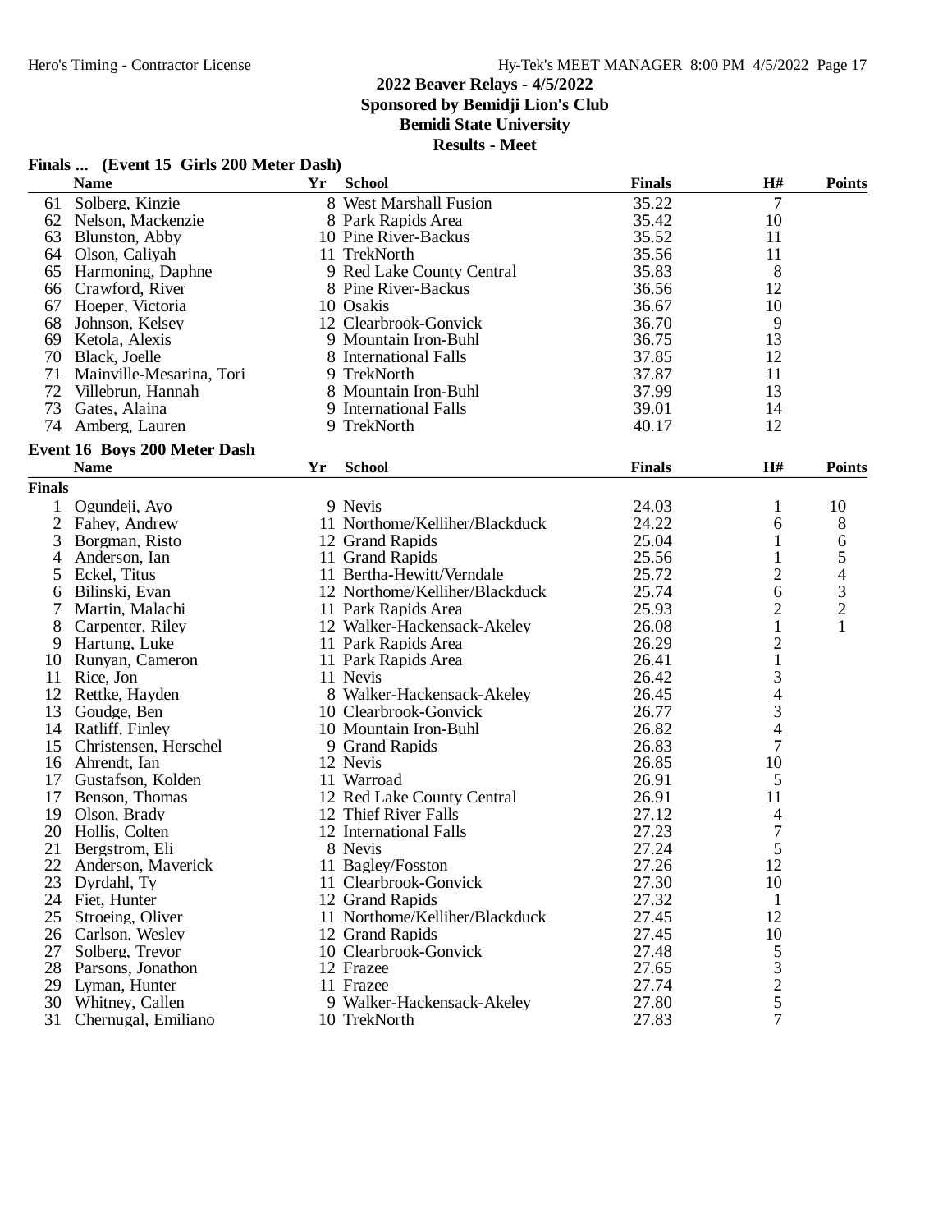## 2022 Beaver Relays - 4/5/2022

**Sponsored by Bemidji Lion's Club**

**Bemidi State University**

**Results - Meet**

### Finals ... (Event 15 Girls 200 Meter Dash)

| | Name | Yr | School | Finals | H# | Points |
|---|---|---|---|---|---|---|
| 61 | Solberg, Kinzie | 8 | West Marshall Fusion | 35.22 | 7 | |
| 62 | Nelson, Mackenzie | 8 | Park Rapids Area | 35.42 | 10 | |
| 63 | Blunston, Abby | 10 | Pine River-Backus | 35.52 | 11 | |
| 64 | Olson, Caliyah | 11 | TrekNorth | 35.56 | 11 | |
| 65 | Harmoning, Daphne | 9 | Red Lake County Central | 35.83 | 8 | |
| 66 | Crawford, River | 8 | Pine River-Backus | 36.56 | 12 | |
| 67 | Hoeper, Victoria | 10 | Osakis | 36.67 | 10 | |
| 68 | Johnson, Kelsey | 12 | Clearbrook-Gonvick | 36.70 | 9 | |
| 69 | Ketola, Alexis | 9 | Mountain Iron-Buhl | 36.75 | 13 | |
| 70 | Black, Joelle | 8 | International Falls | 37.85 | 12 | |
| 71 | Mainville-Mesarina, Tori | 9 | TrekNorth | 37.87 | 11 | |
| 72 | Villebrun, Hannah | 8 | Mountain Iron-Buhl | 37.99 | 13 | |
| 73 | Gates, Alaina | 9 | International Falls | 39.01 | 14 | |
| 74 | Amberg, Lauren | 9 | TrekNorth | 40.17 | 12 | |

### Event 16 Boys 200 Meter Dash

| | Name | Yr | School | Finals | H# | Points |
|---|---|---|---|---|---|---|
| **Finals** | | | | | | |
| 1 | Ogundeji, Ayo | 9 | Nevis | 24.03 | 1 | 10 |
| 2 | Fahey, Andrew | 11 | Northome/Kelliher/Blackduck | 24.22 | 6 | 8 |
| 3 | Borgman, Risto | 12 | Grand Rapids | 25.04 | 1 | 6 |
| 4 | Anderson, Ian | 11 | Grand Rapids | 25.56 | 1 | 5 |
| 5 | Eckel, Titus | 11 | Bertha-Hewitt/Verndale | 25.72 | 2 | 4 |
| 6 | Bilinski, Evan | 12 | Northome/Kelliher/Blackduck | 25.74 | 6 | 3 |
| 7 | Martin, Malachi | 11 | Park Rapids Area | 25.93 | 2 | 2 |
| 8 | Carpenter, Riley | 12 | Walker-Hackensack-Akeley | 26.08 | 1 | 1 |
| 9 | Hartung, Luke | 11 | Park Rapids Area | 26.29 | 2 | |
| 10 | Runyan, Cameron | 11 | Park Rapids Area | 26.41 | 1 | |
| 11 | Rice, Jon | 11 | Nevis | 26.42 | 3 | |
| 12 | Rettke, Hayden | 8 | Walker-Hackensack-Akeley | 26.45 | 4 | |
| 13 | Goudge, Ben | 10 | Clearbrook-Gonvick | 26.77 | 3 | |
| 14 | Ratliff, Finley | 10 | Mountain Iron-Buhl | 26.82 | 4 | |
| 15 | Christensen, Herschel | 9 | Grand Rapids | 26.83 | 7 | |
| 16 | Ahrendt, Ian | 12 | Nevis | 26.85 | 10 | |
| 17 | Gustafson, Kolden | 11 | Warroad | 26.91 | 5 | |
| 17 | Benson, Thomas | 12 | Red Lake County Central | 26.91 | 11 | |
| 19 | Olson, Brady | 12 | Thief River Falls | 27.12 | 4 | |
| 20 | Hollis, Colten | 12 | International Falls | 27.23 | 7 | |
| 21 | Bergstrom, Eli | 8 | Nevis | 27.24 | 5 | |
| 22 | Anderson, Maverick | 11 | Bagley/Fosston | 27.26 | 12 | |
| 23 | Dyrdahl, Ty | 11 | Clearbrook-Gonvick | 27.30 | 10 | |
| 24 | Fiet, Hunter | 12 | Grand Rapids | 27.32 | 1 | |
| 25 | Stroeing, Oliver | 11 | Northome/Kelliher/Blackduck | 27.45 | 12 | |
| 26 | Carlson, Wesley | 12 | Grand Rapids | 27.45 | 10 | |
| 27 | Solberg, Trevor | 10 | Clearbrook-Gonvick | 27.48 | 5 | |
| 28 | Parsons, Jonathon | 12 | Frazee | 27.65 | 3 | |
| 29 | Lyman, Hunter | 11 | Frazee | 27.74 | 2 | |
| 30 | Whitney, Callen | 9 | Walker-Hackensack-Akeley | 27.80 | 5 | |
| 31 | Chernugal, Emiliano | 10 | TrekNorth | 27.83 | 7 | |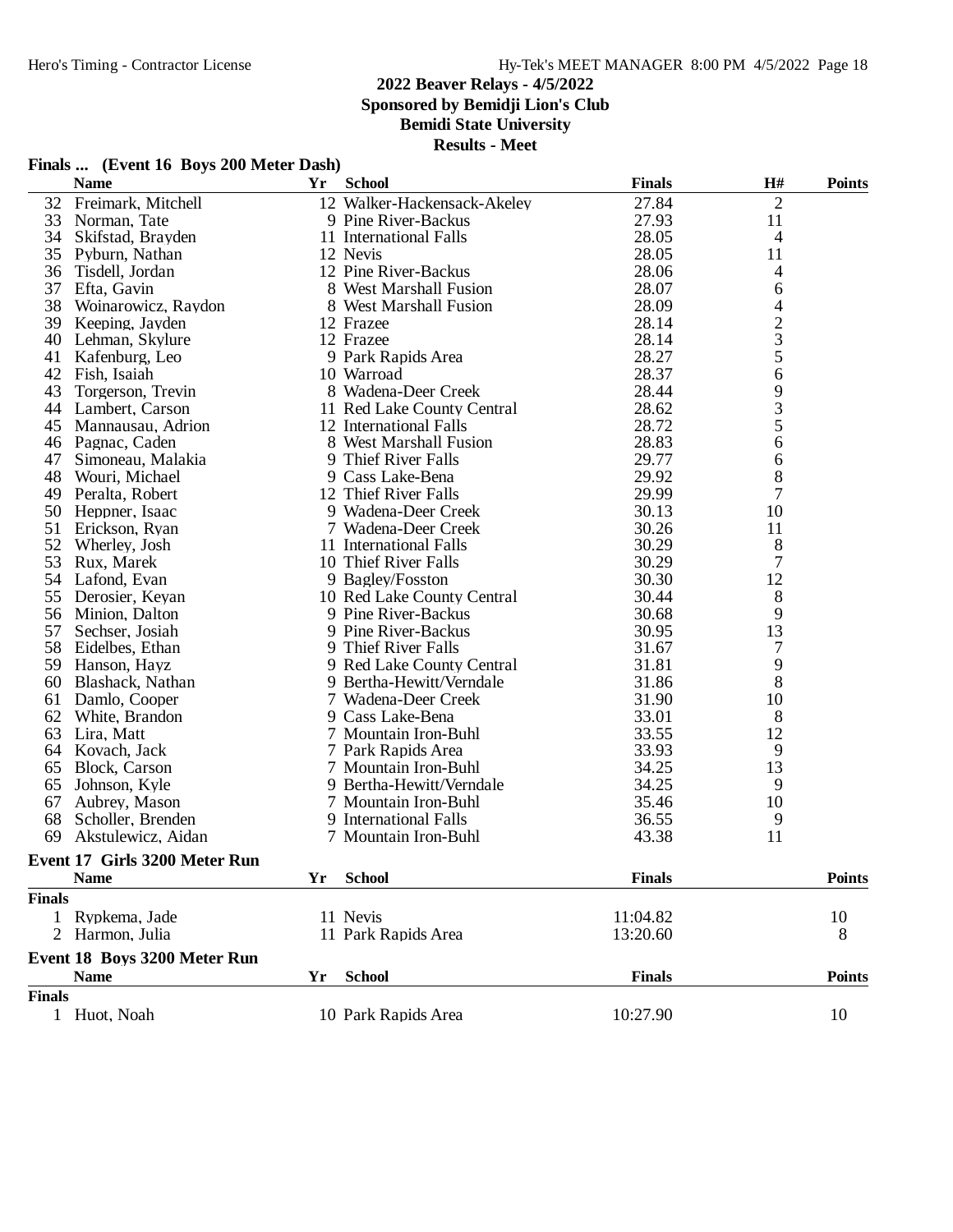## 2022 Beaver Relays - 4/5/2022
**Sponsored by Bemidji Lion's Club**
**Bemidi State University**
**Results - Meet**

### Finals ... (Event 16 Boys 200 Meter Dash)

| | Name | Yr | School | Finals | H# | Points |
|---|---|---|---|---|---|---|
| 32 | Freimark, Mitchell | 12 | Walker-Hackensack-Akeley | 27.84 | 2 | |
| 33 | Norman, Tate | 9 | Pine River-Backus | 27.93 | 11 | |
| 34 | Skifstad, Brayden | 11 | International Falls | 28.05 | 4 | |
| 35 | Pyburn, Nathan | 12 | Nevis | 28.05 | 11 | |
| 36 | Tisdell, Jordan | 12 | Pine River-Backus | 28.06 | 4 | |
| 37 | Efta, Gavin | 8 | West Marshall Fusion | 28.07 | 6 | |
| 38 | Woinarowicz, Raydon | 8 | West Marshall Fusion | 28.09 | 4 | |
| 39 | Keeping, Jayden | 12 | Frazee | 28.14 | 2 | |
| 40 | Lehman, Skylure | 12 | Frazee | 28.14 | 3 | |
| 41 | Kafenburg, Leo | 9 | Park Rapids Area | 28.27 | 5 | |
| 42 | Fish, Isaiah | 10 | Warroad | 28.37 | 6 | |
| 43 | Torgerson, Trevin | 8 | Wadena-Deer Creek | 28.44 | 9 | |
| 44 | Lambert, Carson | 11 | Red Lake County Central | 28.62 | 3 | |
| 45 | Mannausau, Adrion | 12 | International Falls | 28.72 | 5 | |
| 46 | Pagnac, Caden | 8 | West Marshall Fusion | 28.83 | 6 | |
| 47 | Simoneau, Malakia | 9 | Thief River Falls | 29.77 | 6 | |
| 48 | Wouri, Michael | 9 | Cass Lake-Bena | 29.92 | 8 | |
| 49 | Peralta, Robert | 12 | Thief River Falls | 29.99 | 7 | |
| 50 | Heppner, Isaac | 9 | Wadena-Deer Creek | 30.13 | 10 | |
| 51 | Erickson, Ryan | 7 | Wadena-Deer Creek | 30.26 | 11 | |
| 52 | Wherley, Josh | 11 | International Falls | 30.29 | 8 | |
| 53 | Rux, Marek | 10 | Thief River Falls | 30.29 | 7 | |
| 54 | Lafond, Evan | 9 | Bagley/Fosston | 30.30 | 12 | |
| 55 | Derosier, Keyan | 10 | Red Lake County Central | 30.44 | 8 | |
| 56 | Minion, Dalton | 9 | Pine River-Backus | 30.68 | 9 | |
| 57 | Sechser, Josiah | 9 | Pine River-Backus | 30.95 | 13 | |
| 58 | Eidelbes, Ethan | 9 | Thief River Falls | 31.67 | 7 | |
| 59 | Hanson, Hayz | 9 | Red Lake County Central | 31.81 | 9 | |
| 60 | Blashack, Nathan | 9 | Bertha-Hewitt/Verndale | 31.86 | 8 | |
| 61 | Damlo, Cooper | 7 | Wadena-Deer Creek | 31.90 | 10 | |
| 62 | White, Brandon | 9 | Cass Lake-Bena | 33.01 | 8 | |
| 63 | Lira, Matt | 7 | Mountain Iron-Buhl | 33.55 | 12 | |
| 64 | Kovach, Jack | 7 | Park Rapids Area | 33.93 | 9 | |
| 65 | Block, Carson | 7 | Mountain Iron-Buhl | 34.25 | 13 | |
| 65 | Johnson, Kyle | 9 | Bertha-Hewitt/Verndale | 34.25 | 9 | |
| 67 | Aubrey, Mason | 7 | Mountain Iron-Buhl | 35.46 | 10 | |
| 68 | Scholler, Brenden | 9 | International Falls | 36.55 | 9 | |
| 69 | Akstulewicz, Aidan | 7 | Mountain Iron-Buhl | 43.38 | 11 | |

### Event 17 Girls 3200 Meter Run

| | Name | Yr | School | Finals | Points |
|---|---|---|---|---|---|
| **Finals** | | | | | |
| 1 | Rypkema, Jade | 11 | Nevis | 11:04.82 | 10 |
| 2 | Harmon, Julia | 11 | Park Rapids Area | 13:20.60 | 8 |

### Event 18 Boys 3200 Meter Run

| | Name | Yr | School | Finals | Points |
|---|---|---|---|---|---|
| **Finals** | | | | | |
| 1 | Huot, Noah | 10 | Park Rapids Area | 10:27.90 | 10 |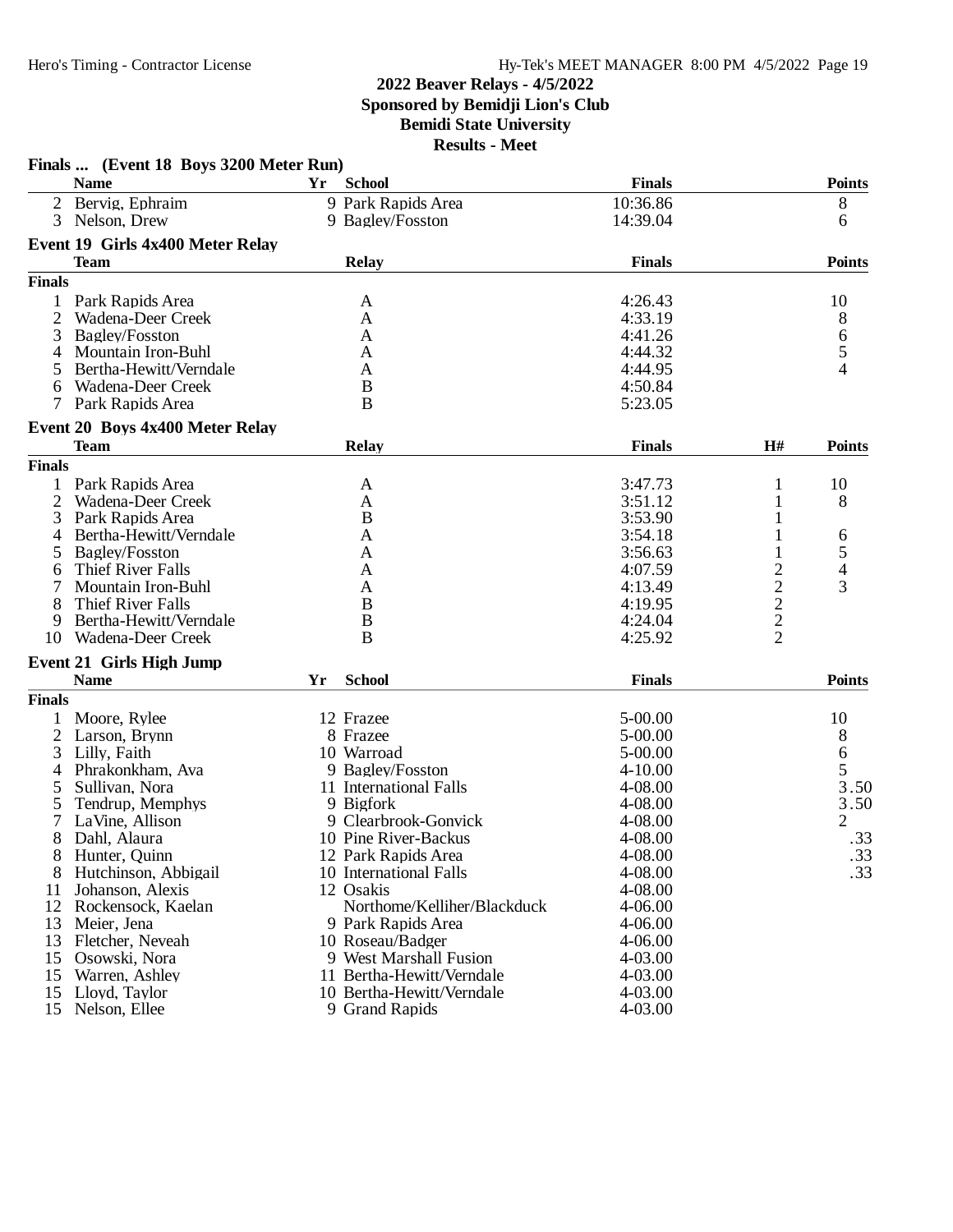## 2022 Beaver Relays - 4/5/2022
### Sponsored by Bemidji Lion's Club
### Bemidi State University
### Results - Meet

**Finals ... (Event 18 Boys 3200 Meter Run)**

| | Name | Yr | School | Finals | Points |
|---|---|---|---|---|---|
| 2 | Bervig, Ephraim | 9 | Park Rapids Area | 10:36.86 | 8 |
| 3 | Nelson, Drew | 9 | Bagley/Fosston | 14:39.04 | 6 |

**Event 19 Girls 4x400 Meter Relay**

| | Team | Relay | Finals | Points |
|---|---|---|---|---|
| **Finals** | | | | |
| 1 | Park Rapids Area | A | 4:26.43 | 10 |
| 2 | Wadena-Deer Creek | A | 4:33.19 | 8 |
| 3 | Bagley/Fosston | A | 4:41.26 | 6 |
| 4 | Mountain Iron-Buhl | A | 4:44.32 | 5 |
| 5 | Bertha-Hewitt/Verndale | A | 4:44.95 | 4 |
| 6 | Wadena-Deer Creek | B | 4:50.84 | |
| 7 | Park Rapids Area | B | 5:23.05 | |

**Event 20 Boys 4x400 Meter Relay**

| | Team | Relay | Finals | H# | Points |
|---|---|---|---|---|---|
| **Finals** | | | | | |
| 1 | Park Rapids Area | A | 3:47.73 | 1 | 10 |
| 2 | Wadena-Deer Creek | A | 3:51.12 | 1 | 8 |
| 3 | Park Rapids Area | B | 3:53.90 | 1 | |
| 4 | Bertha-Hewitt/Verndale | A | 3:54.18 | 1 | 6 |
| 5 | Bagley/Fosston | A | 3:56.63 | 1 | 5 |
| 6 | Thief River Falls | A | 4:07.59 | 2 | 4 |
| 7 | Mountain Iron-Buhl | A | 4:13.49 | 2 | 3 |
| 8 | Thief River Falls | B | 4:19.95 | 2 | |
| 9 | Bertha-Hewitt/Verndale | B | 4:24.04 | 2 | |
| 10 | Wadena-Deer Creek | B | 4:25.92 | 2 | |

**Event 21 Girls High Jump**

| | Name | Yr | School | Finals | Points |
|---|---|---|---|---|---|
| **Finals** | | | | | |
| 1 | Moore, Rylee | 12 | Frazee | 5-00.00 | 10 |
| 2 | Larson, Brynn | 8 | Frazee | 5-00.00 | 8 |
| 3 | Lilly, Faith | 10 | Warroad | 5-00.00 | 6 |
| 4 | Phrakonkham, Ava | 9 | Bagley/Fosston | 4-10.00 | 5 |
| 5 | Sullivan, Nora | 11 | International Falls | 4-08.00 | 3.50 |
| 5 | Tendrup, Memphys | 9 | Bigfork | 4-08.00 | 3.50 |
| 7 | LaVine, Allison | 9 | Clearbrook-Gonvick | 4-08.00 | 2 |
| 8 | Dahl, Alaura | 10 | Pine River-Backus | 4-08.00 | .33 |
| 8 | Hunter, Quinn | 12 | Park Rapids Area | 4-08.00 | .33 |
| 8 | Hutchinson, Abbigail | 10 | International Falls | 4-08.00 | .33 |
| 11 | Johanson, Alexis | 12 | Osakis | 4-08.00 | |
| 12 | Rockensock, Kaelan | | Northome/Kelliher/Blackduck | 4-06.00 | |
| 13 | Meier, Jena | 9 | Park Rapids Area | 4-06.00 | |
| 13 | Fletcher, Neveah | 10 | Roseau/Badger | 4-06.00 | |
| 15 | Osowski, Nora | 9 | West Marshall Fusion | 4-03.00 | |
| 15 | Warren, Ashley | 11 | Bertha-Hewitt/Verndale | 4-03.00 | |
| 15 | Lloyd, Taylor | 10 | Bertha-Hewitt/Verndale | 4-03.00 | |
| 15 | Nelson, Ellee | 9 | Grand Rapids | 4-03.00 | |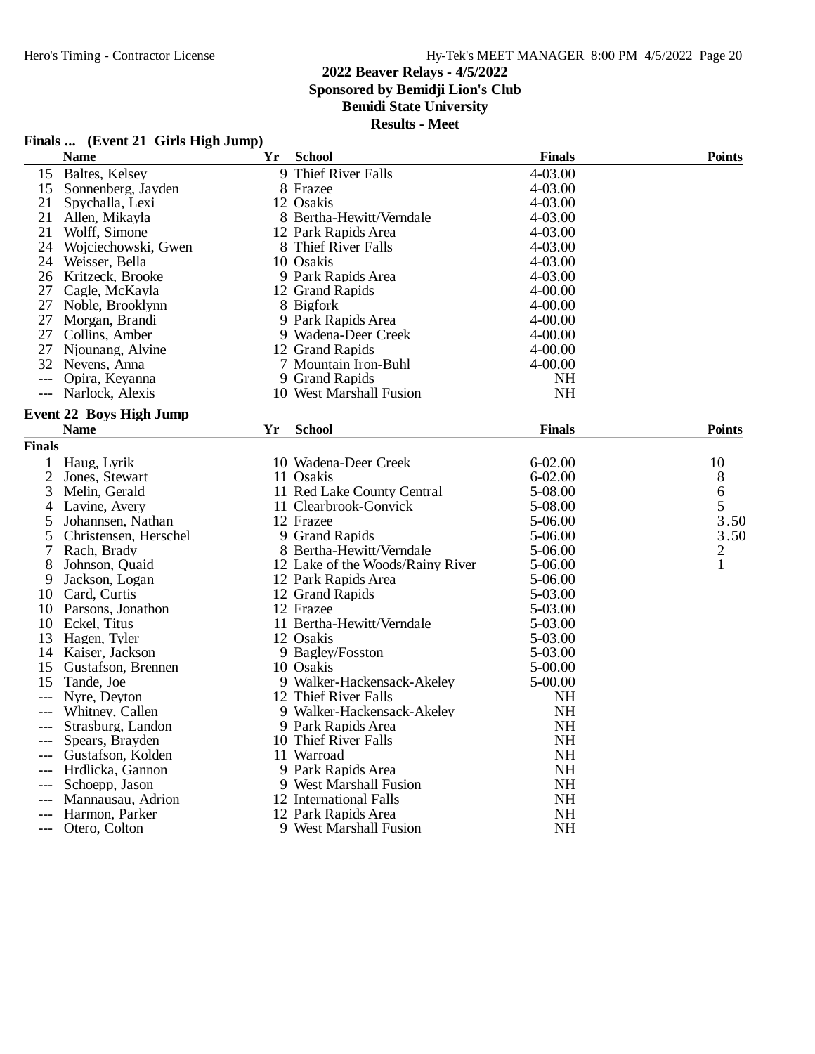# 2022 Beaver Relays - 4/5/2022
## Sponsored by Bemidji Lion's Club
## Bemidi State University
## Results - Meet

### Finals ... (Event 21 Girls High Jump)

| | Name | Yr | School | Finals | Points |
|---|---|---|---|---|---|
| 15 | Baltes, Kelsey | 9 | Thief River Falls | 4-03.00 | |
| 15 | Sonnenberg, Jayden | 8 | Frazee | 4-03.00 | |
| 21 | Spychalla, Lexi | 12 | Osakis | 4-03.00 | |
| 21 | Allen, Mikayla | 8 | Bertha-Hewitt/Verndale | 4-03.00 | |
| 21 | Wolff, Simone | 12 | Park Rapids Area | 4-03.00 | |
| 24 | Wojciechowski, Gwen | 8 | Thief River Falls | 4-03.00 | |
| 24 | Weisser, Bella | 10 | Osakis | 4-03.00 | |
| 26 | Kritzeck, Brooke | 9 | Park Rapids Area | 4-03.00 | |
| 27 | Cagle, McKayla | 12 | Grand Rapids | 4-00.00 | |
| 27 | Noble, Brooklynn | 8 | Bigfork | 4-00.00 | |
| 27 | Morgan, Brandi | 9 | Park Rapids Area | 4-00.00 | |
| 27 | Collins, Amber | 9 | Wadena-Deer Creek | 4-00.00 | |
| 27 | Njounang, Alvine | 12 | Grand Rapids | 4-00.00 | |
| 32 | Neyens, Anna | 7 | Mountain Iron-Buhl | 4-00.00 | |
| --- | Opira, Keyanna | 9 | Grand Rapids | NH | |
| --- | Narlock, Alexis | 10 | West Marshall Fusion | NH | |

### Event 22 Boys High Jump

| | Name | Yr | School | Finals | Points |
|---|---|---|---|---|---|
| **Finals** | | | | | |
| 1 | Haug, Lyrik | 10 | Wadena-Deer Creek | 6-02.00 | 10 |
| 2 | Jones, Stewart | 11 | Osakis | 6-02.00 | 8 |
| 3 | Melin, Gerald | 11 | Red Lake County Central | 5-08.00 | 6 |
| 4 | Lavine, Avery | 11 | Clearbrook-Gonvick | 5-08.00 | 5 |
| 5 | Johannsen, Nathan | 12 | Frazee | 5-06.00 | 3.50 |
| 5 | Christensen, Herschel | 9 | Grand Rapids | 5-06.00 | 3.50 |
| 7 | Rach, Brady | 8 | Bertha-Hewitt/Verndale | 5-06.00 | 2 |
| 8 | Johnson, Quaid | 12 | Lake of the Woods/Rainy River | 5-06.00 | 1 |
| 9 | Jackson, Logan | 12 | Park Rapids Area | 5-06.00 | |
| 10 | Card, Curtis | 12 | Grand Rapids | 5-03.00 | |
| 10 | Parsons, Jonathon | 12 | Frazee | 5-03.00 | |
| 10 | Eckel, Titus | 11 | Bertha-Hewitt/Verndale | 5-03.00 | |
| 13 | Hagen, Tyler | 12 | Osakis | 5-03.00 | |
| 14 | Kaiser, Jackson | 9 | Bagley/Fosston | 5-03.00 | |
| 15 | Gustafson, Brennen | 10 | Osakis | 5-00.00 | |
| 15 | Tande, Joe | 9 | Walker-Hackensack-Akeley | 5-00.00 | |
| --- | Nyre, Deyton | 12 | Thief River Falls | NH | |
| --- | Whitney, Callen | 9 | Walker-Hackensack-Akeley | NH | |
| --- | Strasburg, Landon | 9 | Park Rapids Area | NH | |
| --- | Spears, Brayden | 10 | Thief River Falls | NH | |
| --- | Gustafson, Kolden | 11 | Warroad | NH | |
| --- | Hrdlicka, Gannon | 9 | Park Rapids Area | NH | |
| --- | Schoepp, Jason | 9 | West Marshall Fusion | NH | |
| --- | Mannausau, Adrion | 12 | International Falls | NH | |
| --- | Harmon, Parker | 12 | Park Rapids Area | NH | |
| --- | Otero, Colton | 9 | West Marshall Fusion | NH | |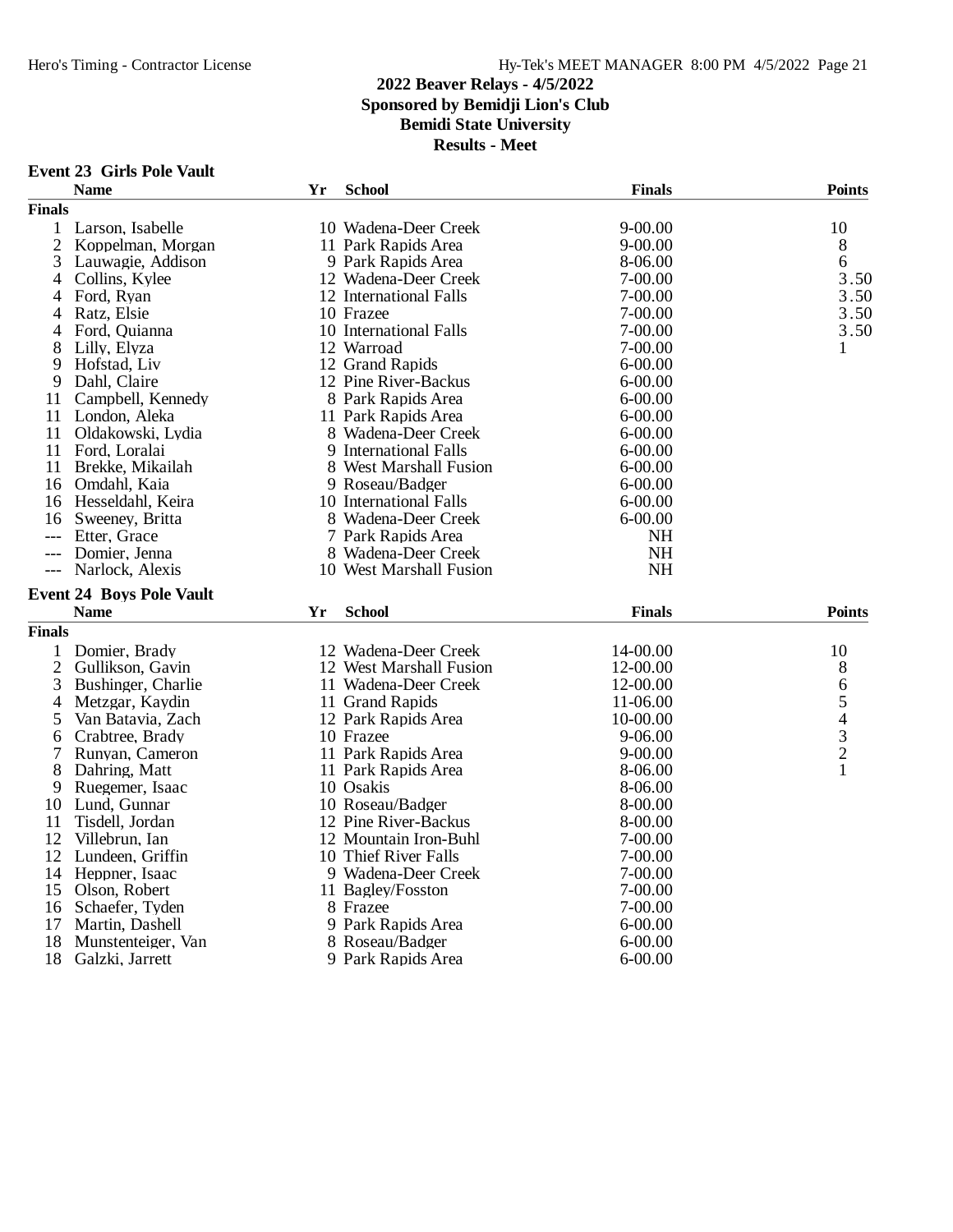# 2022 Beaver Relays - 4/5/2022
## Sponsored by Bemidji Lion's Club
## Bemidi State University
## Results - Meet

### Event 23 Girls Pole Vault

| | Name | Yr | School | Finals | Points |
|---|---|---|---|---|---|
| **Finals** | | | | | |
| 1 | Larson, Isabelle | 10 | Wadena-Deer Creek | 9-00.00 | 10 |
| 2 | Koppelman, Morgan | 11 | Park Rapids Area | 9-00.00 | 8 |
| 3 | Lauwagie, Addison | 9 | Park Rapids Area | 8-06.00 | 6 |
| 4 | Collins, Kylee | 12 | Wadena-Deer Creek | 7-00.00 | 3.50 |
| 4 | Ford, Ryan | 12 | International Falls | 7-00.00 | 3.50 |
| 4 | Ratz, Elsie | 10 | Frazee | 7-00.00 | 3.50 |
| 4 | Ford, Quianna | 10 | International Falls | 7-00.00 | 3.50 |
| 8 | Lilly, Elyza | 12 | Warroad | 7-00.00 | 1 |
| 9 | Hofstad, Liv | 12 | Grand Rapids | 6-00.00 | |
| 9 | Dahl, Claire | 12 | Pine River-Backus | 6-00.00 | |
| 11 | Campbell, Kennedy | 8 | Park Rapids Area | 6-00.00 | |
| 11 | London, Aleka | 11 | Park Rapids Area | 6-00.00 | |
| 11 | Oldakowski, Lydia | 8 | Wadena-Deer Creek | 6-00.00 | |
| 11 | Ford, Loralai | 9 | International Falls | 6-00.00 | |
| 11 | Brekke, Mikailah | 8 | West Marshall Fusion | 6-00.00 | |
| 16 | Omdahl, Kaia | 9 | Roseau/Badger | 6-00.00 | |
| 16 | Hesseldahl, Keira | 10 | International Falls | 6-00.00 | |
| 16 | Sweeney, Britta | 8 | Wadena-Deer Creek | 6-00.00 | |
| --- | Etter, Grace | 7 | Park Rapids Area | NH | |
| --- | Domier, Jenna | 8 | Wadena-Deer Creek | NH | |
| --- | Narlock, Alexis | 10 | West Marshall Fusion | NH | |

### Event 24 Boys Pole Vault

| | Name | Yr | School | Finals | Points |
|---|---|---|---|---|---|
| **Finals** | | | | | |
| 1 | Domier, Brady | 12 | Wadena-Deer Creek | 14-00.00 | 10 |
| 2 | Gullikson, Gavin | 12 | West Marshall Fusion | 12-00.00 | 8 |
| 3 | Bushinger, Charlie | 11 | Wadena-Deer Creek | 12-00.00 | 6 |
| 4 | Metzgar, Kaydin | 11 | Grand Rapids | 11-06.00 | 5 |
| 5 | Van Batavia, Zach | 12 | Park Rapids Area | 10-00.00 | 4 |
| 6 | Crabtree, Brady | 10 | Frazee | 9-06.00 | 3 |
| 7 | Runyan, Cameron | 11 | Park Rapids Area | 9-00.00 | 2 |
| 8 | Dahring, Matt | 11 | Park Rapids Area | 8-06.00 | 1 |
| 9 | Ruegemer, Isaac | 10 | Osakis | 8-06.00 | |
| 10 | Lund, Gunnar | 10 | Roseau/Badger | 8-00.00 | |
| 11 | Tisdell, Jordan | 12 | Pine River-Backus | 8-00.00 | |
| 12 | Villebrun, Ian | 12 | Mountain Iron-Buhl | 7-00.00 | |
| 12 | Lundeen, Griffin | 10 | Thief River Falls | 7-00.00 | |
| 14 | Heppner, Isaac | 9 | Wadena-Deer Creek | 7-00.00 | |
| 15 | Olson, Robert | 11 | Bagley/Fosston | 7-00.00 | |
| 16 | Schaefer, Tyden | 8 | Frazee | 7-00.00 | |
| 17 | Martin, Dashell | 9 | Park Rapids Area | 6-00.00 | |
| 18 | Munstenteiger, Van | 8 | Roseau/Badger | 6-00.00 | |
| 18 | Galzki, Jarrett | 9 | Park Rapids Area | 6-00.00 | |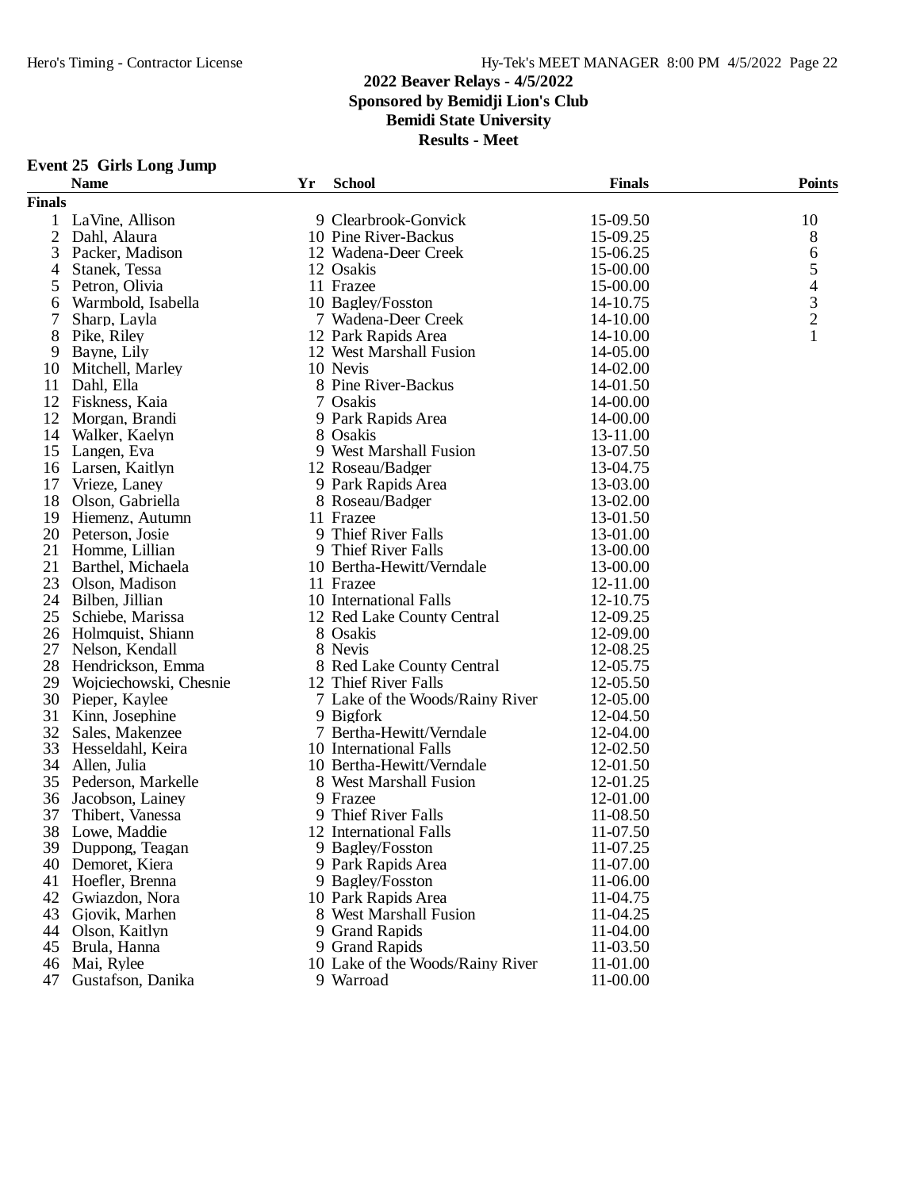# 2022 Beaver Relays - 4/5/2022

**Sponsored by Bemidji Lion's Club**

**Bemidi State University**

**Results - Meet**

### Event 25 Girls Long Jump

| | Name | Yr | School | Finals | Points |
|---|---|---|---|---|---|
| **Finals** | | | | | |
| 1 | LaVine, Allison | 9 | Clearbrook-Gonvick | 15-09.50 | 10 |
| 2 | Dahl, Alaura | 10 | Pine River-Backus | 15-09.25 | 8 |
| 3 | Packer, Madison | 12 | Wadena-Deer Creek | 15-06.25 | 6 |
| 4 | Stanek, Tessa | 12 | Osakis | 15-00.00 | 5 |
| 5 | Petron, Olivia | 11 | Frazee | 15-00.00 | 4 |
| 6 | Warmbold, Isabella | 10 | Bagley/Fosston | 14-10.75 | 3 |
| 7 | Sharp, Layla | 7 | Wadena-Deer Creek | 14-10.00 | 2 |
| 8 | Pike, Riley | 12 | Park Rapids Area | 14-10.00 | 1 |
| 9 | Bayne, Lily | 12 | West Marshall Fusion | 14-05.00 | |
| 10 | Mitchell, Marley | 10 | Nevis | 14-02.00 | |
| 11 | Dahl, Ella | 8 | Pine River-Backus | 14-01.50 | |
| 12 | Fiskness, Kaia | 7 | Osakis | 14-00.00 | |
| 12 | Morgan, Brandi | 9 | Park Rapids Area | 14-00.00 | |
| 14 | Walker, Kaelyn | 8 | Osakis | 13-11.00 | |
| 15 | Langen, Eva | 9 | West Marshall Fusion | 13-07.50 | |
| 16 | Larsen, Kaitlyn | 12 | Roseau/Badger | 13-04.75 | |
| 17 | Vrieze, Laney | 9 | Park Rapids Area | 13-03.00 | |
| 18 | Olson, Gabriella | 8 | Roseau/Badger | 13-02.00 | |
| 19 | Hiemenz, Autumn | 11 | Frazee | 13-01.50 | |
| 20 | Peterson, Josie | 9 | Thief River Falls | 13-01.00 | |
| 21 | Homme, Lillian | 9 | Thief River Falls | 13-00.00 | |
| 21 | Barthel, Michaela | 10 | Bertha-Hewitt/Verndale | 13-00.00 | |
| 23 | Olson, Madison | 11 | Frazee | 12-11.00 | |
| 24 | Bilben, Jillian | 10 | International Falls | 12-10.75 | |
| 25 | Schiebe, Marissa | 12 | Red Lake County Central | 12-09.25 | |
| 26 | Holmquist, Shiann | 8 | Osakis | 12-09.00 | |
| 27 | Nelson, Kendall | 8 | Nevis | 12-08.25 | |
| 28 | Hendrickson, Emma | 8 | Red Lake County Central | 12-05.75 | |
| 29 | Wojciechowski, Chesnie | 12 | Thief River Falls | 12-05.50 | |
| 30 | Pieper, Kaylee | 7 | Lake of the Woods/Rainy River | 12-05.00 | |
| 31 | Kinn, Josephine | 9 | Bigfork | 12-04.50 | |
| 32 | Sales, Makenzee | 7 | Bertha-Hewitt/Verndale | 12-04.00 | |
| 33 | Hesseldahl, Keira | 10 | International Falls | 12-02.50 | |
| 34 | Allen, Julia | 10 | Bertha-Hewitt/Verndale | 12-01.50 | |
| 35 | Pederson, Markelle | 8 | West Marshall Fusion | 12-01.25 | |
| 36 | Jacobson, Lainey | 9 | Frazee | 12-01.00 | |
| 37 | Thibert, Vanessa | 9 | Thief River Falls | 11-08.50 | |
| 38 | Lowe, Maddie | 12 | International Falls | 11-07.50 | |
| 39 | Duppong, Teagan | 9 | Bagley/Fosston | 11-07.25 | |
| 40 | Demoret, Kiera | 9 | Park Rapids Area | 11-07.00 | |
| 41 | Hoefler, Brenna | 9 | Bagley/Fosston | 11-06.00 | |
| 42 | Gwiazdon, Nora | 10 | Park Rapids Area | 11-04.75 | |
| 43 | Gjovik, Marhen | 8 | West Marshall Fusion | 11-04.25 | |
| 44 | Olson, Kaitlyn | 9 | Grand Rapids | 11-04.00 | |
| 45 | Brula, Hanna | 9 | Grand Rapids | 11-03.50 | |
| 46 | Mai, Rylee | 10 | Lake of the Woods/Rainy River | 11-01.00 | |
| 47 | Gustafson, Danika | 9 | Warroad | 11-00.00 | |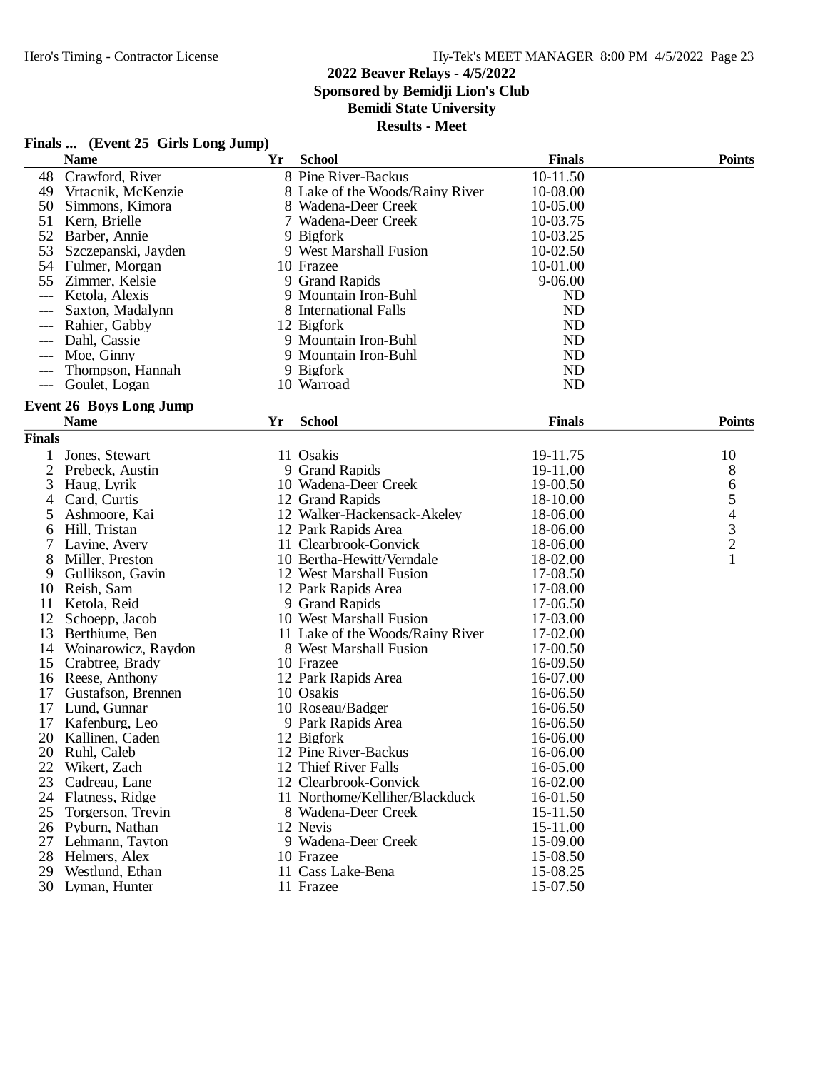## 2022 Beaver Relays - 4/5/2022

**Sponsored by Bemidji Lion's Club**

**Bemidi State University**

**Results - Meet**

### Finals ... (Event 25 Girls Long Jump)

| | Name | Yr | School | Finals | Points |
|---|---|---|---|---|---|
| 48 | Crawford, River | 8 | Pine River-Backus | 10-11.50 | |
| 49 | Vrtacnik, McKenzie | 8 | Lake of the Woods/Rainy River | 10-08.00 | |
| 50 | Simmons, Kimora | 8 | Wadena-Deer Creek | 10-05.00 | |
| 51 | Kern, Brielle | 7 | Wadena-Deer Creek | 10-03.75 | |
| 52 | Barber, Annie | 9 | Bigfork | 10-03.25 | |
| 53 | Szczepanski, Jayden | 9 | West Marshall Fusion | 10-02.50 | |
| 54 | Fulmer, Morgan | 10 | Frazee | 10-01.00 | |
| 55 | Zimmer, Kelsie | 9 | Grand Rapids | 9-06.00 | |
| --- | Ketola, Alexis | 9 | Mountain Iron-Buhl | ND | |
| --- | Saxton, Madalynn | 8 | International Falls | ND | |
| --- | Rahier, Gabby | 12 | Bigfork | ND | |
| --- | Dahl, Cassie | 9 | Mountain Iron-Buhl | ND | |
| --- | Moe, Ginny | 9 | Mountain Iron-Buhl | ND | |
| --- | Thompson, Hannah | 9 | Bigfork | ND | |
| --- | Goulet, Logan | 10 | Warroad | ND | |

### Event 26 Boys Long Jump

**Finals**

| | Name | Yr | School | Finals | Points |
|---|---|---|---|---|---|
| 1 | Jones, Stewart | 11 | Osakis | 19-11.75 | 10 |
| 2 | Prebeck, Austin | 9 | Grand Rapids | 19-11.00 | 8 |
| 3 | Haug, Lyrik | 10 | Wadena-Deer Creek | 19-00.50 | 6 |
| 4 | Card, Curtis | 12 | Grand Rapids | 18-10.00 | 5 |
| 5 | Ashmoore, Kai | 12 | Walker-Hackensack-Akeley | 18-06.00 | 4 |
| 6 | Hill, Tristan | 12 | Park Rapids Area | 18-06.00 | 3 |
| 7 | Lavine, Avery | 11 | Clearbrook-Gonvick | 18-06.00 | 2 |
| 8 | Miller, Preston | 10 | Bertha-Hewitt/Verndale | 18-02.00 | 1 |
| 9 | Gullikson, Gavin | 12 | West Marshall Fusion | 17-08.50 | |
| 10 | Reish, Sam | 12 | Park Rapids Area | 17-08.00 | |
| 11 | Ketola, Reid | 9 | Grand Rapids | 17-06.50 | |
| 12 | Schoepp, Jacob | 10 | West Marshall Fusion | 17-03.00 | |
| 13 | Berthiume, Ben | 11 | Lake of the Woods/Rainy River | 17-02.00 | |
| 14 | Woinarowicz, Raydon | 8 | West Marshall Fusion | 17-00.50 | |
| 15 | Crabtree, Brady | 10 | Frazee | 16-09.50 | |
| 16 | Reese, Anthony | 12 | Park Rapids Area | 16-07.00 | |
| 17 | Gustafson, Brennen | 10 | Osakis | 16-06.50 | |
| 17 | Lund, Gunnar | 10 | Roseau/Badger | 16-06.50 | |
| 17 | Kafenburg, Leo | 9 | Park Rapids Area | 16-06.50 | |
| 20 | Kallinen, Caden | 12 | Bigfork | 16-06.00 | |
| 20 | Ruhl, Caleb | 12 | Pine River-Backus | 16-06.00 | |
| 22 | Wikert, Zach | 12 | Thief River Falls | 16-05.00 | |
| 23 | Cadreau, Lane | 12 | Clearbrook-Gonvick | 16-02.00 | |
| 24 | Flatness, Ridge | 11 | Northome/Kelliher/Blackduck | 16-01.50 | |
| 25 | Torgerson, Trevin | 8 | Wadena-Deer Creek | 15-11.50 | |
| 26 | Pyburn, Nathan | 12 | Nevis | 15-11.00 | |
| 27 | Lehmann, Tayton | 9 | Wadena-Deer Creek | 15-09.00 | |
| 28 | Helmers, Alex | 10 | Frazee | 15-08.50 | |
| 29 | Westlund, Ethan | 11 | Cass Lake-Bena | 15-08.25 | |
| 30 | Lyman, Hunter | 11 | Frazee | 15-07.50 | |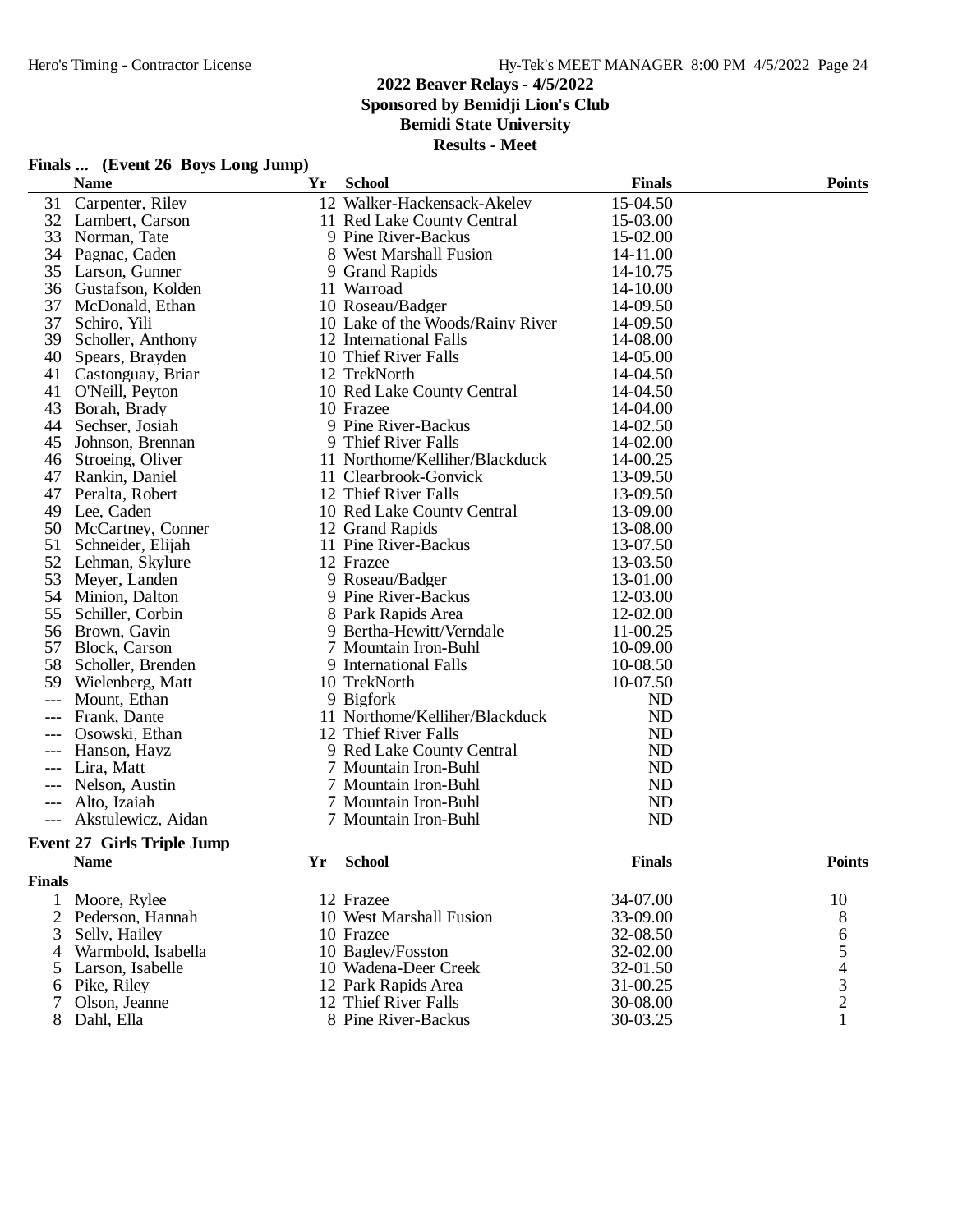## 2022 Beaver Relays - 4/5/2022
### Sponsored by Bemidji Lion's Club
### Bemidi State University
### Results - Meet

**Finals ... (Event 26 Boys Long Jump)**

| | Name | Yr | School | Finals | Points |
|---|---|---|---|---|---|
| 31 | Carpenter, Riley | 12 | Walker-Hackensack-Akeley | 15-04.50 | |
| 32 | Lambert, Carson | 11 | Red Lake County Central | 15-03.00 | |
| 33 | Norman, Tate | 9 | Pine River-Backus | 15-02.00 | |
| 34 | Pagnac, Caden | 8 | West Marshall Fusion | 14-11.00 | |
| 35 | Larson, Gunner | 9 | Grand Rapids | 14-10.75 | |
| 36 | Gustafson, Kolden | 11 | Warroad | 14-10.00 | |
| 37 | McDonald, Ethan | 10 | Roseau/Badger | 14-09.50 | |
| 37 | Schiro, Yili | 10 | Lake of the Woods/Rainy River | 14-09.50 | |
| 39 | Scholler, Anthony | 12 | International Falls | 14-08.00 | |
| 40 | Spears, Brayden | 10 | Thief River Falls | 14-05.00 | |
| 41 | Castonguay, Briar | 12 | TrekNorth | 14-04.50 | |
| 41 | O'Neill, Peyton | 10 | Red Lake County Central | 14-04.50 | |
| 43 | Borah, Brady | 10 | Frazee | 14-04.00 | |
| 44 | Sechser, Josiah | 9 | Pine River-Backus | 14-02.50 | |
| 45 | Johnson, Brennan | 9 | Thief River Falls | 14-02.00 | |
| 46 | Stroeing, Oliver | 11 | Northome/Kelliher/Blackduck | 14-00.25 | |
| 47 | Rankin, Daniel | 11 | Clearbrook-Gonvick | 13-09.50 | |
| 47 | Peralta, Robert | 12 | Thief River Falls | 13-09.50 | |
| 49 | Lee, Caden | 10 | Red Lake County Central | 13-09.00 | |
| 50 | McCartney, Conner | 12 | Grand Rapids | 13-08.00 | |
| 51 | Schneider, Elijah | 11 | Pine River-Backus | 13-07.50 | |
| 52 | Lehman, Skylure | 12 | Frazee | 13-03.50 | |
| 53 | Meyer, Landen | 9 | Roseau/Badger | 13-01.00 | |
| 54 | Minion, Dalton | 9 | Pine River-Backus | 12-03.00 | |
| 55 | Schiller, Corbin | 8 | Park Rapids Area | 12-02.00 | |
| 56 | Brown, Gavin | 9 | Bertha-Hewitt/Verndale | 11-00.25 | |
| 57 | Block, Carson | 7 | Mountain Iron-Buhl | 10-09.00 | |
| 58 | Scholler, Brenden | 9 | International Falls | 10-08.50 | |
| 59 | Wielenberg, Matt | 10 | TrekNorth | 10-07.50 | |
| --- | Mount, Ethan | 9 | Bigfork | ND | |
| --- | Frank, Dante | 11 | Northome/Kelliher/Blackduck | ND | |
| --- | Osowski, Ethan | 12 | Thief River Falls | ND | |
| --- | Hanson, Hayz | 9 | Red Lake County Central | ND | |
| --- | Lira, Matt | 7 | Mountain Iron-Buhl | ND | |
| --- | Nelson, Austin | 7 | Mountain Iron-Buhl | ND | |
| --- | Alto, Izaiah | 7 | Mountain Iron-Buhl | ND | |
| --- | Akstulewicz, Aidan | 7 | Mountain Iron-Buhl | ND | |

**Event 27 Girls Triple Jump**

| | Name | Yr | School | Finals | Points |
|---|---|---|---|---|---|
| **Finals** | | | | | |
| 1 | Moore, Rylee | 12 | Frazee | 34-07.00 | 10 |
| 2 | Pederson, Hannah | 10 | West Marshall Fusion | 33-09.00 | 8 |
| 3 | Selly, Hailey | 10 | Frazee | 32-08.50 | 6 |
| 4 | Warmbold, Isabella | 10 | Bagley/Fosston | 32-02.00 | 5 |
| 5 | Larson, Isabelle | 10 | Wadena-Deer Creek | 32-01.50 | 4 |
| 6 | Pike, Riley | 12 | Park Rapids Area | 31-00.25 | 3 |
| 7 | Olson, Jeanne | 12 | Thief River Falls | 30-08.00 | 2 |
| 8 | Dahl, Ella | 8 | Pine River-Backus | 30-03.25 | 1 |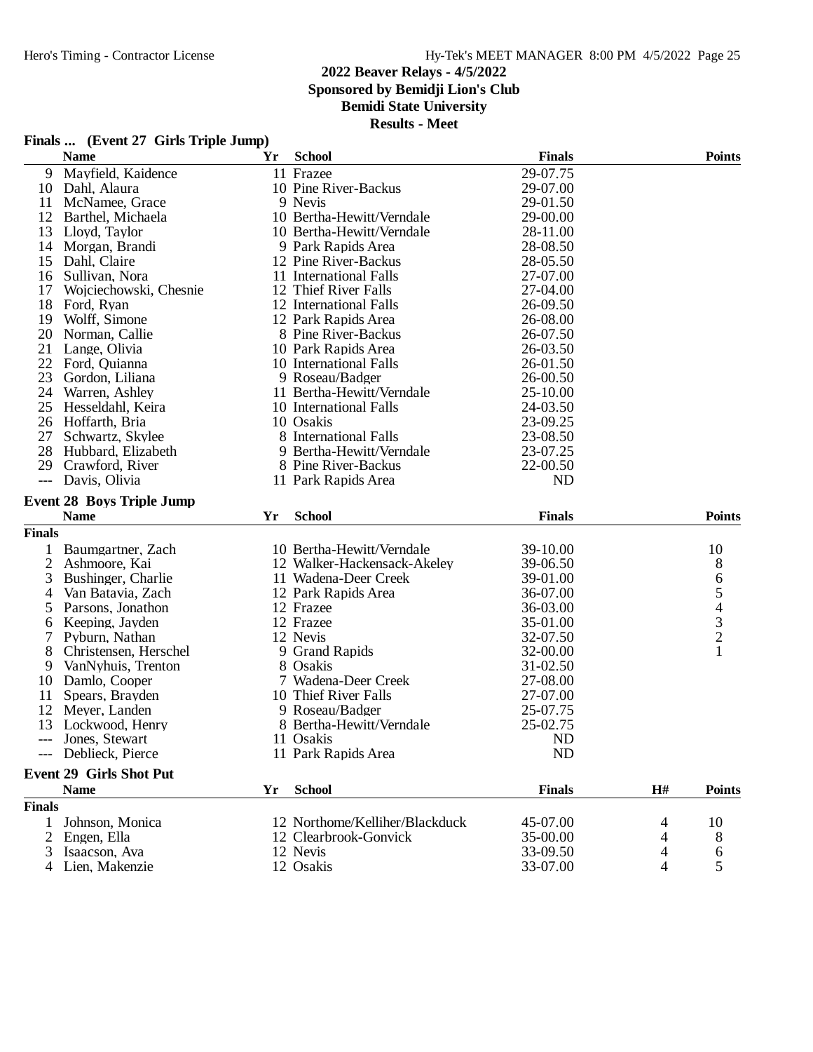# 2022 Beaver Relays - 4/5/2022

**Sponsored by Bemidji Lion's Club**

**Bemidi State University**

**Results - Meet**

## Finals ... (Event 27 Girls Triple Jump)

| | Name | Yr | School | Finals | Points |
|---|---|---|---|---|---|
| 9 | Mayfield, Kaidence | 11 | Frazee | 29-07.75 | |
| 10 | Dahl, Alaura | 10 | Pine River-Backus | 29-07.00 | |
| 11 | McNamee, Grace | 9 | Nevis | 29-01.50 | |
| 12 | Barthel, Michaela | 10 | Bertha-Hewitt/Verndale | 29-00.00 | |
| 13 | Lloyd, Taylor | 10 | Bertha-Hewitt/Verndale | 28-11.00 | |
| 14 | Morgan, Brandi | 9 | Park Rapids Area | 28-08.50 | |
| 15 | Dahl, Claire | 12 | Pine River-Backus | 28-05.50 | |
| 16 | Sullivan, Nora | 11 | International Falls | 27-07.00 | |
| 17 | Wojciechowski, Chesnie | 12 | Thief River Falls | 27-04.00 | |
| 18 | Ford, Ryan | 12 | International Falls | 26-09.50 | |
| 19 | Wolff, Simone | 12 | Park Rapids Area | 26-08.00 | |
| 20 | Norman, Callie | 8 | Pine River-Backus | 26-07.50 | |
| 21 | Lange, Olivia | 10 | Park Rapids Area | 26-03.50 | |
| 22 | Ford, Quianna | 10 | International Falls | 26-01.50 | |
| 23 | Gordon, Liliana | 9 | Roseau/Badger | 26-00.50 | |
| 24 | Warren, Ashley | 11 | Bertha-Hewitt/Verndale | 25-10.00 | |
| 25 | Hesseldahl, Keira | 10 | International Falls | 24-03.50 | |
| 26 | Hoffarth, Bria | 10 | Osakis | 23-09.25 | |
| 27 | Schwartz, Skylee | 8 | International Falls | 23-08.50 | |
| 28 | Hubbard, Elizabeth | 9 | Bertha-Hewitt/Verndale | 23-07.25 | |
| 29 | Crawford, River | 8 | Pine River-Backus | 22-00.50 | |
| --- | Davis, Olivia | 11 | Park Rapids Area | ND | |

## Event 28 Boys Triple Jump

| | Name | Yr | School | Finals | Points |
|---|---|---|---|---|---|
| **Finals** | | | | | |
| 1 | Baumgartner, Zach | 10 | Bertha-Hewitt/Verndale | 39-10.00 | 10 |
| 2 | Ashmoore, Kai | 12 | Walker-Hackensack-Akeley | 39-06.50 | 8 |
| 3 | Bushinger, Charlie | 11 | Wadena-Deer Creek | 39-01.00 | 6 |
| 4 | Van Batavia, Zach | 12 | Park Rapids Area | 36-07.00 | 5 |
| 5 | Parsons, Jonathon | 12 | Frazee | 36-03.00 | 4 |
| 6 | Keeping, Jayden | 12 | Frazee | 35-01.00 | 3 |
| 7 | Pyburn, Nathan | 12 | Nevis | 32-07.50 | 2 |
| 8 | Christensen, Herschel | 9 | Grand Rapids | 32-00.00 | 1 |
| 9 | VanNyhuis, Trenton | 8 | Osakis | 31-02.50 | |
| 10 | Damlo, Cooper | 7 | Wadena-Deer Creek | 27-08.00 | |
| 11 | Spears, Brayden | 10 | Thief River Falls | 27-07.00 | |
| 12 | Meyer, Landen | 9 | Roseau/Badger | 25-07.75 | |
| 13 | Lockwood, Henry | 8 | Bertha-Hewitt/Verndale | 25-02.75 | |
| --- | Jones, Stewart | 11 | Osakis | ND | |
| --- | Deblieck, Pierce | 11 | Park Rapids Area | ND | |

## Event 29 Girls Shot Put

| | Name | Yr | School | Finals | H# | Points |
|---|---|---|---|---|---|---|
| **Finals** | | | | | | |
| 1 | Johnson, Monica | 12 | Northome/Kelliher/Blackduck | 45-07.00 | 4 | 10 |
| 2 | Engen, Ella | 12 | Clearbrook-Gonvick | 35-00.00 | 4 | 8 |
| 3 | Isaacson, Ava | 12 | Nevis | 33-09.50 | 4 | 6 |
| 4 | Lien, Makenzie | 12 | Osakis | 33-07.00 | 4 | 5 |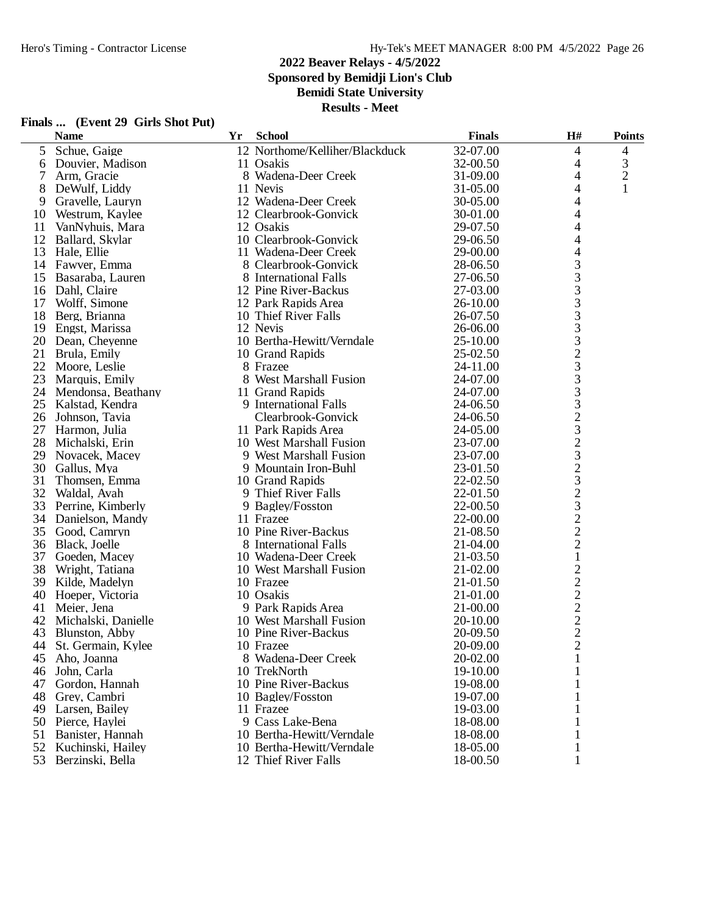## 2022 Beaver Relays - 4/5/2022

**Sponsored by Bemidji Lion's Club**

**Bemidi State University**

**Results - Meet**

### Finals ... (Event 29 Girls Shot Put)

| | Name | Yr | School | Finals | H# | Points |
|---|---|---|---|---|---|---|
| 5 | Schue, Gaige | 12 | Northome/Kelliher/Blackduck | 32-07.00 | 4 | 4 |
| 6 | Douvier, Madison | 11 | Osakis | 32-00.50 | 4 | 3 |
| 7 | Arm, Gracie | 8 | Wadena-Deer Creek | 31-09.00 | 4 | 2 |
| 8 | DeWulf, Liddy | 11 | Nevis | 31-05.00 | 4 | 1 |
| 9 | Gravelle, Lauryn | 12 | Wadena-Deer Creek | 30-05.00 | 4 | |
| 10 | Westrum, Kaylee | 12 | Clearbrook-Gonvick | 30-01.00 | 4 | |
| 11 | VanNyhuis, Mara | 12 | Osakis | 29-07.50 | 4 | |
| 12 | Ballard, Skylar | 10 | Clearbrook-Gonvick | 29-06.50 | 4 | |
| 13 | Hale, Ellie | 11 | Wadena-Deer Creek | 29-00.00 | 4 | |
| 14 | Fawver, Emma | 8 | Clearbrook-Gonvick | 28-06.50 | 3 | |
| 15 | Basaraba, Lauren | 8 | International Falls | 27-06.50 | 3 | |
| 16 | Dahl, Claire | 12 | Pine River-Backus | 27-03.00 | 3 | |
| 17 | Wolff, Simone | 12 | Park Rapids Area | 26-10.00 | 3 | |
| 18 | Berg, Brianna | 10 | Thief River Falls | 26-07.50 | 3 | |
| 19 | Engst, Marissa | 12 | Nevis | 26-06.00 | 3 | |
| 20 | Dean, Cheyenne | 10 | Bertha-Hewitt/Verndale | 25-10.00 | 3 | |
| 21 | Brula, Emily | 10 | Grand Rapids | 25-02.50 | 2 | |
| 22 | Moore, Leslie | 8 | Frazee | 24-11.00 | 3 | |
| 23 | Marquis, Emily | 8 | West Marshall Fusion | 24-07.00 | 3 | |
| 24 | Mendonsa, Beathany | 11 | Grand Rapids | 24-07.00 | 3 | |
| 25 | Kalstad, Kendra | 9 | International Falls | 24-06.50 | 3 | |
| 26 | Johnson, Tavia | | Clearbrook-Gonvick | 24-06.50 | 2 | |
| 27 | Harmon, Julia | 11 | Park Rapids Area | 24-05.00 | 3 | |
| 28 | Michalski, Erin | 10 | West Marshall Fusion | 23-07.00 | 2 | |
| 29 | Novacek, Macey | 9 | West Marshall Fusion | 23-07.00 | 3 | |
| 30 | Gallus, Mya | 9 | Mountain Iron-Buhl | 23-01.50 | 2 | |
| 31 | Thomsen, Emma | 10 | Grand Rapids | 22-02.50 | 3 | |
| 32 | Waldal, Avah | 9 | Thief River Falls | 22-01.50 | 2 | |
| 33 | Perrine, Kimberly | 9 | Bagley/Fosston | 22-00.50 | 3 | |
| 34 | Danielson, Mandy | 11 | Frazee | 22-00.00 | 2 | |
| 35 | Good, Camryn | 10 | Pine River-Backus | 21-08.50 | 2 | |
| 36 | Black, Joelle | 8 | International Falls | 21-04.00 | 2 | |
| 37 | Goeden, Macey | 10 | Wadena-Deer Creek | 21-03.50 | 1 | |
| 38 | Wright, Tatiana | 10 | West Marshall Fusion | 21-02.00 | 2 | |
| 39 | Kilde, Madelyn | 10 | Frazee | 21-01.50 | 2 | |
| 40 | Hoeper, Victoria | 10 | Osakis | 21-01.00 | 2 | |
| 41 | Meier, Jena | 9 | Park Rapids Area | 21-00.00 | 2 | |
| 42 | Michalski, Danielle | 10 | West Marshall Fusion | 20-10.00 | 2 | |
| 43 | Blunston, Abby | 10 | Pine River-Backus | 20-09.50 | 2 | |
| 44 | St. Germain, Kylee | 10 | Frazee | 20-09.00 | 2 | |
| 45 | Aho, Joanna | 8 | Wadena-Deer Creek | 20-02.00 | 1 | |
| 46 | John, Carla | 10 | TrekNorth | 19-10.00 | 1 | |
| 47 | Gordon, Hannah | 10 | Pine River-Backus | 19-08.00 | 1 | |
| 48 | Grey, Cambri | 10 | Bagley/Fosston | 19-07.00 | 1 | |
| 49 | Larsen, Bailey | 11 | Frazee | 19-03.00 | 1 | |
| 50 | Pierce, Haylei | 9 | Cass Lake-Bena | 18-08.00 | 1 | |
| 51 | Banister, Hannah | 10 | Bertha-Hewitt/Verndale | 18-08.00 | 1 | |
| 52 | Kuchinski, Hailey | 10 | Bertha-Hewitt/Verndale | 18-05.00 | 1 | |
| 53 | Berzinski, Bella | 12 | Thief River Falls | 18-00.50 | 1 | |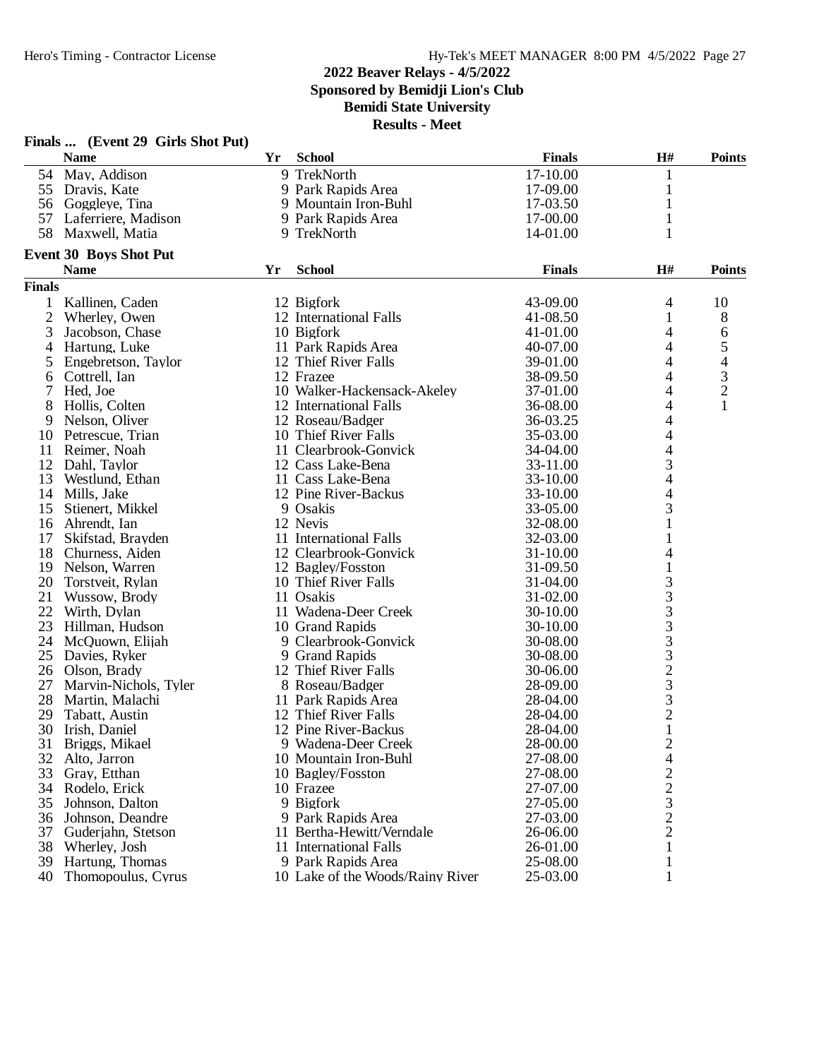## 2022 Beaver Relays - 4/5/2022

**Sponsored by Bemidji Lion's Club**

**Bemidi State University**

**Results - Meet**

### Finals ... (Event 29 Girls Shot Put)

| | Name | Yr | School | Finals | H# | Points |
|---|---|---|---|---|---|---|
| 54 | May, Addison | 9 | TrekNorth | 17-10.00 | 1 | |
| 55 | Dravis, Kate | 9 | Park Rapids Area | 17-09.00 | 1 | |
| 56 | Goggleye, Tina | 9 | Mountain Iron-Buhl | 17-03.50 | 1 | |
| 57 | Laferriere, Madison | 9 | Park Rapids Area | 17-00.00 | 1 | |
| 58 | Maxwell, Matia | 9 | TrekNorth | 14-01.00 | 1 | |

### Event 30 Boys Shot Put

**Finals**

| | Name | Yr | School | Finals | H# | Points |
|---|---|---|---|---|---|---|
| 1 | Kallinen, Caden | 12 | Bigfork | 43-09.00 | 4 | 10 |
| 2 | Wherley, Owen | 12 | International Falls | 41-08.50 | 1 | 8 |
| 3 | Jacobson, Chase | 10 | Bigfork | 41-01.00 | 4 | 6 |
| 4 | Hartung, Luke | 11 | Park Rapids Area | 40-07.00 | 4 | 5 |
| 5 | Engebretson, Taylor | 12 | Thief River Falls | 39-01.00 | 4 | 4 |
| 6 | Cottrell, Ian | 12 | Frazee | 38-09.50 | 4 | 3 |
| 7 | Hed, Joe | 10 | Walker-Hackensack-Akeley | 37-01.00 | 4 | 2 |
| 8 | Hollis, Colten | 12 | International Falls | 36-08.00 | 4 | 1 |
| 9 | Nelson, Oliver | 12 | Roseau/Badger | 36-03.25 | 4 | |
| 10 | Petrescue, Trian | 10 | Thief River Falls | 35-03.00 | 4 | |
| 11 | Reimer, Noah | 11 | Clearbrook-Gonvick | 34-04.00 | 4 | |
| 12 | Dahl, Taylor | 12 | Cass Lake-Bena | 33-11.00 | 3 | |
| 13 | Westlund, Ethan | 11 | Cass Lake-Bena | 33-10.00 | 4 | |
| 14 | Mills, Jake | 12 | Pine River-Backus | 33-10.00 | 4 | |
| 15 | Stienert, Mikkel | 9 | Osakis | 33-05.00 | 3 | |
| 16 | Ahrendt, Ian | 12 | Nevis | 32-08.00 | 1 | |
| 17 | Skifstad, Brayden | 11 | International Falls | 32-03.00 | 1 | |
| 18 | Churness, Aiden | 12 | Clearbrook-Gonvick | 31-10.00 | 4 | |
| 19 | Nelson, Warren | 12 | Bagley/Fosston | 31-09.50 | 1 | |
| 20 | Torstveit, Rylan | 10 | Thief River Falls | 31-04.00 | 3 | |
| 21 | Wussow, Brody | 11 | Osakis | 31-02.00 | 3 | |
| 22 | Wirth, Dylan | 11 | Wadena-Deer Creek | 30-10.00 | 3 | |
| 23 | Hillman, Hudson | 10 | Grand Rapids | 30-10.00 | 3 | |
| 24 | McQuown, Elijah | 9 | Clearbrook-Gonvick | 30-08.00 | 3 | |
| 25 | Davies, Ryker | 9 | Grand Rapids | 30-08.00 | 3 | |
| 26 | Olson, Brady | 12 | Thief River Falls | 30-06.00 | 2 | |
| 27 | Marvin-Nichols, Tyler | 8 | Roseau/Badger | 28-09.00 | 3 | |
| 28 | Martin, Malachi | 11 | Park Rapids Area | 28-04.00 | 3 | |
| 29 | Tabatt, Austin | 12 | Thief River Falls | 28-04.00 | 2 | |
| 30 | Irish, Daniel | 12 | Pine River-Backus | 28-04.00 | 1 | |
| 31 | Briggs, Mikael | 9 | Wadena-Deer Creek | 28-00.00 | 2 | |
| 32 | Alto, Jarron | 10 | Mountain Iron-Buhl | 27-08.00 | 4 | |
| 33 | Gray, Etthan | 10 | Bagley/Fosston | 27-08.00 | 2 | |
| 34 | Rodelo, Erick | 10 | Frazee | 27-07.00 | 2 | |
| 35 | Johnson, Dalton | 9 | Bigfork | 27-05.00 | 3 | |
| 36 | Johnson, Deandre | 9 | Park Rapids Area | 27-03.00 | 2 | |
| 37 | Guderjahn, Stetson | 11 | Bertha-Hewitt/Verndale | 26-06.00 | 2 | |
| 38 | Wherley, Josh | 11 | International Falls | 26-01.00 | 1 | |
| 39 | Hartung, Thomas | 9 | Park Rapids Area | 25-08.00 | 1 | |
| 40 | Thomopoulus, Cyrus | 10 | Lake of the Woods/Rainy River | 25-03.00 | 1 | |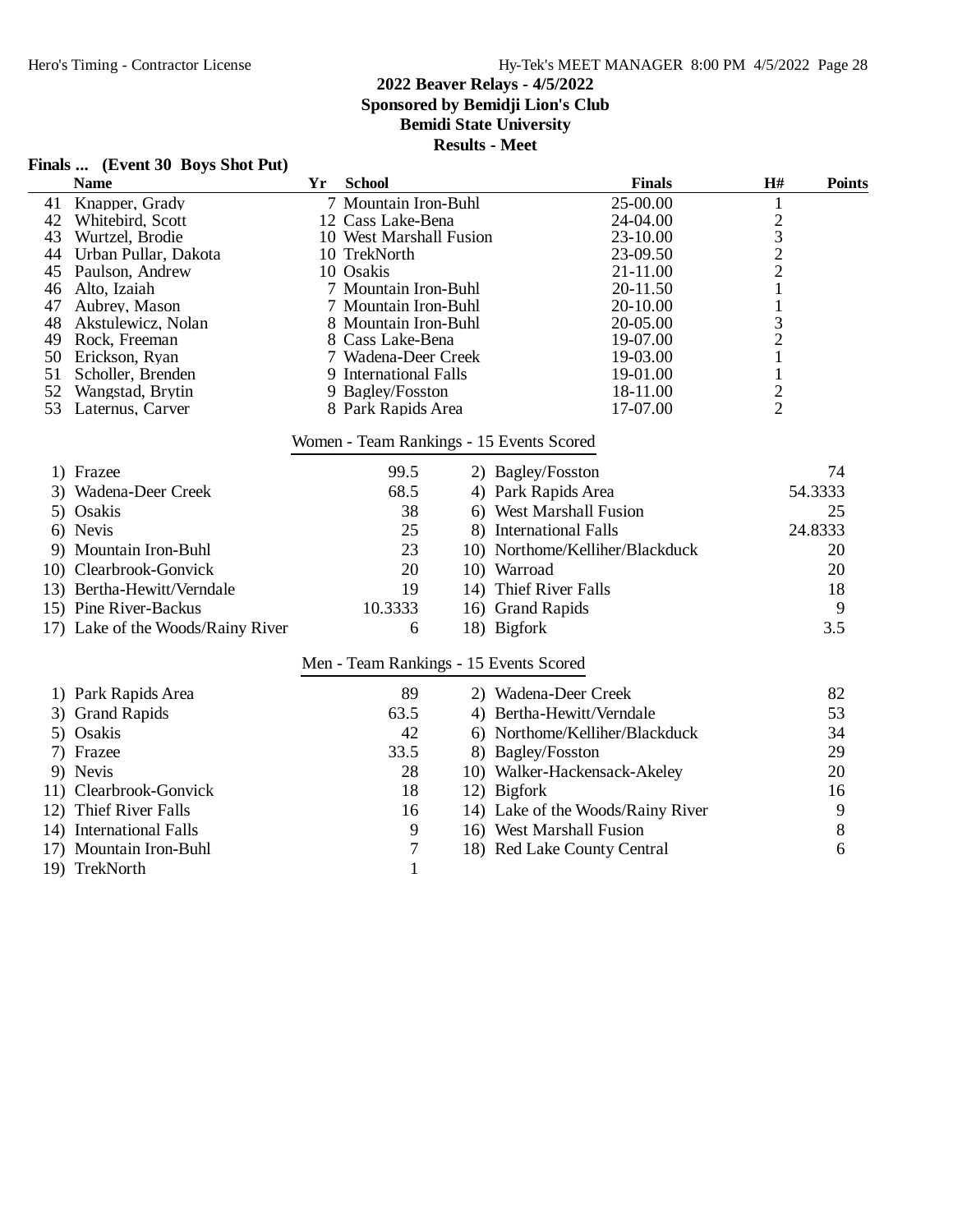## 2022 Beaver Relays - 4/5/2022
## Sponsored by Bemidji Lion's Club
## Bemidi State University
## Results - Meet

### Finals ... (Event 30 Boys Shot Put)

| | Name | Yr | School | Finals | H# | Points |
|---|---|---|---|---|---|---|
| 41 | Knapper, Grady | 7 | Mountain Iron-Buhl | 25-00.00 | 1 | |
| 42 | Whitebird, Scott | 12 | Cass Lake-Bena | 24-04.00 | 2 | |
| 43 | Wurtzel, Brodie | 10 | West Marshall Fusion | 23-10.00 | 3 | |
| 44 | Urban Pullar, Dakota | 10 | TrekNorth | 23-09.50 | 2 | |
| 45 | Paulson, Andrew | 10 | Osakis | 21-11.00 | 2 | |
| 46 | Alto, Izaiah | 7 | Mountain Iron-Buhl | 20-11.50 | 1 | |
| 47 | Aubrey, Mason | 7 | Mountain Iron-Buhl | 20-10.00 | 1 | |
| 48 | Akstulewicz, Nolan | 8 | Mountain Iron-Buhl | 20-05.00 | 3 | |
| 49 | Rock, Freeman | 8 | Cass Lake-Bena | 19-07.00 | 2 | |
| 50 | Erickson, Ryan | 7 | Wadena-Deer Creek | 19-03.00 | 1 | |
| 51 | Scholler, Brenden | 9 | International Falls | 19-01.00 | 1 | |
| 52 | Wangstad, Brytin | 9 | Bagley/Fosston | 18-11.00 | 2 | |
| 53 | Laternus, Carver | 8 | Park Rapids Area | 17-07.00 | 2 | |

### Women - Team Rankings - 15 Events Scored

| | | | | | |
|---|---|---|---|---|---|
| 1) | Frazee | 99.5 | 2) | Bagley/Fosston | 74 |
| 3) | Wadena-Deer Creek | 68.5 | 4) | Park Rapids Area | 54.3333 |
| 5) | Osakis | 38 | 6) | West Marshall Fusion | 25 |
| 6) | Nevis | 25 | 8) | International Falls | 24.8333 |
| 9) | Mountain Iron-Buhl | 23 | 10) | Northome/Kelliher/Blackduck | 20 |
| 10) | Clearbrook-Gonvick | 20 | 10) | Warroad | 20 |
| 13) | Bertha-Hewitt/Verndale | 19 | 14) | Thief River Falls | 18 |
| 15) | Pine River-Backus | 10.3333 | 16) | Grand Rapids | 9 |
| 17) | Lake of the Woods/Rainy River | 6 | 18) | Bigfork | 3.5 |

### Men - Team Rankings - 15 Events Scored

| | | | | | |
|---|---|---|---|---|---|
| 1) | Park Rapids Area | 89 | 2) | Wadena-Deer Creek | 82 |
| 3) | Grand Rapids | 63.5 | 4) | Bertha-Hewitt/Verndale | 53 |
| 5) | Osakis | 42 | 6) | Northome/Kelliher/Blackduck | 34 |
| 7) | Frazee | 33.5 | 8) | Bagley/Fosston | 29 |
| 9) | Nevis | 28 | 10) | Walker-Hackensack-Akeley | 20 |
| 11) | Clearbrook-Gonvick | 18 | 12) | Bigfork | 16 |
| 12) | Thief River Falls | 16 | 14) | Lake of the Woods/Rainy River | 9 |
| 14) | International Falls | 9 | 16) | West Marshall Fusion | 8 |
| 17) | Mountain Iron-Buhl | 7 | 18) | Red Lake County Central | 6 |
| 19) | TrekNorth | 1 | | | |